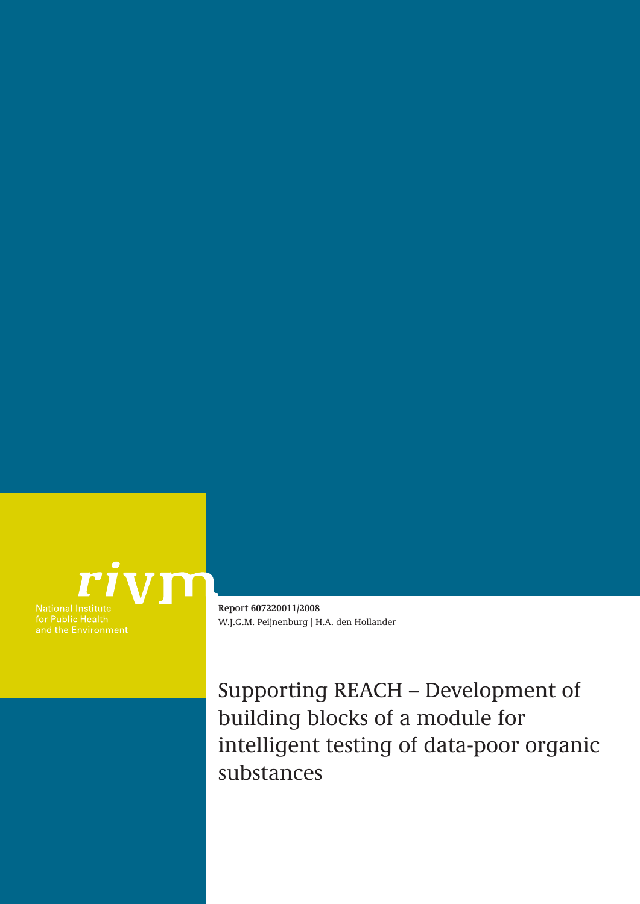rivm

National Institute
for Public Health
and the Environment

**Report 607220011/2008**
W.J.G.M. Peijnenburg | H.A. den Hollander

# Supporting REACH – Development of building blocks of a module for intelligent testing of data-poor organic substances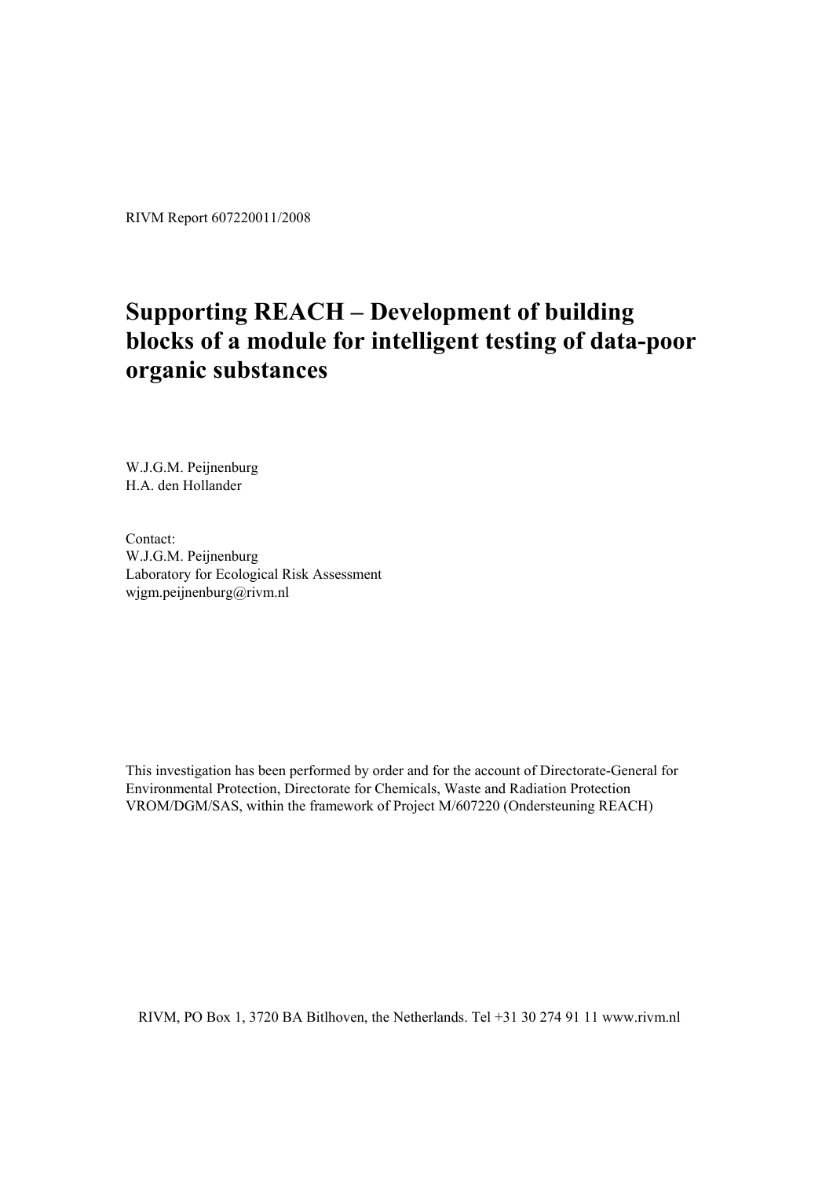RIVM Report 607220011/2008

# Supporting REACH – Development of building blocks of a module for intelligent testing of data-poor organic substances

W.J.G.M. Peijnenburg
H.A. den Hollander

Contact:
W.J.G.M. Peijnenburg
Laboratory for Ecological Risk Assessment
wjgm.peijnenburg@rivm.nl

This investigation has been performed by order and for the account of Directorate-General for Environmental Protection, Directorate for Chemicals, Waste and Radiation Protection VROM/DGM/SAS, within the framework of Project M/607220 (Ondersteuning REACH)

RIVM, PO Box 1, 3720 BA Bitlhoven, the Netherlands. Tel +31 30 274 91 11 www.rivm.nl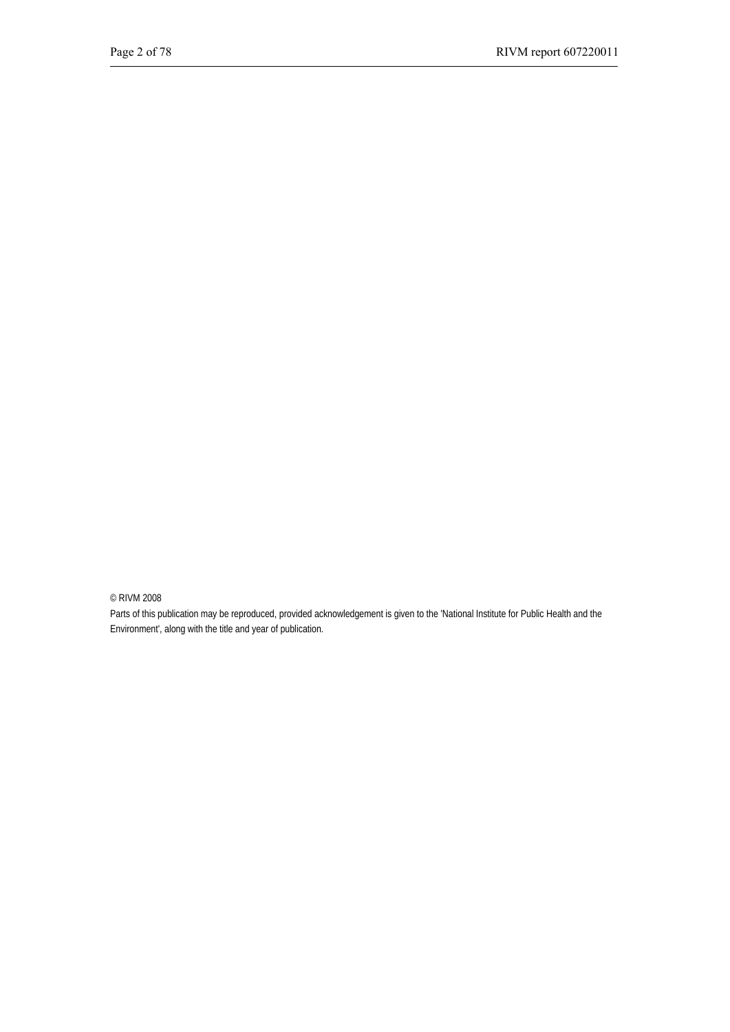© RIVM 2008

Parts of this publication may be reproduced, provided acknowledgement is given to the 'National Institute for Public Health and the Environment', along with the title and year of publication.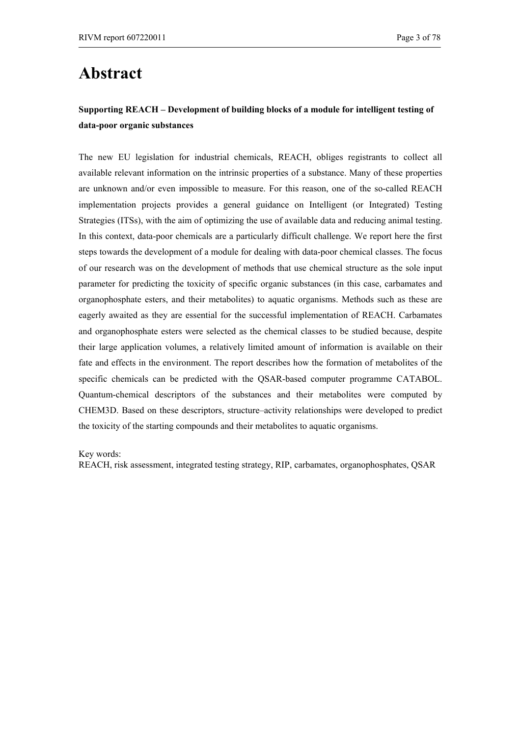# Abstract

**Supporting REACH – Development of building blocks of a module for intelligent testing of data-poor organic substances**

The new EU legislation for industrial chemicals, REACH, obliges registrants to collect all available relevant information on the intrinsic properties of a substance. Many of these properties are unknown and/or even impossible to measure. For this reason, one of the so-called REACH implementation projects provides a general guidance on Intelligent (or Integrated) Testing Strategies (ITSs), with the aim of optimizing the use of available data and reducing animal testing. In this context, data-poor chemicals are a particularly difficult challenge. We report here the first steps towards the development of a module for dealing with data-poor chemical classes. The focus of our research was on the development of methods that use chemical structure as the sole input parameter for predicting the toxicity of specific organic substances (in this case, carbamates and organophosphate esters, and their metabolites) to aquatic organisms. Methods such as these are eagerly awaited as they are essential for the successful implementation of REACH. Carbamates and organophosphate esters were selected as the chemical classes to be studied because, despite their large application volumes, a relatively limited amount of information is available on their fate and effects in the environment. The report describes how the formation of metabolites of the specific chemicals can be predicted with the QSAR-based computer programme CATABOL. Quantum-chemical descriptors of the substances and their metabolites were computed by CHEM3D. Based on these descriptors, structure–activity relationships were developed to predict the toxicity of the starting compounds and their metabolites to aquatic organisms.

Key words:
REACH, risk assessment, integrated testing strategy, RIP, carbamates, organophosphates, QSAR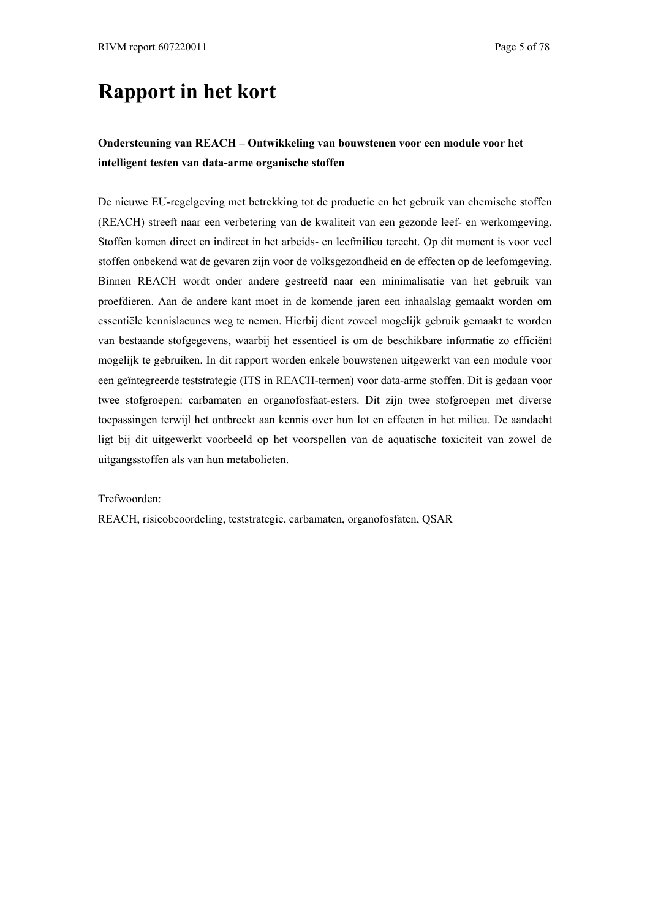# Rapport in het kort

**Ondersteuning van REACH – Ontwikkeling van bouwstenen voor een module voor het intelligent testen van data-arme organische stoffen**

De nieuwe EU-regelgeving met betrekking tot de productie en het gebruik van chemische stoffen (REACH) streeft naar een verbetering van de kwaliteit van een gezonde leef- en werkomgeving. Stoffen komen direct en indirect in het arbeids- en leefmilieu terecht. Op dit moment is voor veel stoffen onbekend wat de gevaren zijn voor de volksgezondheid en de effecten op de leefomgeving. Binnen REACH wordt onder andere gestreefd naar een minimalisatie van het gebruik van proefdieren. Aan de andere kant moet in de komende jaren een inhaalslag gemaakt worden om essentiële kennislacunes weg te nemen. Hierbij dient zoveel mogelijk gebruik gemaakt te worden van bestaande stofgegevens, waarbij het essentieel is om de beschikbare informatie zo efficiënt mogelijk te gebruiken. In dit rapport worden enkele bouwstenen uitgewerkt van een module voor een geïntegreerde teststrategie (ITS in REACH-termen) voor data-arme stoffen. Dit is gedaan voor twee stofgroepen: carbamaten en organofosfaat-esters. Dit zijn twee stofgroepen met diverse toepassingen terwijl het ontbreekt aan kennis over hun lot en effecten in het milieu. De aandacht ligt bij dit uitgewerkt voorbeeld op het voorspellen van de aquatische toxiciteit van zowel de uitgangsstoffen als van hun metabolieten.

Trefwoorden:
REACH, risicobeoordeling, teststrategie, carbamaten, organofosfaten, QSAR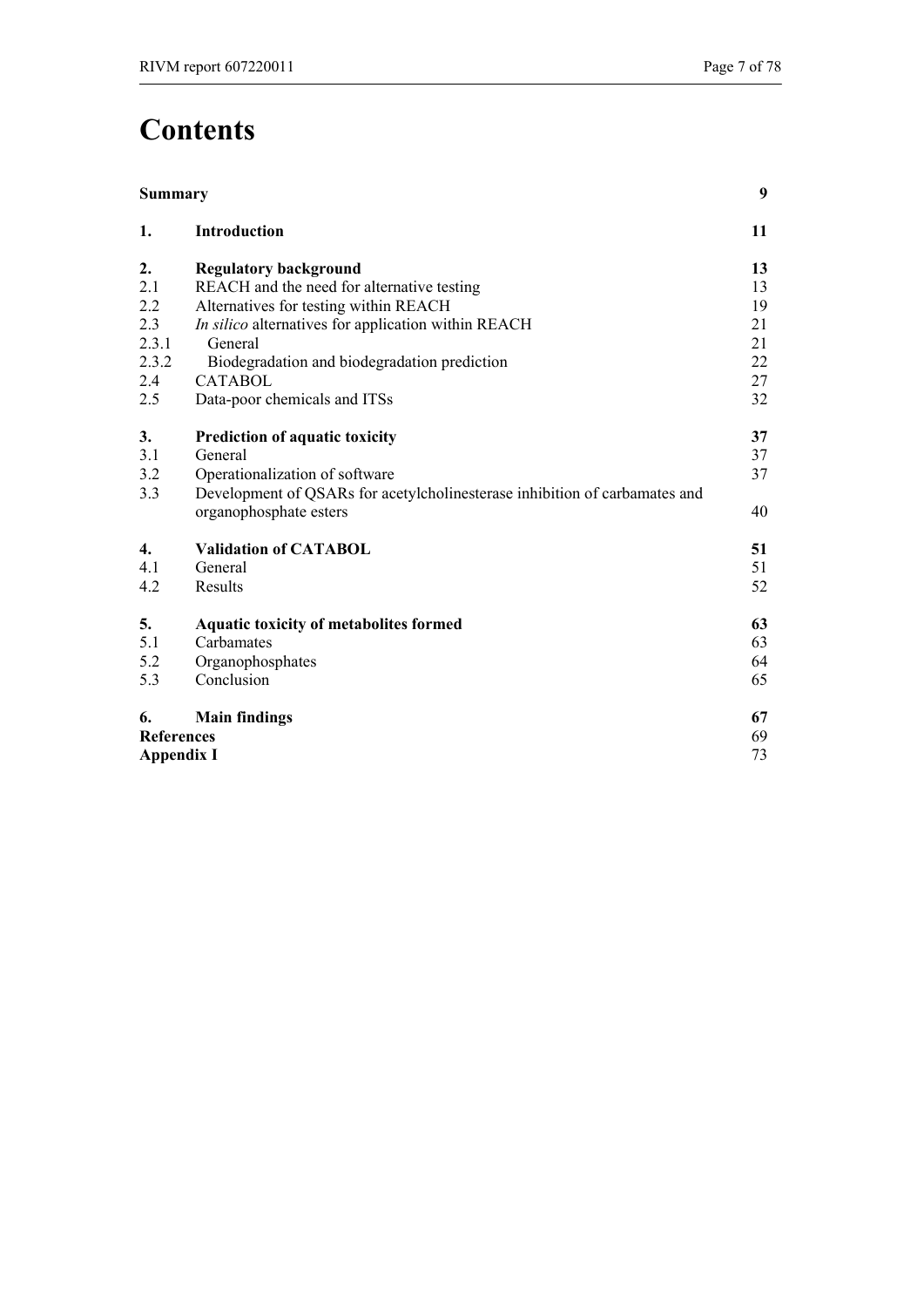# Contents

| | | |
|---|---|---|
| **Summary** | | **9** |
| **1.** | **Introduction** | **11** |
| **2.** | **Regulatory background** | **13** |
| 2.1 | REACH and the need for alternative testing | 13 |
| 2.2 | Alternatives for testing within REACH | 19 |
| 2.3 | *In silico* alternatives for application within REACH | 21 |
| 2.3.1 | General | 21 |
| 2.3.2 | Biodegradation and biodegradation prediction | 22 |
| 2.4 | CATABOL | 27 |
| 2.5 | Data-poor chemicals and ITSs | 32 |
| **3.** | **Prediction of aquatic toxicity** | **37** |
| 3.1 | General | 37 |
| 3.2 | Operationalization of software | 37 |
| 3.3 | Development of QSARs for acetylcholinesterase inhibition of carbamates and organophosphate esters | 40 |
| **4.** | **Validation of CATABOL** | **51** |
| 4.1 | General | 51 |
| 4.2 | Results | 52 |
| **5.** | **Aquatic toxicity of metabolites formed** | **63** |
| 5.1 | Carbamates | 63 |
| 5.2 | Organophosphates | 64 |
| 5.3 | Conclusion | 65 |
| **6.** | **Main findings** | **67** |
| **References** | | 69 |
| **Appendix I** | | 73 |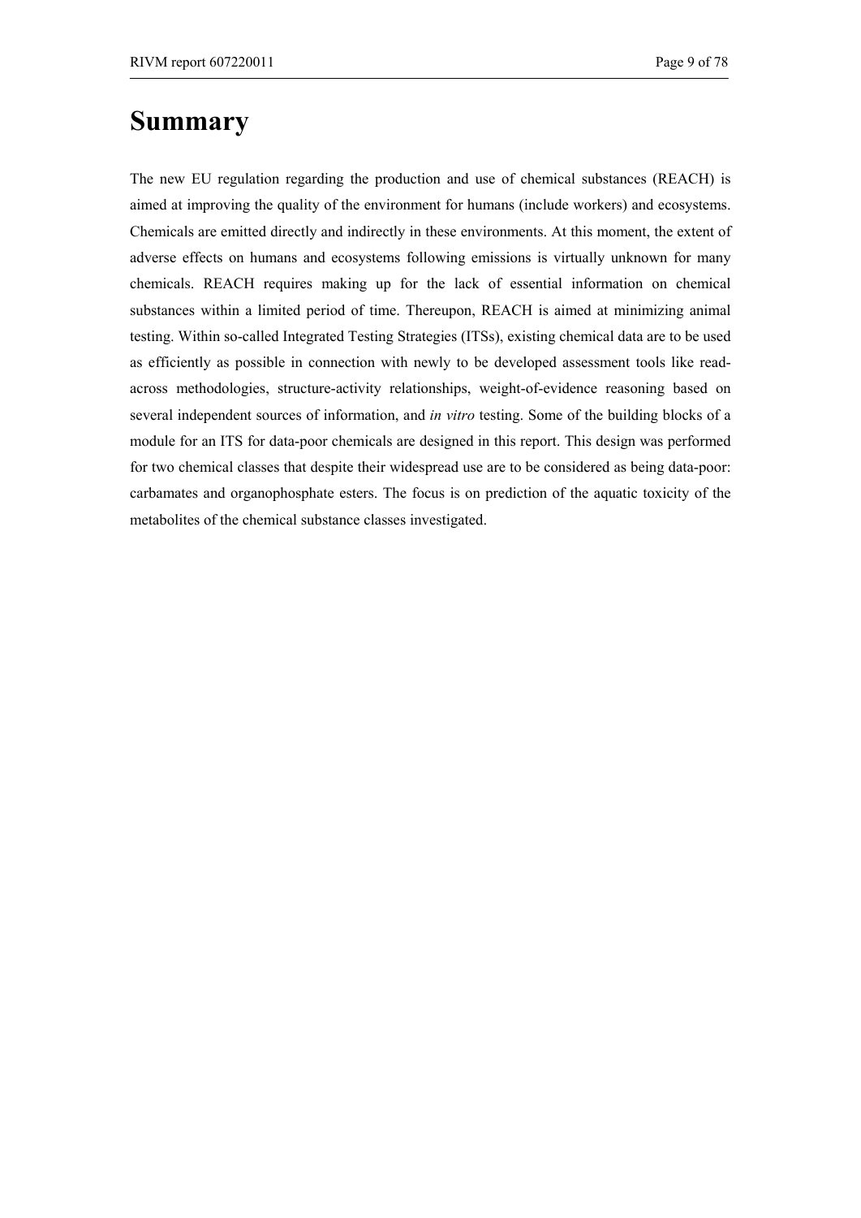# Summary

The new EU regulation regarding the production and use of chemical substances (REACH) is aimed at improving the quality of the environment for humans (include workers) and ecosystems. Chemicals are emitted directly and indirectly in these environments. At this moment, the extent of adverse effects on humans and ecosystems following emissions is virtually unknown for many chemicals. REACH requires making up for the lack of essential information on chemical substances within a limited period of time. Thereupon, REACH is aimed at minimizing animal testing. Within so-called Integrated Testing Strategies (ITSs), existing chemical data are to be used as efficiently as possible in connection with newly to be developed assessment tools like read-across methodologies, structure-activity relationships, weight-of-evidence reasoning based on several independent sources of information, and *in vitro* testing. Some of the building blocks of a module for an ITS for data-poor chemicals are designed in this report. This design was performed for two chemical classes that despite their widespread use are to be considered as being data-poor: carbamates and organophosphate esters. The focus is on prediction of the aquatic toxicity of the metabolites of the chemical substance classes investigated.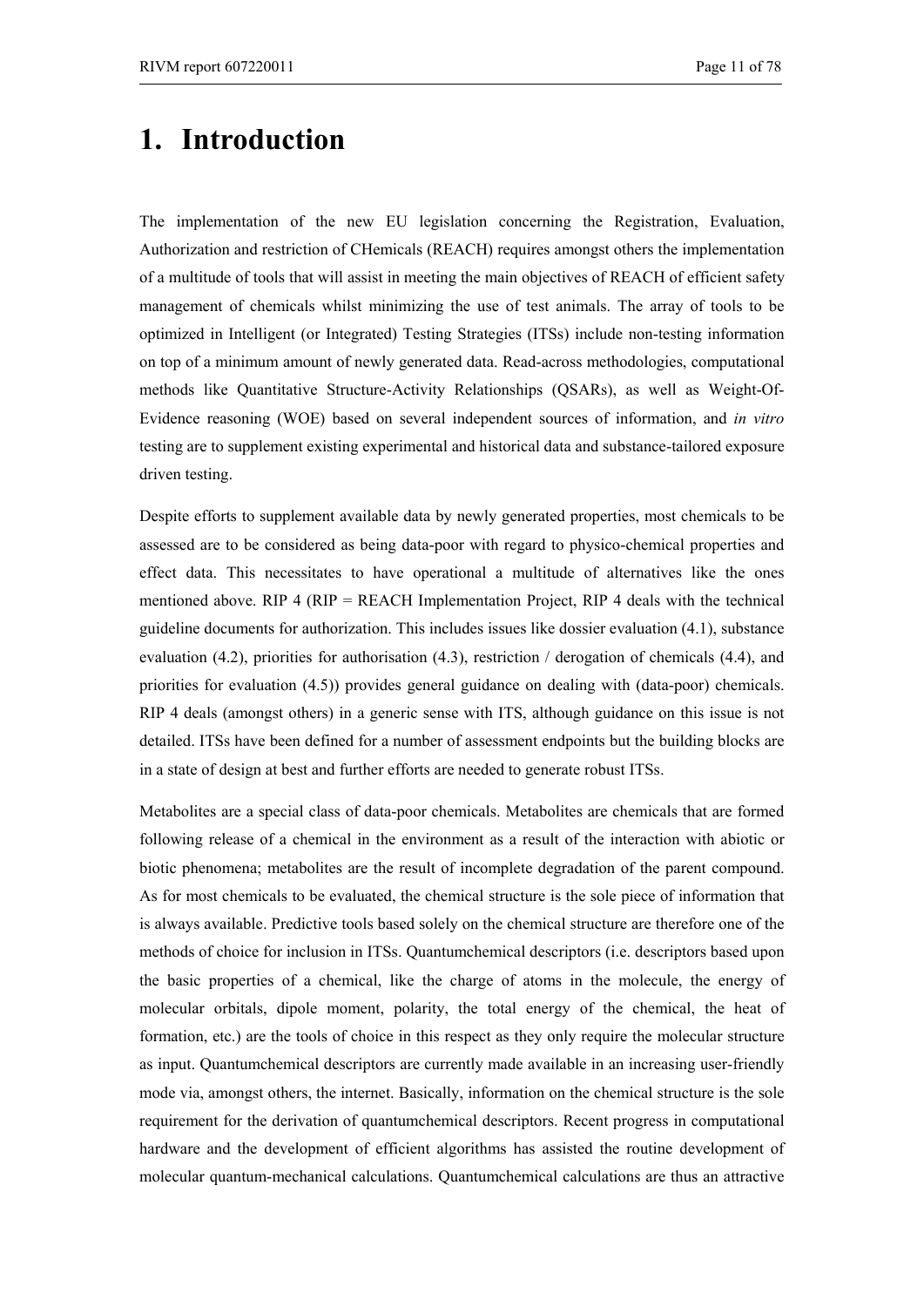# 1. Introduction

The implementation of the new EU legislation concerning the Registration, Evaluation, Authorization and restriction of CHemicals (REACH) requires amongst others the implementation of a multitude of tools that will assist in meeting the main objectives of REACH of efficient safety management of chemicals whilst minimizing the use of test animals. The array of tools to be optimized in Intelligent (or Integrated) Testing Strategies (ITSs) include non-testing information on top of a minimum amount of newly generated data. Read-across methodologies, computational methods like Quantitative Structure-Activity Relationships (QSARs), as well as Weight-Of-Evidence reasoning (WOE) based on several independent sources of information, and *in vitro* testing are to supplement existing experimental and historical data and substance-tailored exposure driven testing.

Despite efforts to supplement available data by newly generated properties, most chemicals to be assessed are to be considered as being data-poor with regard to physico-chemical properties and effect data. This necessitates to have operational a multitude of alternatives like the ones mentioned above. RIP 4 (RIP = REACH Implementation Project, RIP 4 deals with the technical guideline documents for authorization. This includes issues like dossier evaluation (4.1), substance evaluation (4.2), priorities for authorisation (4.3), restriction / derogation of chemicals (4.4), and priorities for evaluation (4.5)) provides general guidance on dealing with (data-poor) chemicals. RIP 4 deals (amongst others) in a generic sense with ITS, although guidance on this issue is not detailed. ITSs have been defined for a number of assessment endpoints but the building blocks are in a state of design at best and further efforts are needed to generate robust ITSs.

Metabolites are a special class of data-poor chemicals. Metabolites are chemicals that are formed following release of a chemical in the environment as a result of the interaction with abiotic or biotic phenomena; metabolites are the result of incomplete degradation of the parent compound. As for most chemicals to be evaluated, the chemical structure is the sole piece of information that is always available. Predictive tools based solely on the chemical structure are therefore one of the methods of choice for inclusion in ITSs. Quantumchemical descriptors (i.e. descriptors based upon the basic properties of a chemical, like the charge of atoms in the molecule, the energy of molecular orbitals, dipole moment, polarity, the total energy of the chemical, the heat of formation, etc.) are the tools of choice in this respect as they only require the molecular structure as input. Quantumchemical descriptors are currently made available in an increasing user-friendly mode via, amongst others, the internet. Basically, information on the chemical structure is the sole requirement for the derivation of quantumchemical descriptors. Recent progress in computational hardware and the development of efficient algorithms has assisted the routine development of molecular quantum-mechanical calculations. Quantumchemical calculations are thus an attractive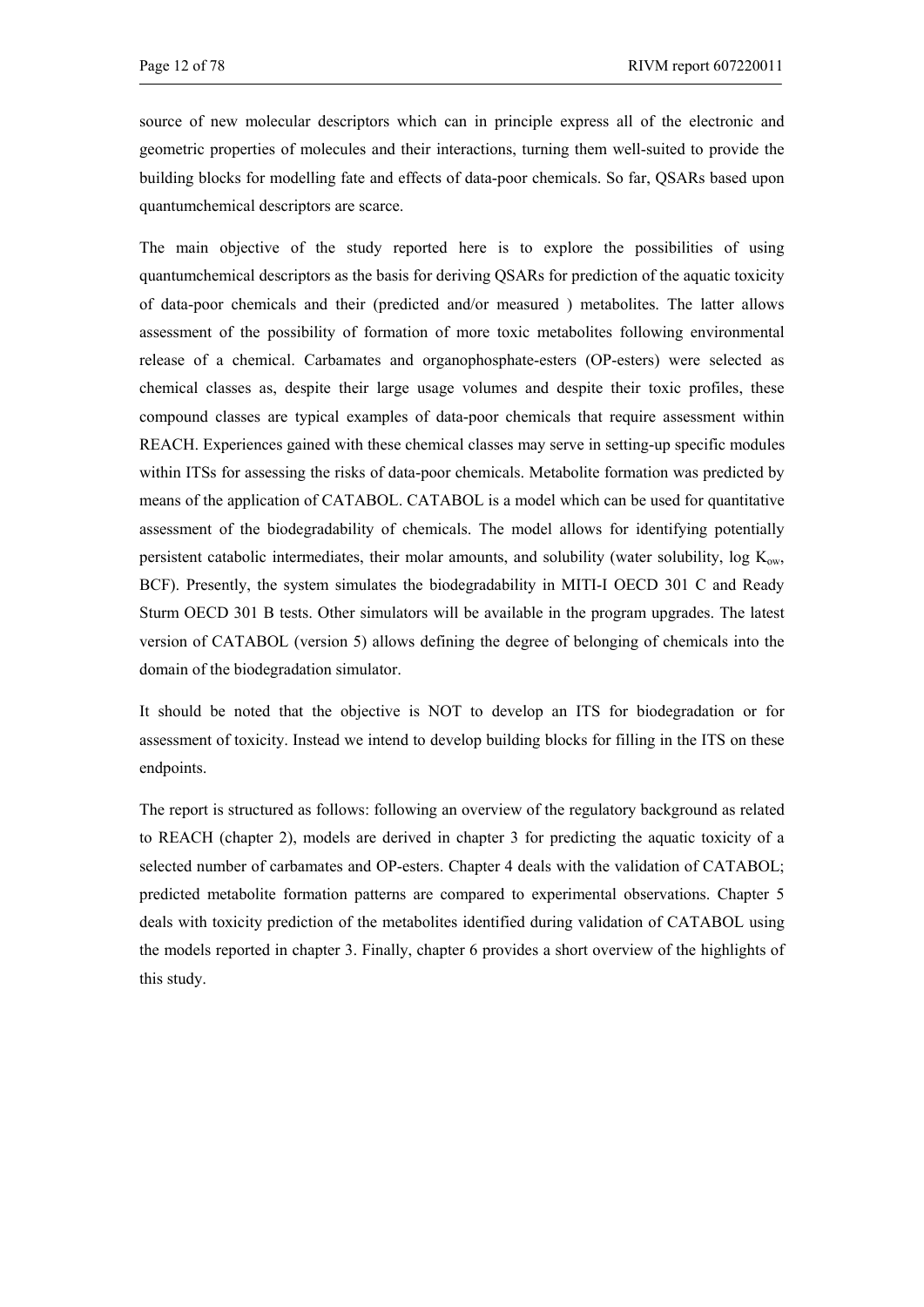source of new molecular descriptors which can in principle express all of the electronic and geometric properties of molecules and their interactions, turning them well-suited to provide the building blocks for modelling fate and effects of data-poor chemicals. So far, QSARs based upon quantumchemical descriptors are scarce.

The main objective of the study reported here is to explore the possibilities of using quantumchemical descriptors as the basis for deriving QSARs for prediction of the aquatic toxicity of data-poor chemicals and their (predicted and/or measured ) metabolites. The latter allows assessment of the possibility of formation of more toxic metabolites following environmental release of a chemical. Carbamates and organophosphate-esters (OP-esters) were selected as chemical classes as, despite their large usage volumes and despite their toxic profiles, these compound classes are typical examples of data-poor chemicals that require assessment within REACH. Experiences gained with these chemical classes may serve in setting-up specific modules within ITSs for assessing the risks of data-poor chemicals. Metabolite formation was predicted by means of the application of CATABOL. CATABOL is a model which can be used for quantitative assessment of the biodegradability of chemicals. The model allows for identifying potentially persistent catabolic intermediates, their molar amounts, and solubility (water solubility, log $K_{ow}$, BCF). Presently, the system simulates the biodegradability in MITI-I OECD 301 C and Ready Sturm OECD 301 B tests. Other simulators will be available in the program upgrades. The latest version of CATABOL (version 5) allows defining the degree of belonging of chemicals into the domain of the biodegradation simulator.

It should be noted that the objective is NOT to develop an ITS for biodegradation or for assessment of toxicity. Instead we intend to develop building blocks for filling in the ITS on these endpoints.

The report is structured as follows: following an overview of the regulatory background as related to REACH (chapter 2), models are derived in chapter 3 for predicting the aquatic toxicity of a selected number of carbamates and OP-esters. Chapter 4 deals with the validation of CATABOL; predicted metabolite formation patterns are compared to experimental observations. Chapter 5 deals with toxicity prediction of the metabolites identified during validation of CATABOL using the models reported in chapter 3. Finally, chapter 6 provides a short overview of the highlights of this study.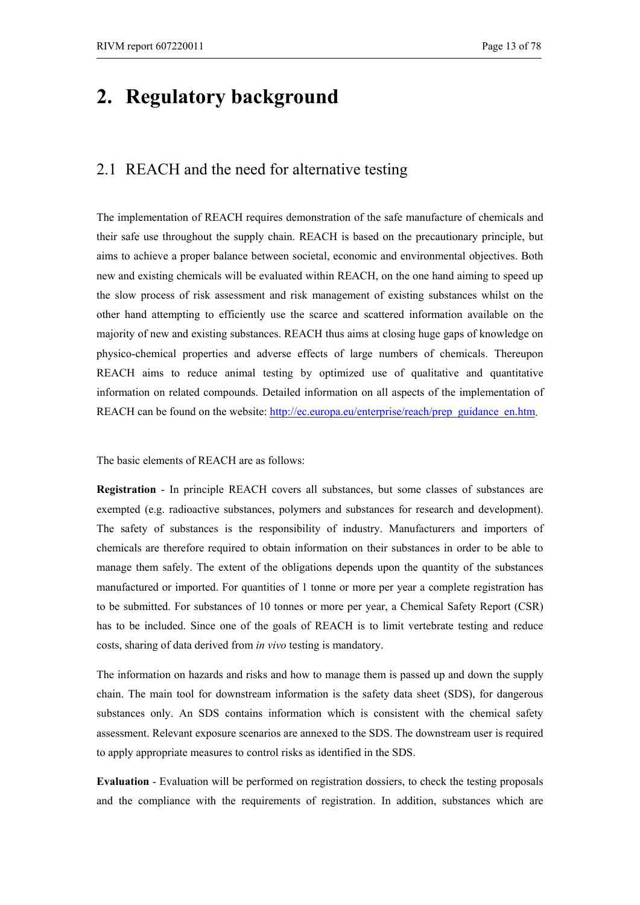# 2. Regulatory background

## 2.1 REACH and the need for alternative testing

The implementation of REACH requires demonstration of the safe manufacture of chemicals and their safe use throughout the supply chain. REACH is based on the precautionary principle, but aims to achieve a proper balance between societal, economic and environmental objectives. Both new and existing chemicals will be evaluated within REACH, on the one hand aiming to speed up the slow process of risk assessment and risk management of existing substances whilst on the other hand attempting to efficiently use the scarce and scattered information available on the majority of new and existing substances. REACH thus aims at closing huge gaps of knowledge on physico-chemical properties and adverse effects of large numbers of chemicals. Thereupon REACH aims to reduce animal testing by optimized use of qualitative and quantitative information on related compounds. Detailed information on all aspects of the implementation of REACH can be found on the website: http://ec.europa.eu/enterprise/reach/prep_guidance_en.htm.

The basic elements of REACH are as follows:

**Registration** - In principle REACH covers all substances, but some classes of substances are exempted (e.g. radioactive substances, polymers and substances for research and development). The safety of substances is the responsibility of industry. Manufacturers and importers of chemicals are therefore required to obtain information on their substances in order to be able to manage them safely. The extent of the obligations depends upon the quantity of the substances manufactured or imported. For quantities of 1 tonne or more per year a complete registration has to be submitted. For substances of 10 tonnes or more per year, a Chemical Safety Report (CSR) has to be included. Since one of the goals of REACH is to limit vertebrate testing and reduce costs, sharing of data derived from *in vivo* testing is mandatory.

The information on hazards and risks and how to manage them is passed up and down the supply chain. The main tool for downstream information is the safety data sheet (SDS), for dangerous substances only. An SDS contains information which is consistent with the chemical safety assessment. Relevant exposure scenarios are annexed to the SDS. The downstream user is required to apply appropriate measures to control risks as identified in the SDS.

**Evaluation** - Evaluation will be performed on registration dossiers, to check the testing proposals and the compliance with the requirements of registration. In addition, substances which are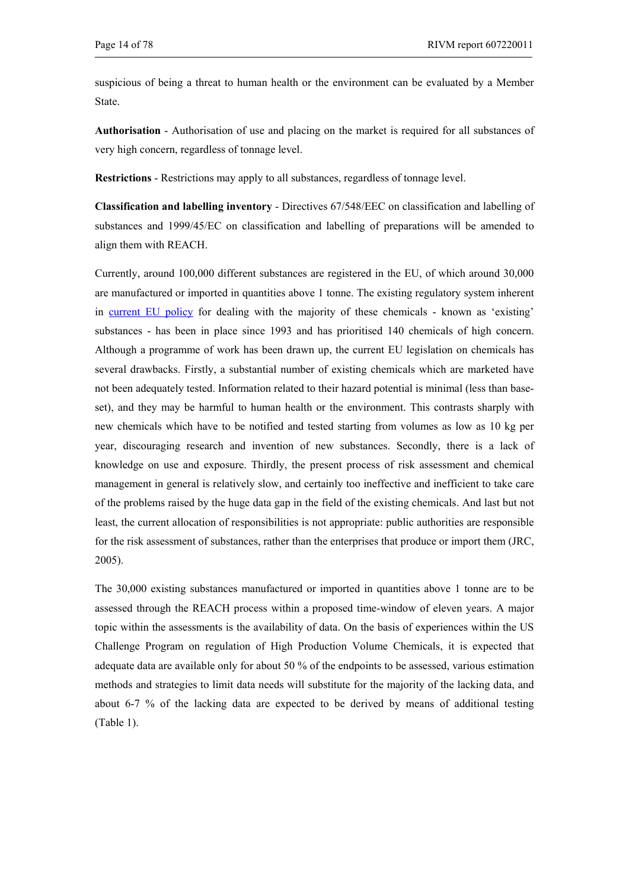suspicious of being a threat to human health or the environment can be evaluated by a Member State.

**Authorisation** - Authorisation of use and placing on the market is required for all substances of very high concern, regardless of tonnage level.

**Restrictions** - Restrictions may apply to all substances, regardless of tonnage level.

**Classification and labelling inventory** - Directives 67/548/EEC on classification and labelling of substances and 1999/45/EC on classification and labelling of preparations will be amended to align them with REACH.

Currently, around 100,000 different substances are registered in the EU, of which around 30,000 are manufactured or imported in quantities above 1 tonne. The existing regulatory system inherent in current EU policy for dealing with the majority of these chemicals - known as 'existing' substances - has been in place since 1993 and has prioritised 140 chemicals of high concern. Although a programme of work has been drawn up, the current EU legislation on chemicals has several drawbacks. Firstly, a substantial number of existing chemicals which are marketed have not been adequately tested. Information related to their hazard potential is minimal (less than base-set), and they may be harmful to human health or the environment. This contrasts sharply with new chemicals which have to be notified and tested starting from volumes as low as 10 kg per year, discouraging research and invention of new substances. Secondly, there is a lack of knowledge on use and exposure. Thirdly, the present process of risk assessment and chemical management in general is relatively slow, and certainly too ineffective and inefficient to take care of the problems raised by the huge data gap in the field of the existing chemicals. And last but not least, the current allocation of responsibilities is not appropriate: public authorities are responsible for the risk assessment of substances, rather than the enterprises that produce or import them (JRC, 2005).

The 30,000 existing substances manufactured or imported in quantities above 1 tonne are to be assessed through the REACH process within a proposed time-window of eleven years. A major topic within the assessments is the availability of data. On the basis of experiences within the US Challenge Program on regulation of High Production Volume Chemicals, it is expected that adequate data are available only for about 50 % of the endpoints to be assessed, various estimation methods and strategies to limit data needs will substitute for the majority of the lacking data, and about 6-7 % of the lacking data are expected to be derived by means of additional testing (Table 1).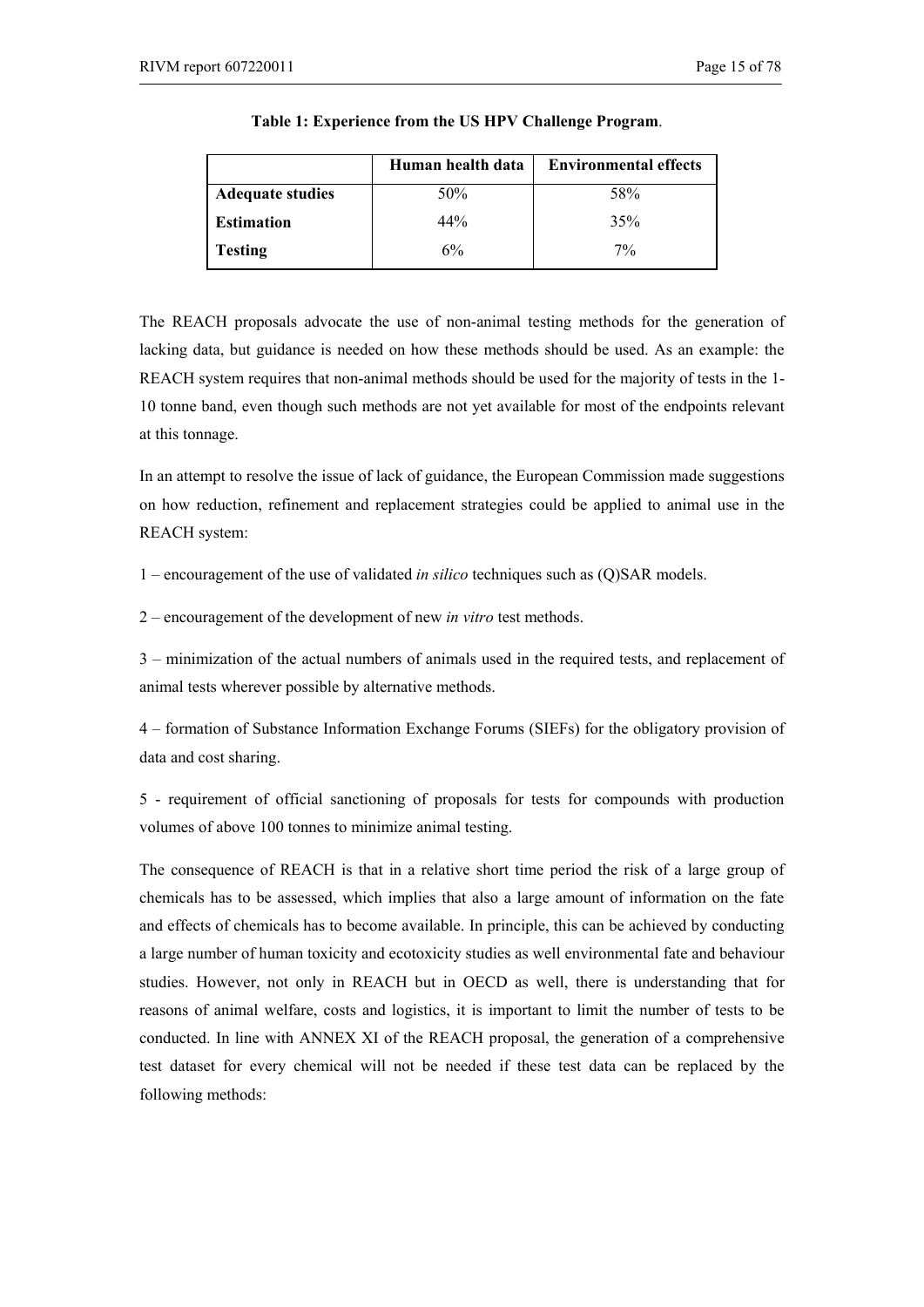**Table 1: Experience from the US HPV Challenge Program**.

| | Human health data | Environmental effects |
|---|---|---|
| **Adequate studies** | 50% | 58% |
| **Estimation** | 44% | 35% |
| **Testing** | 6% | 7% |

The REACH proposals advocate the use of non-animal testing methods for the generation of lacking data, but guidance is needed on how these methods should be used. As an example: the REACH system requires that non-animal methods should be used for the majority of tests in the 1-10 tonne band, even though such methods are not yet available for most of the endpoints relevant at this tonnage.

In an attempt to resolve the issue of lack of guidance, the European Commission made suggestions on how reduction, refinement and replacement strategies could be applied to animal use in the REACH system:

1 – encouragement of the use of validated *in silico* techniques such as (Q)SAR models.

2 – encouragement of the development of new *in vitro* test methods.

3 – minimization of the actual numbers of animals used in the required tests, and replacement of animal tests wherever possible by alternative methods.

4 – formation of Substance Information Exchange Forums (SIEFs) for the obligatory provision of data and cost sharing.

5 - requirement of official sanctioning of proposals for tests for compounds with production volumes of above 100 tonnes to minimize animal testing.

The consequence of REACH is that in a relative short time period the risk of a large group of chemicals has to be assessed, which implies that also a large amount of information on the fate and effects of chemicals has to become available. In principle, this can be achieved by conducting a large number of human toxicity and ecotoxicity studies as well environmental fate and behaviour studies. However, not only in REACH but in OECD as well, there is understanding that for reasons of animal welfare, costs and logistics, it is important to limit the number of tests to be conducted. In line with ANNEX XI of the REACH proposal, the generation of a comprehensive test dataset for every chemical will not be needed if these test data can be replaced by the following methods: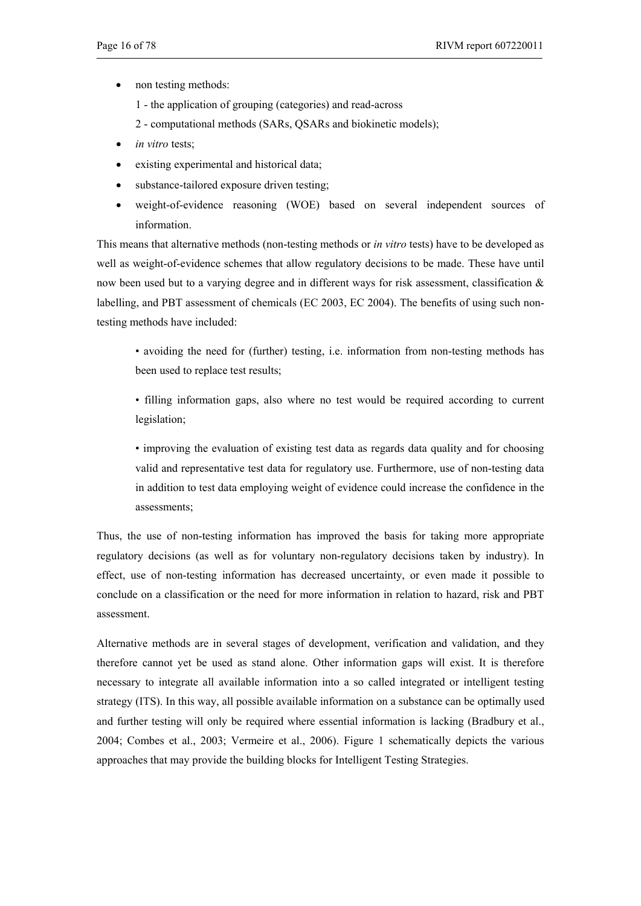- non testing methods:

  1 - the application of grouping (categories) and read-across

  2 - computational methods (SARs, QSARs and biokinetic models);
- *in vitro* tests;
- existing experimental and historical data;
- substance-tailored exposure driven testing;
- weight-of-evidence reasoning (WOE) based on several independent sources of information.

This means that alternative methods (non-testing methods or *in vitro* tests) have to be developed as well as weight-of-evidence schemes that allow regulatory decisions to be made. These have until now been used but to a varying degree and in different ways for risk assessment, classification & labelling, and PBT assessment of chemicals (EC 2003, EC 2004). The benefits of using such non-testing methods have included:

> • avoiding the need for (further) testing, i.e. information from non-testing methods has been used to replace test results;
>
> • filling information gaps, also where no test would be required according to current legislation;
>
> • improving the evaluation of existing test data as regards data quality and for choosing valid and representative test data for regulatory use. Furthermore, use of non-testing data in addition to test data employing weight of evidence could increase the confidence in the assessments;

Thus, the use of non-testing information has improved the basis for taking more appropriate regulatory decisions (as well as for voluntary non-regulatory decisions taken by industry). In effect, use of non-testing information has decreased uncertainty, or even made it possible to conclude on a classification or the need for more information in relation to hazard, risk and PBT assessment.

Alternative methods are in several stages of development, verification and validation, and they therefore cannot yet be used as stand alone. Other information gaps will exist. It is therefore necessary to integrate all available information into a so called integrated or intelligent testing strategy (ITS). In this way, all possible available information on a substance can be optimally used and further testing will only be required where essential information is lacking (Bradbury et al., 2004; Combes et al., 2003; Vermeire et al., 2006). Figure 1 schematically depicts the various approaches that may provide the building blocks for Intelligent Testing Strategies.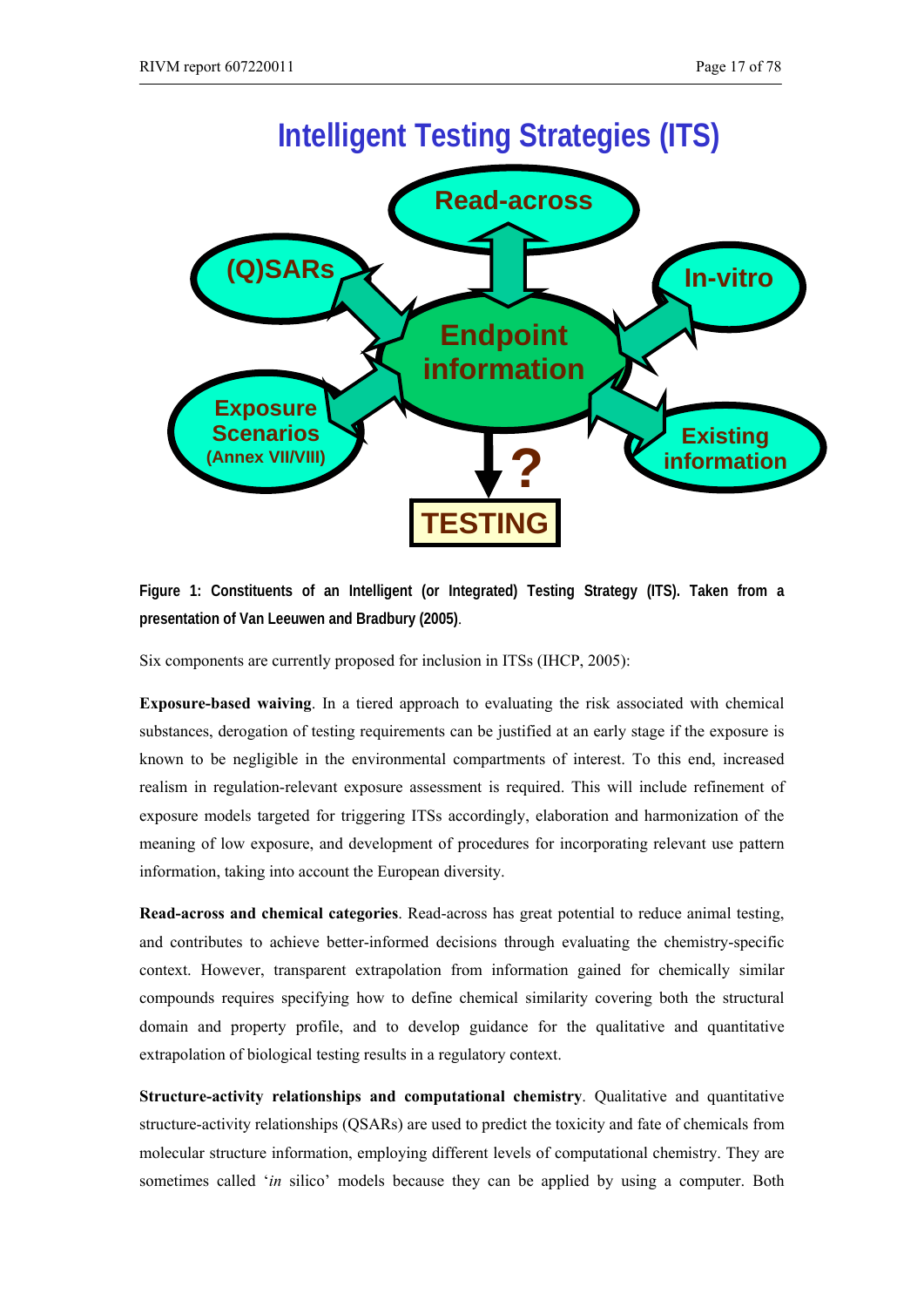**Figure 1: Constituents of an Intelligent (or Integrated) Testing Strategy (ITS). Taken from a presentation of Van Leeuwen and Bradbury (2005)**.

Six components are currently proposed for inclusion in ITSs (IHCP, 2005):

**Exposure-based waiving**. In a tiered approach to evaluating the risk associated with chemical substances, derogation of testing requirements can be justified at an early stage if the exposure is known to be negligible in the environmental compartments of interest. To this end, increased realism in regulation-relevant exposure assessment is required. This will include refinement of exposure models targeted for triggering ITSs accordingly, elaboration and harmonization of the meaning of low exposure, and development of procedures for incorporating relevant use pattern information, taking into account the European diversity.

**Read-across and chemical categories**. Read-across has great potential to reduce animal testing, and contributes to achieve better-informed decisions through evaluating the chemistry-specific context. However, transparent extrapolation from information gained for chemically similar compounds requires specifying how to define chemical similarity covering both the structural domain and property profile, and to develop guidance for the qualitative and quantitative extrapolation of biological testing results in a regulatory context.

**Structure-activity relationships and computational chemistry**. Qualitative and quantitative structure-activity relationships (QSARs) are used to predict the toxicity and fate of chemicals from molecular structure information, employing different levels of computational chemistry. They are sometimes called '*in* silico' models because they can be applied by using a computer. Both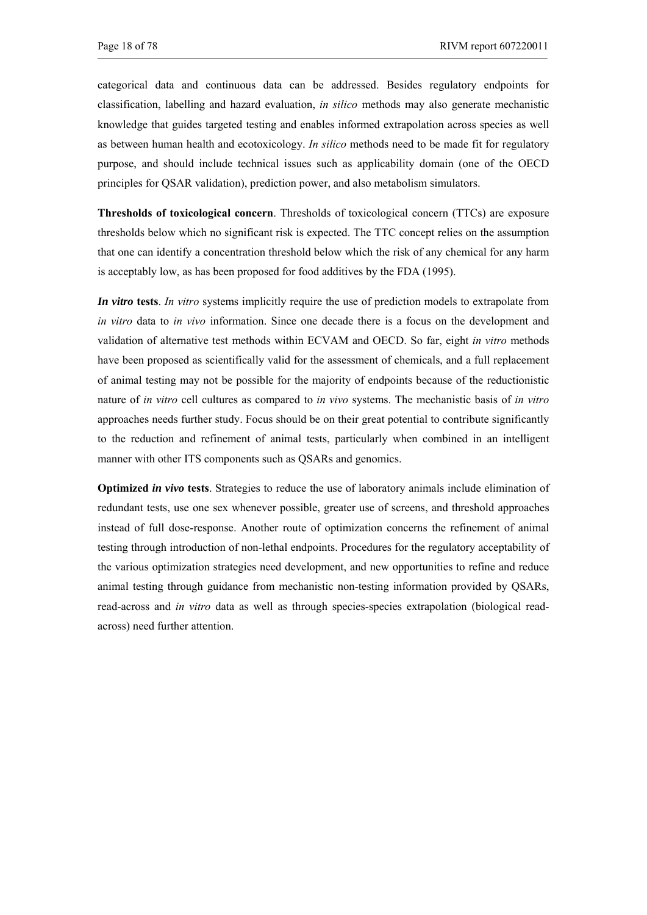categorical data and continuous data can be addressed. Besides regulatory endpoints for classification, labelling and hazard evaluation, *in silico* methods may also generate mechanistic knowledge that guides targeted testing and enables informed extrapolation across species as well as between human health and ecotoxicology. *In silico* methods need to be made fit for regulatory purpose, and should include technical issues such as applicability domain (one of the OECD principles for QSAR validation), prediction power, and also metabolism simulators.

**Thresholds of toxicological concern**. Thresholds of toxicological concern (TTCs) are exposure thresholds below which no significant risk is expected. The TTC concept relies on the assumption that one can identify a concentration threshold below which the risk of any chemical for any harm is acceptably low, as has been proposed for food additives by the FDA (1995).

***In vitro* tests**. *In vitro* systems implicitly require the use of prediction models to extrapolate from *in vitro* data to *in vivo* information. Since one decade there is a focus on the development and validation of alternative test methods within ECVAM and OECD. So far, eight *in vitro* methods have been proposed as scientifically valid for the assessment of chemicals, and a full replacement of animal testing may not be possible for the majority of endpoints because of the reductionistic nature of *in vitro* cell cultures as compared to *in vivo* systems. The mechanistic basis of *in vitro* approaches needs further study. Focus should be on their great potential to contribute significantly to the reduction and refinement of animal tests, particularly when combined in an intelligent manner with other ITS components such as QSARs and genomics.

**Optimized *in vivo* tests**. Strategies to reduce the use of laboratory animals include elimination of redundant tests, use one sex whenever possible, greater use of screens, and threshold approaches instead of full dose-response. Another route of optimization concerns the refinement of animal testing through introduction of non-lethal endpoints. Procedures for the regulatory acceptability of the various optimization strategies need development, and new opportunities to refine and reduce animal testing through guidance from mechanistic non-testing information provided by QSARs, read-across and *in vitro* data as well as through species-species extrapolation (biological read-across) need further attention.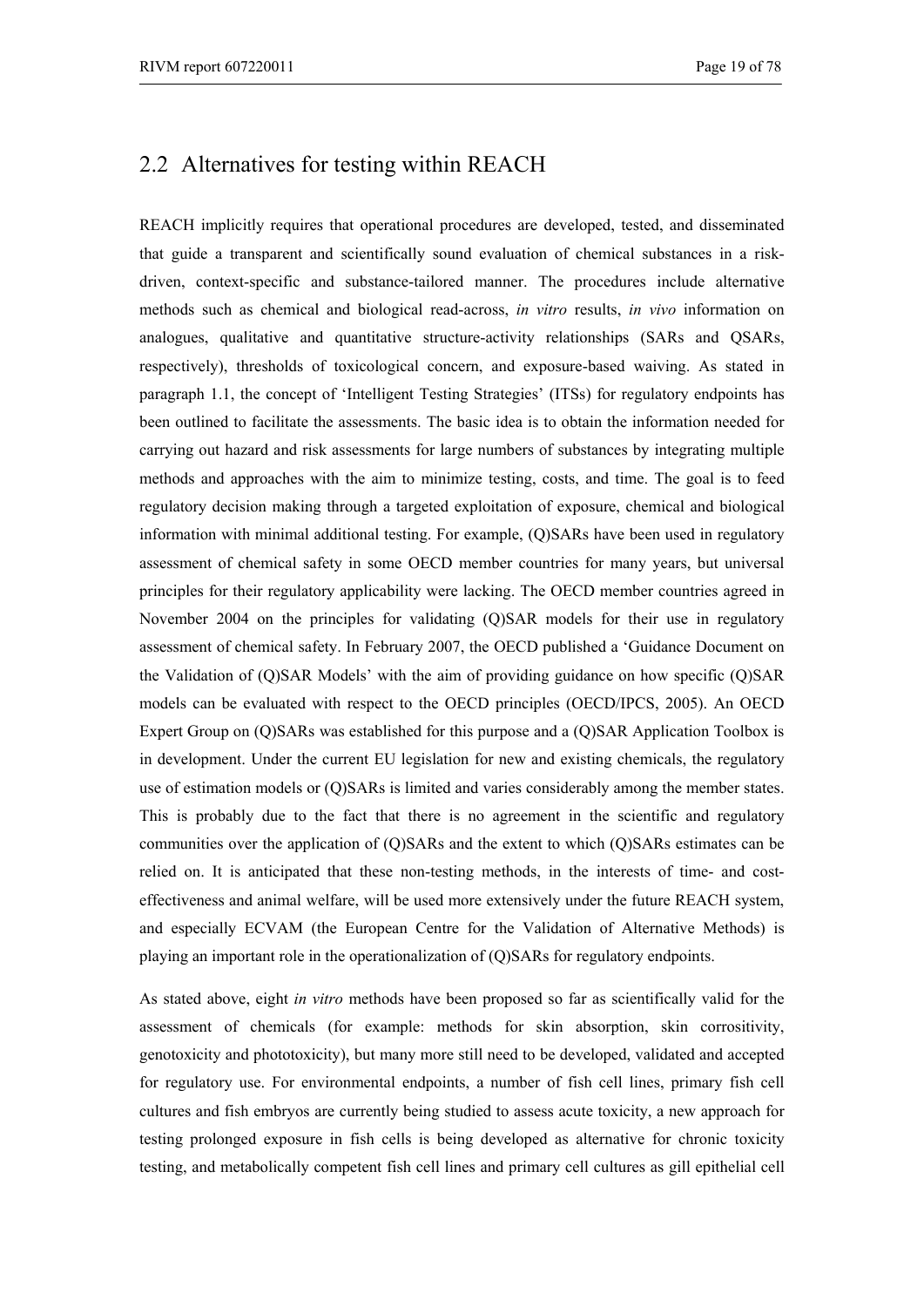## 2.2 Alternatives for testing within REACH

REACH implicitly requires that operational procedures are developed, tested, and disseminated that guide a transparent and scientifically sound evaluation of chemical substances in a risk-driven, context-specific and substance-tailored manner. The procedures include alternative methods such as chemical and biological read-across, *in vitro* results, *in vivo* information on analogues, qualitative and quantitative structure-activity relationships (SARs and QSARs, respectively), thresholds of toxicological concern, and exposure-based waiving. As stated in paragraph 1.1, the concept of 'Intelligent Testing Strategies' (ITSs) for regulatory endpoints has been outlined to facilitate the assessments. The basic idea is to obtain the information needed for carrying out hazard and risk assessments for large numbers of substances by integrating multiple methods and approaches with the aim to minimize testing, costs, and time. The goal is to feed regulatory decision making through a targeted exploitation of exposure, chemical and biological information with minimal additional testing. For example, (Q)SARs have been used in regulatory assessment of chemical safety in some OECD member countries for many years, but universal principles for their regulatory applicability were lacking. The OECD member countries agreed in November 2004 on the principles for validating (Q)SAR models for their use in regulatory assessment of chemical safety. In February 2007, the OECD published a 'Guidance Document on the Validation of (Q)SAR Models' with the aim of providing guidance on how specific (Q)SAR models can be evaluated with respect to the OECD principles (OECD/IPCS, 2005). An OECD Expert Group on (Q)SARs was established for this purpose and a (Q)SAR Application Toolbox is in development. Under the current EU legislation for new and existing chemicals, the regulatory use of estimation models or (Q)SARs is limited and varies considerably among the member states. This is probably due to the fact that there is no agreement in the scientific and regulatory communities over the application of (Q)SARs and the extent to which (Q)SARs estimates can be relied on. It is anticipated that these non-testing methods, in the interests of time- and cost-effectiveness and animal welfare, will be used more extensively under the future REACH system, and especially ECVAM (the European Centre for the Validation of Alternative Methods) is playing an important role in the operationalization of (Q)SARs for regulatory endpoints.

As stated above, eight *in vitro* methods have been proposed so far as scientifically valid for the assessment of chemicals (for example: methods for skin absorption, skin corrositivity, genotoxicity and phototoxicity), but many more still need to be developed, validated and accepted for regulatory use. For environmental endpoints, a number of fish cell lines, primary fish cell cultures and fish embryos are currently being studied to assess acute toxicity, a new approach for testing prolonged exposure in fish cells is being developed as alternative for chronic toxicity testing, and metabolically competent fish cell lines and primary cell cultures as gill epithelial cell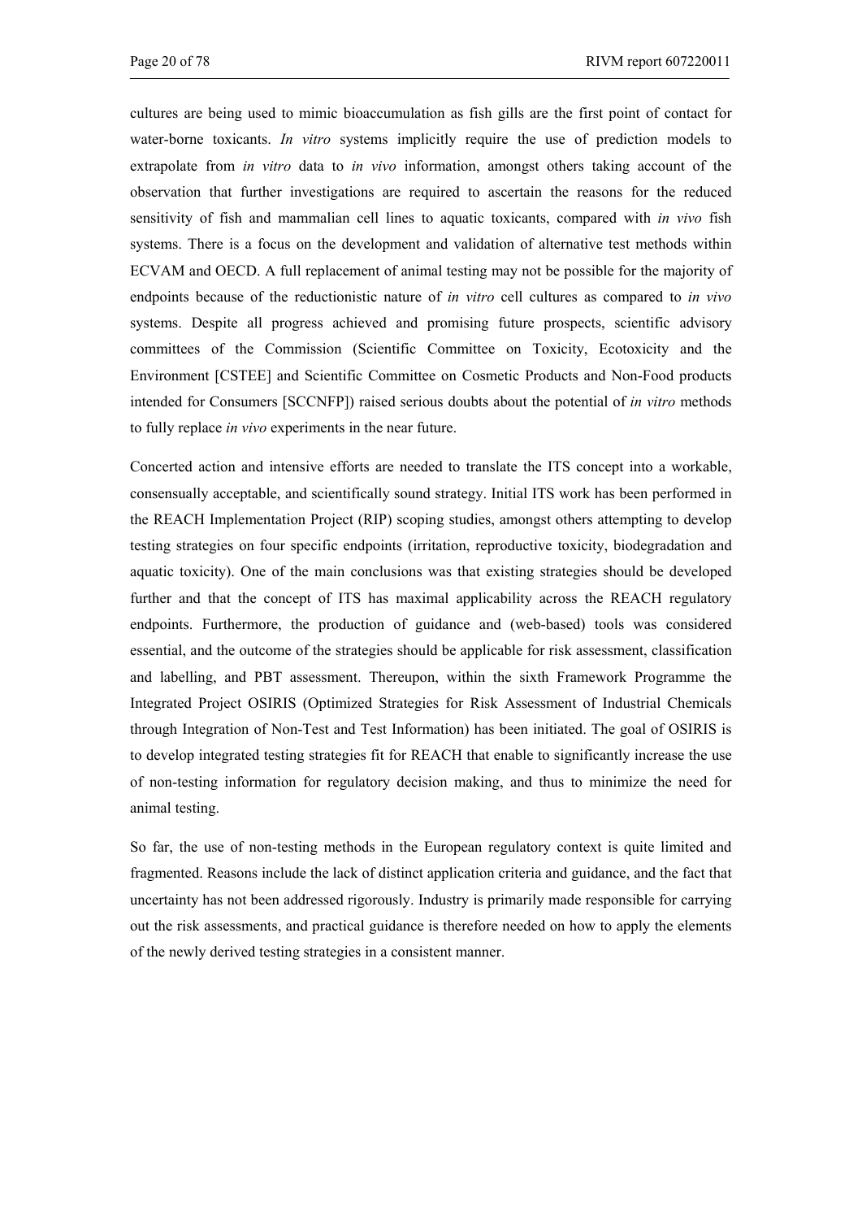cultures are being used to mimic bioaccumulation as fish gills are the first point of contact for water-borne toxicants. *In vitro* systems implicitly require the use of prediction models to extrapolate from *in vitro* data to *in vivo* information, amongst others taking account of the observation that further investigations are required to ascertain the reasons for the reduced sensitivity of fish and mammalian cell lines to aquatic toxicants, compared with *in vivo* fish systems. There is a focus on the development and validation of alternative test methods within ECVAM and OECD. A full replacement of animal testing may not be possible for the majority of endpoints because of the reductionistic nature of *in vitro* cell cultures as compared to *in vivo* systems. Despite all progress achieved and promising future prospects, scientific advisory committees of the Commission (Scientific Committee on Toxicity, Ecotoxicity and the Environment [CSTEE] and Scientific Committee on Cosmetic Products and Non-Food products intended for Consumers [SCCNFP]) raised serious doubts about the potential of *in vitro* methods to fully replace *in vivo* experiments in the near future.

Concerted action and intensive efforts are needed to translate the ITS concept into a workable, consensually acceptable, and scientifically sound strategy. Initial ITS work has been performed in the REACH Implementation Project (RIP) scoping studies, amongst others attempting to develop testing strategies on four specific endpoints (irritation, reproductive toxicity, biodegradation and aquatic toxicity). One of the main conclusions was that existing strategies should be developed further and that the concept of ITS has maximal applicability across the REACH regulatory endpoints. Furthermore, the production of guidance and (web-based) tools was considered essential, and the outcome of the strategies should be applicable for risk assessment, classification and labelling, and PBT assessment. Thereupon, within the sixth Framework Programme the Integrated Project OSIRIS (Optimized Strategies for Risk Assessment of Industrial Chemicals through Integration of Non-Test and Test Information) has been initiated. The goal of OSIRIS is to develop integrated testing strategies fit for REACH that enable to significantly increase the use of non-testing information for regulatory decision making, and thus to minimize the need for animal testing.

So far, the use of non-testing methods in the European regulatory context is quite limited and fragmented. Reasons include the lack of distinct application criteria and guidance, and the fact that uncertainty has not been addressed rigorously. Industry is primarily made responsible for carrying out the risk assessments, and practical guidance is therefore needed on how to apply the elements of the newly derived testing strategies in a consistent manner.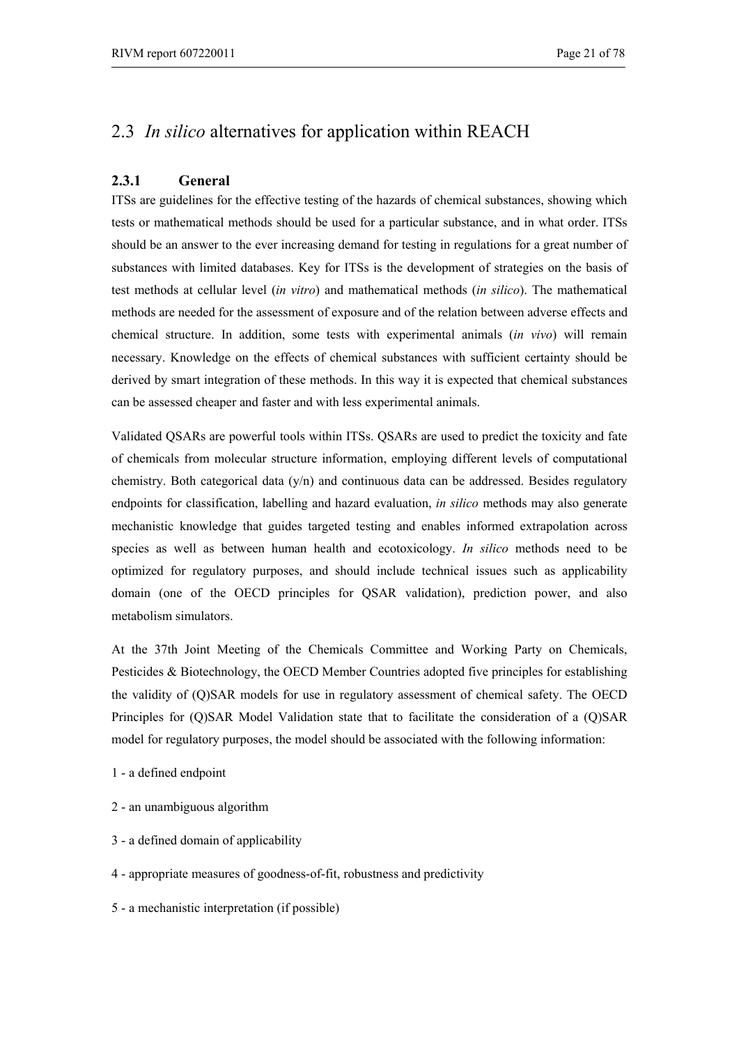## 2.3 *In silico* alternatives for application within REACH

### 2.3.1 General

ITSs are guidelines for the effective testing of the hazards of chemical substances, showing which tests or mathematical methods should be used for a particular substance, and in what order. ITSs should be an answer to the ever increasing demand for testing in regulations for a great number of substances with limited databases. Key for ITSs is the development of strategies on the basis of test methods at cellular level (*in vitro*) and mathematical methods (*in silico*). The mathematical methods are needed for the assessment of exposure and of the relation between adverse effects and chemical structure. In addition, some tests with experimental animals (*in vivo*) will remain necessary. Knowledge on the effects of chemical substances with sufficient certainty should be derived by smart integration of these methods. In this way it is expected that chemical substances can be assessed cheaper and faster and with less experimental animals.

Validated QSARs are powerful tools within ITSs. QSARs are used to predict the toxicity and fate of chemicals from molecular structure information, employing different levels of computational chemistry. Both categorical data (y/n) and continuous data can be addressed. Besides regulatory endpoints for classification, labelling and hazard evaluation, *in silico* methods may also generate mechanistic knowledge that guides targeted testing and enables informed extrapolation across species as well as between human health and ecotoxicology. *In silico* methods need to be optimized for regulatory purposes, and should include technical issues such as applicability domain (one of the OECD principles for QSAR validation), prediction power, and also metabolism simulators.

At the 37th Joint Meeting of the Chemicals Committee and Working Party on Chemicals, Pesticides & Biotechnology, the OECD Member Countries adopted five principles for establishing the validity of (Q)SAR models for use in regulatory assessment of chemical safety. The OECD Principles for (Q)SAR Model Validation state that to facilitate the consideration of a (Q)SAR model for regulatory purposes, the model should be associated with the following information:

1 - a defined endpoint

2 - an unambiguous algorithm

3 - a defined domain of applicability

4 - appropriate measures of goodness-of-fit, robustness and predictivity

5 - a mechanistic interpretation (if possible)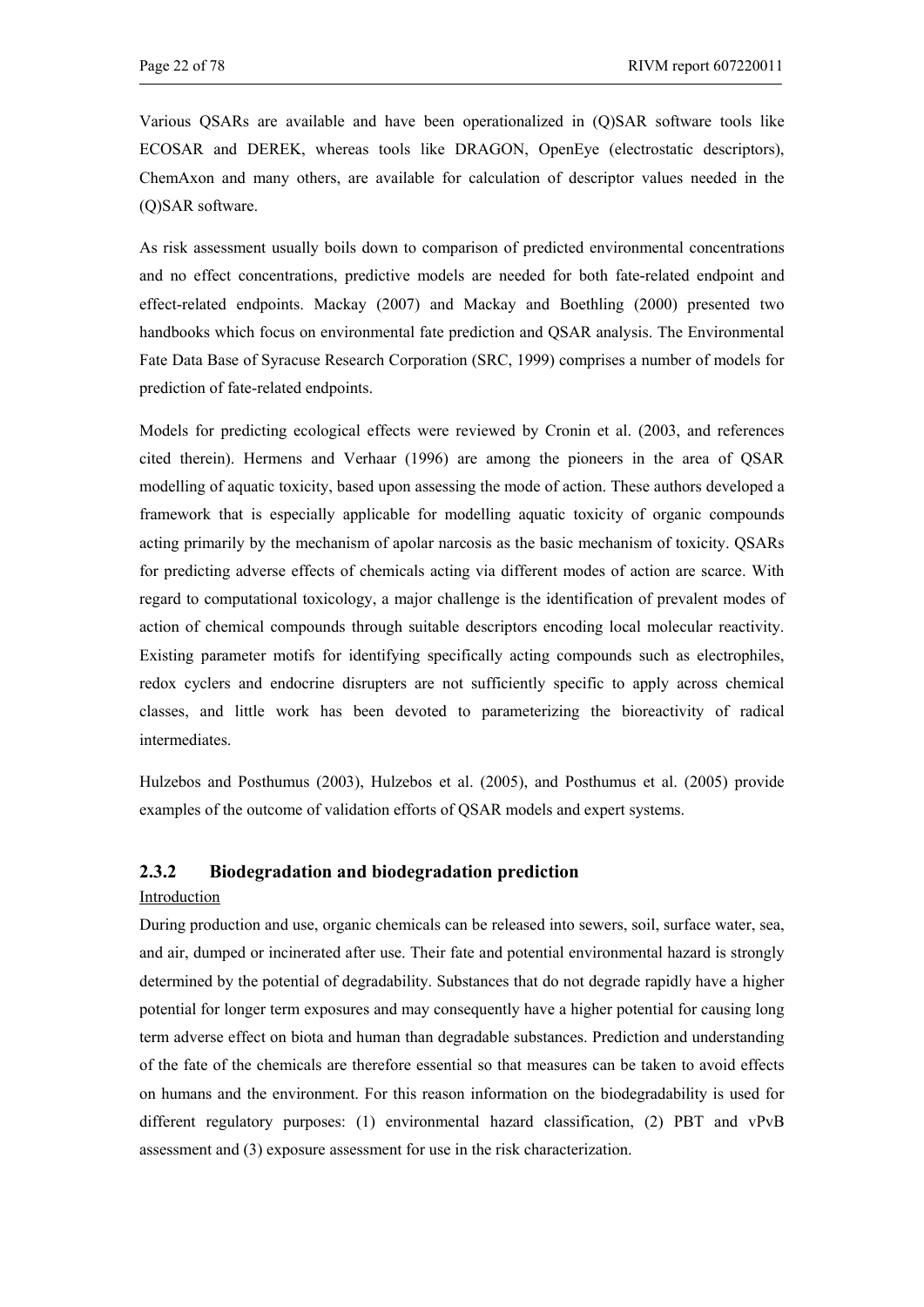Various QSARs are available and have been operationalized in (Q)SAR software tools like ECOSAR and DEREK, whereas tools like DRAGON, OpenEye (electrostatic descriptors), ChemAxon and many others, are available for calculation of descriptor values needed in the (Q)SAR software.

As risk assessment usually boils down to comparison of predicted environmental concentrations and no effect concentrations, predictive models are needed for both fate-related endpoint and effect-related endpoints. Mackay (2007) and Mackay and Boethling (2000) presented two handbooks which focus on environmental fate prediction and QSAR analysis. The Environmental Fate Data Base of Syracuse Research Corporation (SRC, 1999) comprises a number of models for prediction of fate-related endpoints.

Models for predicting ecological effects were reviewed by Cronin et al. (2003, and references cited therein). Hermens and Verhaar (1996) are among the pioneers in the area of QSAR modelling of aquatic toxicity, based upon assessing the mode of action. These authors developed a framework that is especially applicable for modelling aquatic toxicity of organic compounds acting primarily by the mechanism of apolar narcosis as the basic mechanism of toxicity. QSARs for predicting adverse effects of chemicals acting via different modes of action are scarce. With regard to computational toxicology, a major challenge is the identification of prevalent modes of action of chemical compounds through suitable descriptors encoding local molecular reactivity. Existing parameter motifs for identifying specifically acting compounds such as electrophiles, redox cyclers and endocrine disrupters are not sufficiently specific to apply across chemical classes, and little work has been devoted to parameterizing the bioreactivity of radical intermediates.

Hulzebos and Posthumus (2003), Hulzebos et al. (2005), and Posthumus et al. (2005) provide examples of the outcome of validation efforts of QSAR models and expert systems.

### 2.3.2 Biodegradation and biodegradation prediction

Introduction

During production and use, organic chemicals can be released into sewers, soil, surface water, sea, and air, dumped or incinerated after use. Their fate and potential environmental hazard is strongly determined by the potential of degradability. Substances that do not degrade rapidly have a higher potential for longer term exposures and may consequently have a higher potential for causing long term adverse effect on biota and human than degradable substances. Prediction and understanding of the fate of the chemicals are therefore essential so that measures can be taken to avoid effects on humans and the environment. For this reason information on the biodegradability is used for different regulatory purposes: (1) environmental hazard classification, (2) PBT and vPvB assessment and (3) exposure assessment for use in the risk characterization.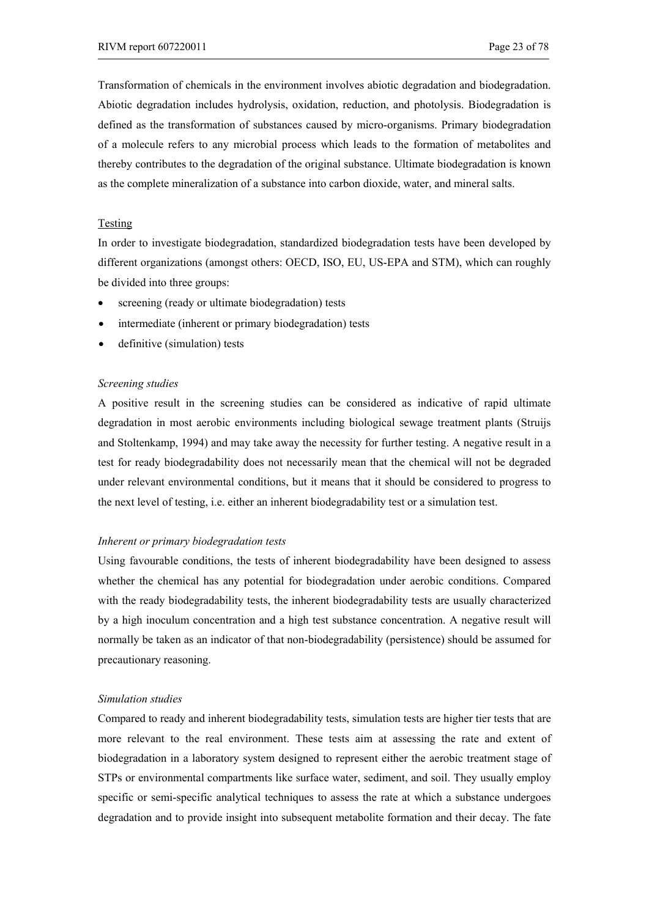Transformation of chemicals in the environment involves abiotic degradation and biodegradation. Abiotic degradation includes hydrolysis, oxidation, reduction, and photolysis. Biodegradation is defined as the transformation of substances caused by micro-organisms. Primary biodegradation of a molecule refers to any microbial process which leads to the formation of metabolites and thereby contributes to the degradation of the original substance. Ultimate biodegradation is known as the complete mineralization of a substance into carbon dioxide, water, and mineral salts.

Testing

In order to investigate biodegradation, standardized biodegradation tests have been developed by different organizations (amongst others: OECD, ISO, EU, US-EPA and STM), which can roughly be divided into three groups:

- screening (ready or ultimate biodegradation) tests
- intermediate (inherent or primary biodegradation) tests
- definitive (simulation) tests

*Screening studies*

A positive result in the screening studies can be considered as indicative of rapid ultimate degradation in most aerobic environments including biological sewage treatment plants (Struijs and Stoltenkamp, 1994) and may take away the necessity for further testing. A negative result in a test for ready biodegradability does not necessarily mean that the chemical will not be degraded under relevant environmental conditions, but it means that it should be considered to progress to the next level of testing, i.e. either an inherent biodegradability test or a simulation test.

*Inherent or primary biodegradation tests*

Using favourable conditions, the tests of inherent biodegradability have been designed to assess whether the chemical has any potential for biodegradation under aerobic conditions. Compared with the ready biodegradability tests, the inherent biodegradability tests are usually characterized by a high inoculum concentration and a high test substance concentration. A negative result will normally be taken as an indicator of that non-biodegradability (persistence) should be assumed for precautionary reasoning.

*Simulation studies*

Compared to ready and inherent biodegradability tests, simulation tests are higher tier tests that are more relevant to the real environment. These tests aim at assessing the rate and extent of biodegradation in a laboratory system designed to represent either the aerobic treatment stage of STPs or environmental compartments like surface water, sediment, and soil. They usually employ specific or semi-specific analytical techniques to assess the rate at which a substance undergoes degradation and to provide insight into subsequent metabolite formation and their decay. The fate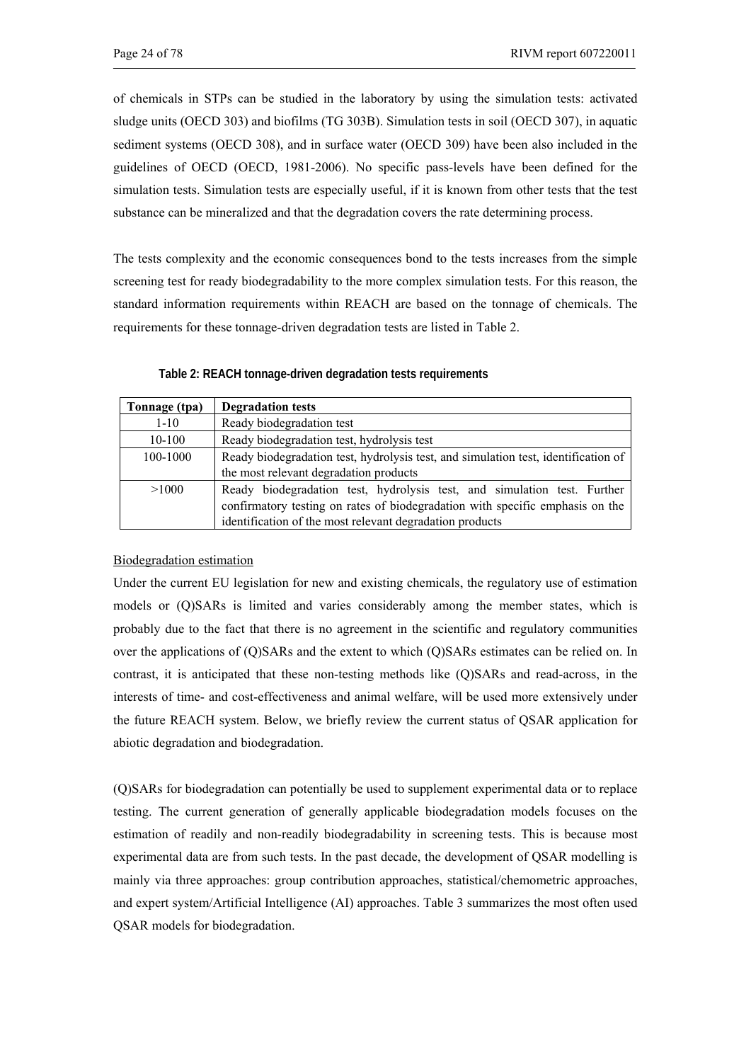of chemicals in STPs can be studied in the laboratory by using the simulation tests: activated sludge units (OECD 303) and biofilms (TG 303B). Simulation tests in soil (OECD 307), in aquatic sediment systems (OECD 308), and in surface water (OECD 309) have been also included in the guidelines of OECD (OECD, 1981-2006). No specific pass-levels have been defined for the simulation tests. Simulation tests are especially useful, if it is known from other tests that the test substance can be mineralized and that the degradation covers the rate determining process.

The tests complexity and the economic consequences bond to the tests increases from the simple screening test for ready biodegradability to the more complex simulation tests. For this reason, the standard information requirements within REACH are based on the tonnage of chemicals. The requirements for these tonnage-driven degradation tests are listed in Table 2.

**Table 2: REACH tonnage-driven degradation tests requirements**

| Tonnage (tpa) | Degradation tests |
|---|---|
| 1-10 | Ready biodegradation test |
| 10-100 | Ready biodegradation test, hydrolysis test |
| 100-1000 | Ready biodegradation test, hydrolysis test, and simulation test, identification of the most relevant degradation products |
| >1000 | Ready biodegradation test, hydrolysis test, and simulation test. Further confirmatory testing on rates of biodegradation with specific emphasis on the identification of the most relevant degradation products |

Biodegradation estimation

Under the current EU legislation for new and existing chemicals, the regulatory use of estimation models or (Q)SARs is limited and varies considerably among the member states, which is probably due to the fact that there is no agreement in the scientific and regulatory communities over the applications of (Q)SARs and the extent to which (Q)SARs estimates can be relied on. In contrast, it is anticipated that these non-testing methods like (Q)SARs and read-across, in the interests of time- and cost-effectiveness and animal welfare, will be used more extensively under the future REACH system. Below, we briefly review the current status of QSAR application for abiotic degradation and biodegradation.

(Q)SARs for biodegradation can potentially be used to supplement experimental data or to replace testing. The current generation of generally applicable biodegradation models focuses on the estimation of readily and non-readily biodegradability in screening tests. This is because most experimental data are from such tests. In the past decade, the development of QSAR modelling is mainly via three approaches: group contribution approaches, statistical/chemometric approaches, and expert system/Artificial Intelligence (AI) approaches. Table 3 summarizes the most often used QSAR models for biodegradation.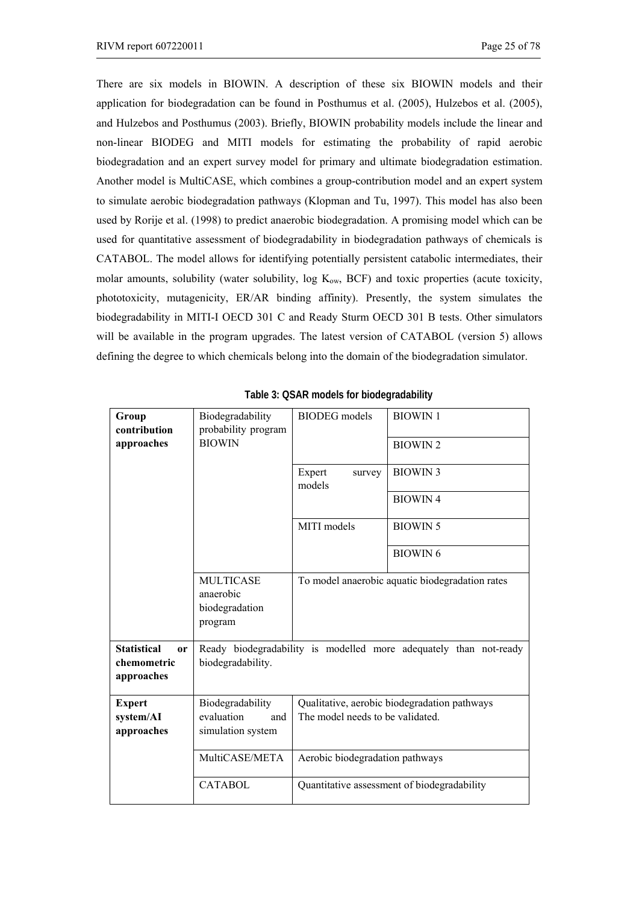There are six models in BIOWIN. A description of these six BIOWIN models and their application for biodegradation can be found in Posthumus et al. (2005), Hulzebos et al. (2005), and Hulzebos and Posthumus (2003). Briefly, BIOWIN probability models include the linear and non-linear BIODEG and MITI models for estimating the probability of rapid aerobic biodegradation and an expert survey model for primary and ultimate biodegradation estimation. Another model is MultiCASE, which combines a group-contribution model and an expert system to simulate aerobic biodegradation pathways (Klopman and Tu, 1997). This model has also been used by Rorije et al. (1998) to predict anaerobic biodegradation. A promising model which can be used for quantitative assessment of biodegradability in biodegradation pathways of chemicals is CATABOL. The model allows for identifying potentially persistent catabolic intermediates, their molar amounts, solubility (water solubility, log $K_{ow}$, BCF) and toxic properties (acute toxicity, phototoxicity, mutagenicity, ER/AR binding affinity). Presently, the system simulates the biodegradability in MITI-I OECD 301 C and Ready Sturm OECD 301 B tests. Other simulators will be available in the program upgrades. The latest version of CATABOL (version 5) allows defining the degree to which chemicals belong into the domain of the biodegradation simulator.

**Table 3: QSAR models for biodegradability**

| | | | |
|---|---|---|---|
| **Group contribution approaches** | Biodegradability probability program BIOWIN | BIODEG models | BIOWIN 1 |
| | | | BIOWIN 2 |
| | | Expert survey models | BIOWIN 3 |
| | | | BIOWIN 4 |
| | | MITI models | BIOWIN 5 |
| | | | BIOWIN 6 |
| | MULTICASE anaerobic biodegradation program | To model anaerobic aquatic biodegradation rates | |
| **Statistical or chemometric approaches** | Ready biodegradability is modelled more adequately than not-ready biodegradability. | | |
| **Expert system/AI approaches** | Biodegradability evaluation and simulation system | Qualitative, aerobic biodegradation pathways The model needs to be validated. | |
| | MultiCASE/META | Aerobic biodegradation pathways | |
| | CATABOL | Quantitative assessment of biodegradability | |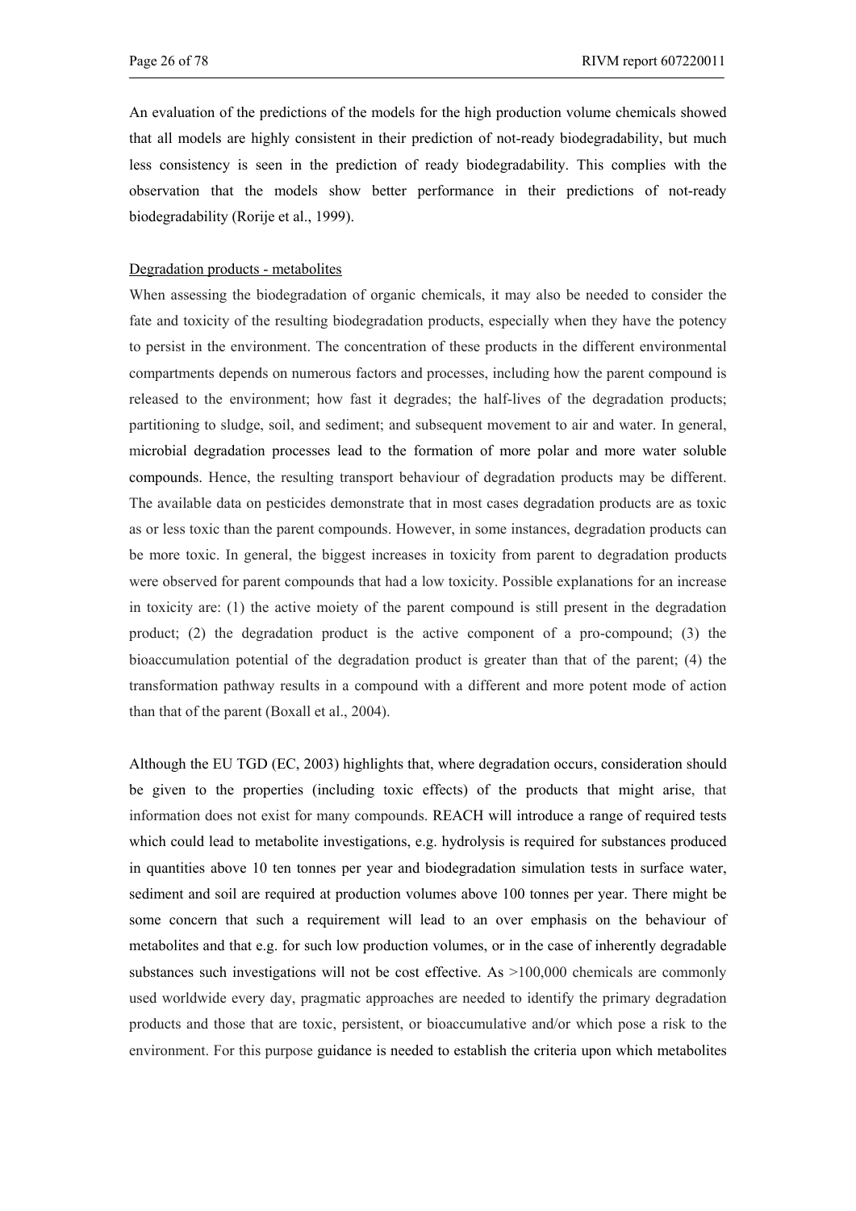An evaluation of the predictions of the models for the high production volume chemicals showed that all models are highly consistent in their prediction of not-ready biodegradability, but much less consistency is seen in the prediction of ready biodegradability. This complies with the observation that the models show better performance in their predictions of not-ready biodegradability (Rorije et al., 1999).

Degradation products - metabolites

When assessing the biodegradation of organic chemicals, it may also be needed to consider the fate and toxicity of the resulting biodegradation products, especially when they have the potency to persist in the environment. The concentration of these products in the different environmental compartments depends on numerous factors and processes, including how the parent compound is released to the environment; how fast it degrades; the half-lives of the degradation products; partitioning to sludge, soil, and sediment; and subsequent movement to air and water. In general, microbial degradation processes lead to the formation of more polar and more water soluble compounds. Hence, the resulting transport behaviour of degradation products may be different. The available data on pesticides demonstrate that in most cases degradation products are as toxic as or less toxic than the parent compounds. However, in some instances, degradation products can be more toxic. In general, the biggest increases in toxicity from parent to degradation products were observed for parent compounds that had a low toxicity. Possible explanations for an increase in toxicity are: (1) the active moiety of the parent compound is still present in the degradation product; (2) the degradation product is the active component of a pro-compound; (3) the bioaccumulation potential of the degradation product is greater than that of the parent; (4) the transformation pathway results in a compound with a different and more potent mode of action than that of the parent (Boxall et al., 2004).

Although the EU TGD (EC, 2003) highlights that, where degradation occurs, consideration should be given to the properties (including toxic effects) of the products that might arise, that information does not exist for many compounds. REACH will introduce a range of required tests which could lead to metabolite investigations, e.g. hydrolysis is required for substances produced in quantities above 10 ten tonnes per year and biodegradation simulation tests in surface water, sediment and soil are required at production volumes above 100 tonnes per year. There might be some concern that such a requirement will lead to an over emphasis on the behaviour of metabolites and that e.g. for such low production volumes, or in the case of inherently degradable substances such investigations will not be cost effective. As >100,000 chemicals are commonly used worldwide every day, pragmatic approaches are needed to identify the primary degradation products and those that are toxic, persistent, or bioaccumulative and/or which pose a risk to the environment. For this purpose guidance is needed to establish the criteria upon which metabolites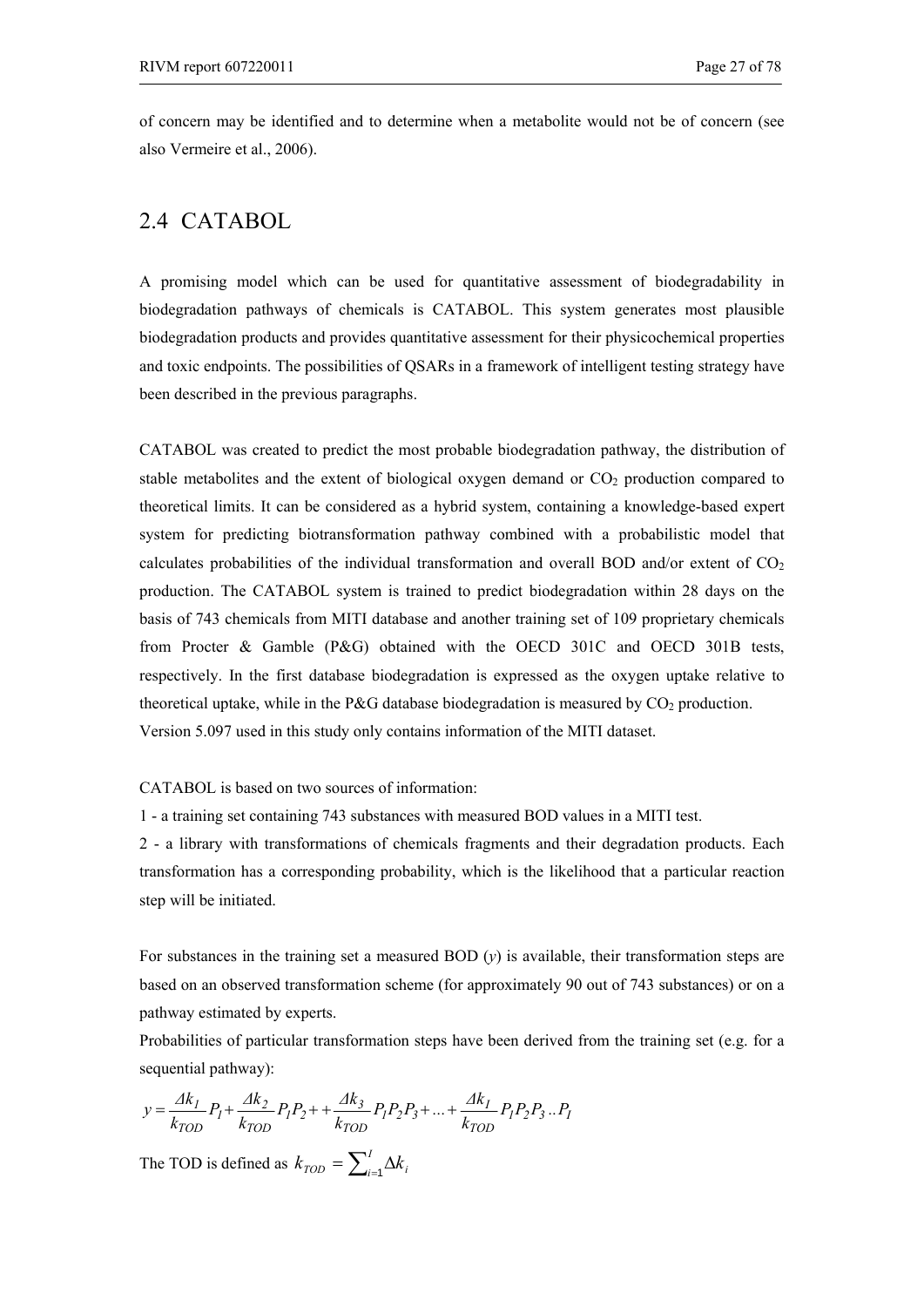of concern may be identified and to determine when a metabolite would not be of concern (see also Vermeire et al., 2006).

## 2.4 CATABOL

A promising model which can be used for quantitative assessment of biodegradability in biodegradation pathways of chemicals is CATABOL. This system generates most plausible biodegradation products and provides quantitative assessment for their physicochemical properties and toxic endpoints. The possibilities of QSARs in a framework of intelligent testing strategy have been described in the previous paragraphs.

CATABOL was created to predict the most probable biodegradation pathway, the distribution of stable metabolites and the extent of biological oxygen demand or $CO_2$ production compared to theoretical limits. It can be considered as a hybrid system, containing a knowledge-based expert system for predicting biotransformation pathway combined with a probabilistic model that calculates probabilities of the individual transformation and overall BOD and/or extent of $CO_2$ production. The CATABOL system is trained to predict biodegradation within 28 days on the basis of 743 chemicals from MITI database and another training set of 109 proprietary chemicals from Procter & Gamble (P&G) obtained with the OECD 301C and OECD 301B tests, respectively. In the first database biodegradation is expressed as the oxygen uptake relative to theoretical uptake, while in the P&G database biodegradation is measured by $CO_2$ production. Version 5.097 used in this study only contains information of the MITI dataset.

CATABOL is based on two sources of information:

1 - a training set containing 743 substances with measured BOD values in a MITI test.

2 - a library with transformations of chemicals fragments and their degradation products. Each transformation has a corresponding probability, which is the likelihood that a particular reaction step will be initiated.

For substances in the training set a measured BOD ($y$) is available, their transformation steps are based on an observed transformation scheme (for approximately 90 out of 743 substances) or on a pathway estimated by experts.

Probabilities of particular transformation steps have been derived from the training set (e.g. for a sequential pathway):

$$y = \frac{\Delta k_1}{k_{TOD}} P_1 + \frac{\Delta k_2}{k_{TOD}} P_1 P_2 + + \frac{\Delta k_3}{k_{TOD}} P_1 P_2 P_3 + \ldots + \frac{\Delta k_I}{k_{TOD}} P_1 P_2 P_3 \ldots P_I$$

The TOD is defined as $k_{TOD} = \sum_{i=1}^{I} \Delta k_i$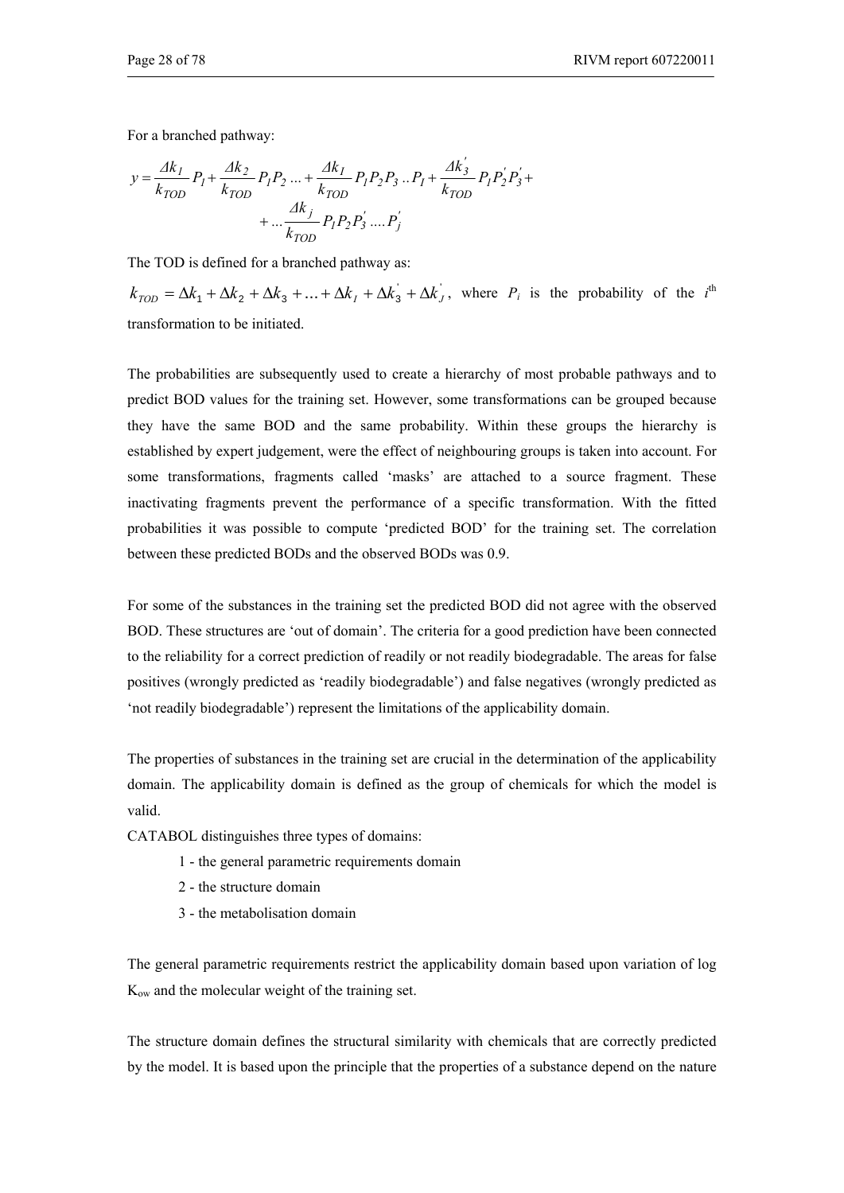For a branched pathway:

$$y = \frac{\Delta k_1}{k_{TOD}} P_1 + \frac{\Delta k_2}{k_{TOD}} P_1 P_2 \ldots + \frac{\Delta k_I}{k_{TOD}} P_1 P_2 P_3 \ldots P_I + \frac{\Delta k_3^{'}}{k_{TOD}} P_1 P_2^{'} P_3^{'} + \\ + \ldots \frac{\Delta k_j}{k_{TOD}} P_1 P_2 P_3^{'} \ldots P_j^{'}$$

The TOD is defined for a branched pathway as:

$k_{TOD} = \Delta k_1 + \Delta k_2 + \Delta k_3 + \ldots + \Delta k_I + \Delta k_3^{'} + \Delta k_J^{'}$, where $P_i$ is the probability of the $i^{th}$ transformation to be initiated.

The probabilities are subsequently used to create a hierarchy of most probable pathways and to predict BOD values for the training set. However, some transformations can be grouped because they have the same BOD and the same probability. Within these groups the hierarchy is established by expert judgement, were the effect of neighbouring groups is taken into account. For some transformations, fragments called 'masks' are attached to a source fragment. These inactivating fragments prevent the performance of a specific transformation. With the fitted probabilities it was possible to compute 'predicted BOD' for the training set. The correlation between these predicted BODs and the observed BODs was 0.9.

For some of the substances in the training set the predicted BOD did not agree with the observed BOD. These structures are 'out of domain'. The criteria for a good prediction have been connected to the reliability for a correct prediction of readily or not readily biodegradable. The areas for false positives (wrongly predicted as 'readily biodegradable') and false negatives (wrongly predicted as 'not readily biodegradable') represent the limitations of the applicability domain.

The properties of substances in the training set are crucial in the determination of the applicability domain. The applicability domain is defined as the group of chemicals for which the model is valid.

CATABOL distinguishes three types of domains:

1 - the general parametric requirements domain
2 - the structure domain
3 - the metabolisation domain

The general parametric requirements restrict the applicability domain based upon variation of log $K_{ow}$ and the molecular weight of the training set.

The structure domain defines the structural similarity with chemicals that are correctly predicted by the model. It is based upon the principle that the properties of a substance depend on the nature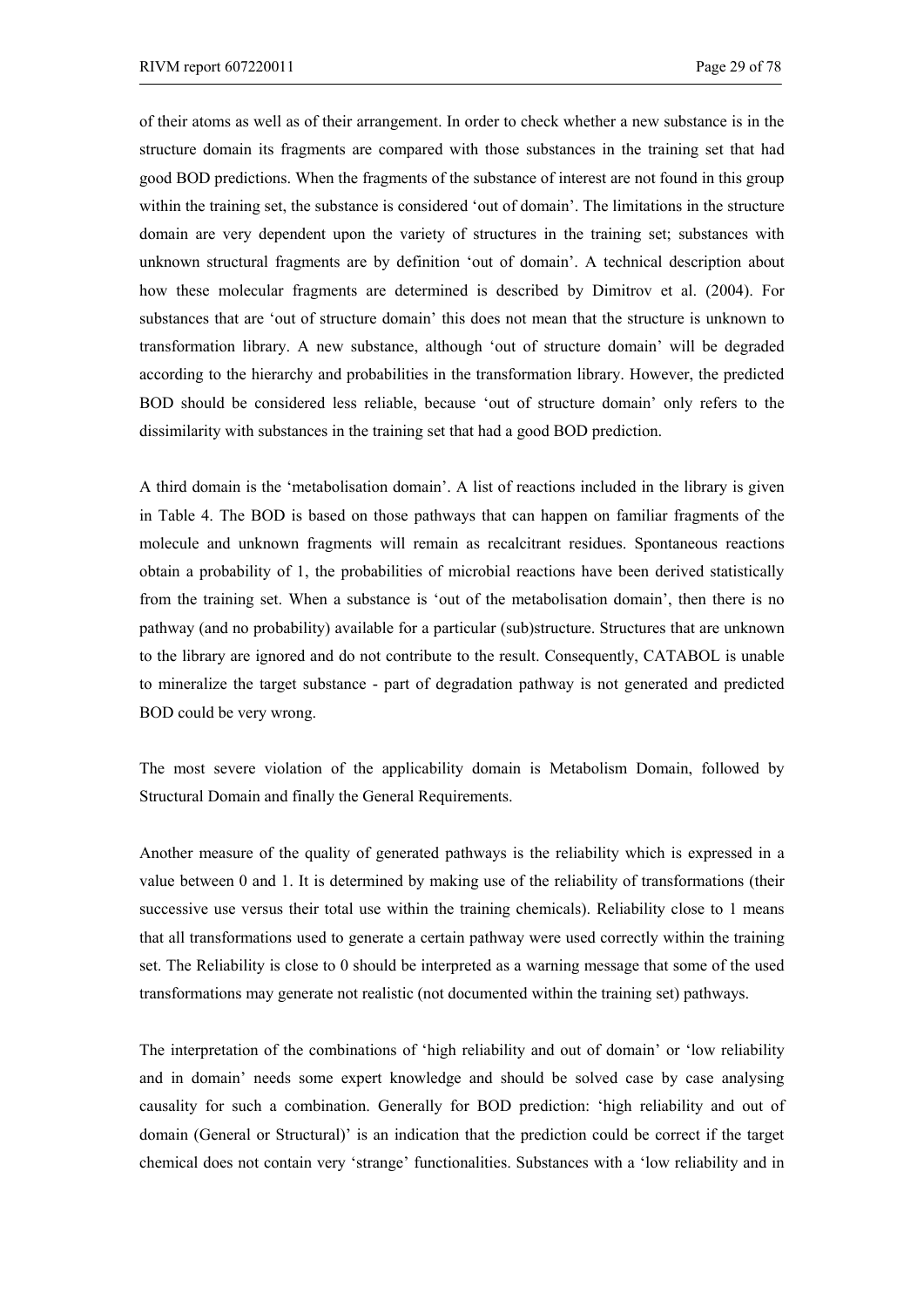of their atoms as well as of their arrangement. In order to check whether a new substance is in the structure domain its fragments are compared with those substances in the training set that had good BOD predictions. When the fragments of the substance of interest are not found in this group within the training set, the substance is considered 'out of domain'. The limitations in the structure domain are very dependent upon the variety of structures in the training set; substances with unknown structural fragments are by definition 'out of domain'. A technical description about how these molecular fragments are determined is described by Dimitrov et al. (2004). For substances that are 'out of structure domain' this does not mean that the structure is unknown to transformation library. A new substance, although 'out of structure domain' will be degraded according to the hierarchy and probabilities in the transformation library. However, the predicted BOD should be considered less reliable, because 'out of structure domain' only refers to the dissimilarity with substances in the training set that had a good BOD prediction.

A third domain is the 'metabolisation domain'. A list of reactions included in the library is given in Table 4. The BOD is based on those pathways that can happen on familiar fragments of the molecule and unknown fragments will remain as recalcitrant residues. Spontaneous reactions obtain a probability of 1, the probabilities of microbial reactions have been derived statistically from the training set. When a substance is 'out of the metabolisation domain', then there is no pathway (and no probability) available for a particular (sub)structure. Structures that are unknown to the library are ignored and do not contribute to the result. Consequently, CATABOL is unable to mineralize the target substance - part of degradation pathway is not generated and predicted BOD could be very wrong.

The most severe violation of the applicability domain is Metabolism Domain, followed by Structural Domain and finally the General Requirements.

Another measure of the quality of generated pathways is the reliability which is expressed in a value between 0 and 1. It is determined by making use of the reliability of transformations (their successive use versus their total use within the training chemicals). Reliability close to 1 means that all transformations used to generate a certain pathway were used correctly within the training set. The Reliability is close to 0 should be interpreted as a warning message that some of the used transformations may generate not realistic (not documented within the training set) pathways.

The interpretation of the combinations of 'high reliability and out of domain' or 'low reliability and in domain' needs some expert knowledge and should be solved case by case analysing causality for such a combination. Generally for BOD prediction: 'high reliability and out of domain (General or Structural)' is an indication that the prediction could be correct if the target chemical does not contain very 'strange' functionalities. Substances with a 'low reliability and in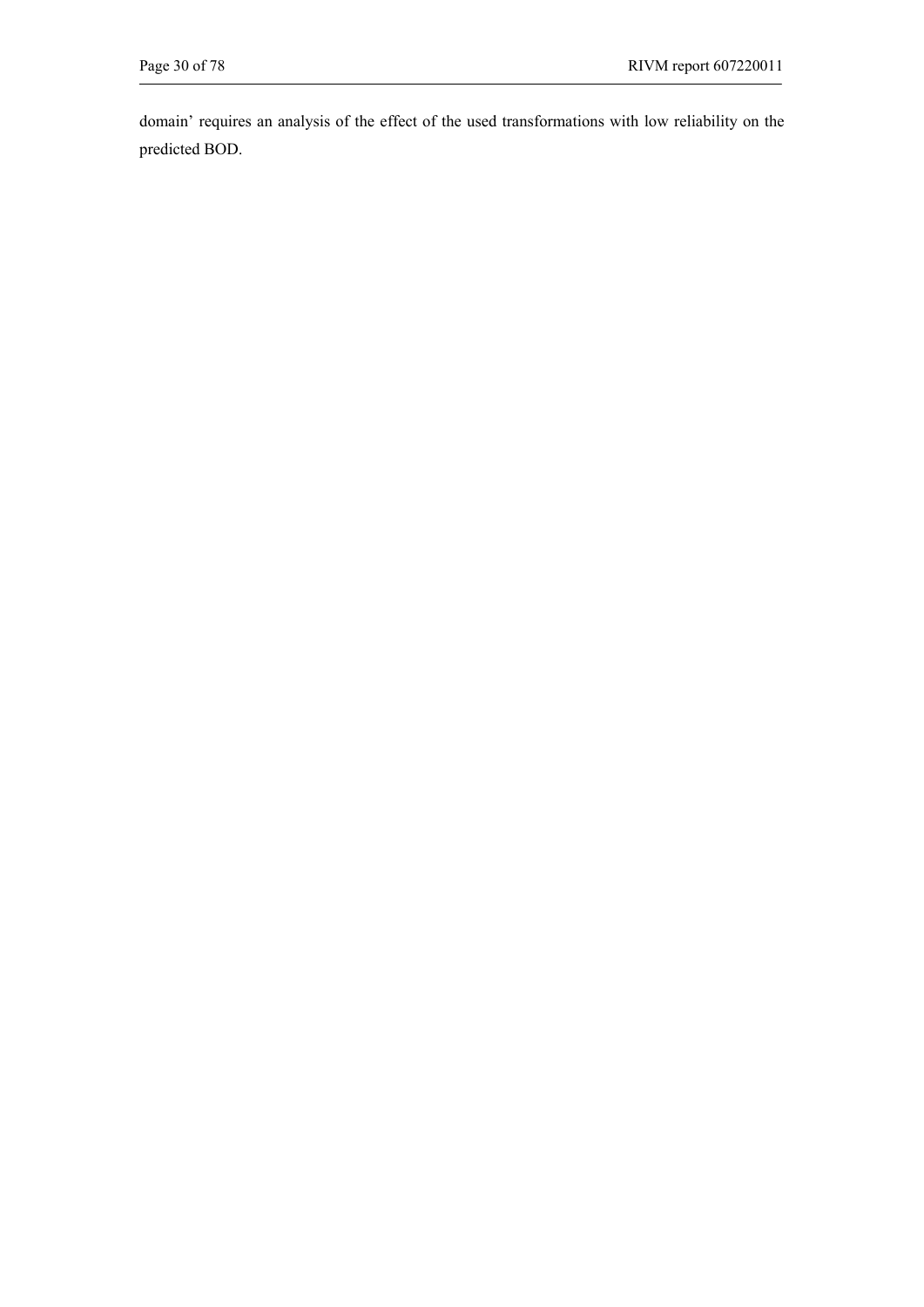domain' requires an analysis of the effect of the used transformations with low reliability on the predicted BOD.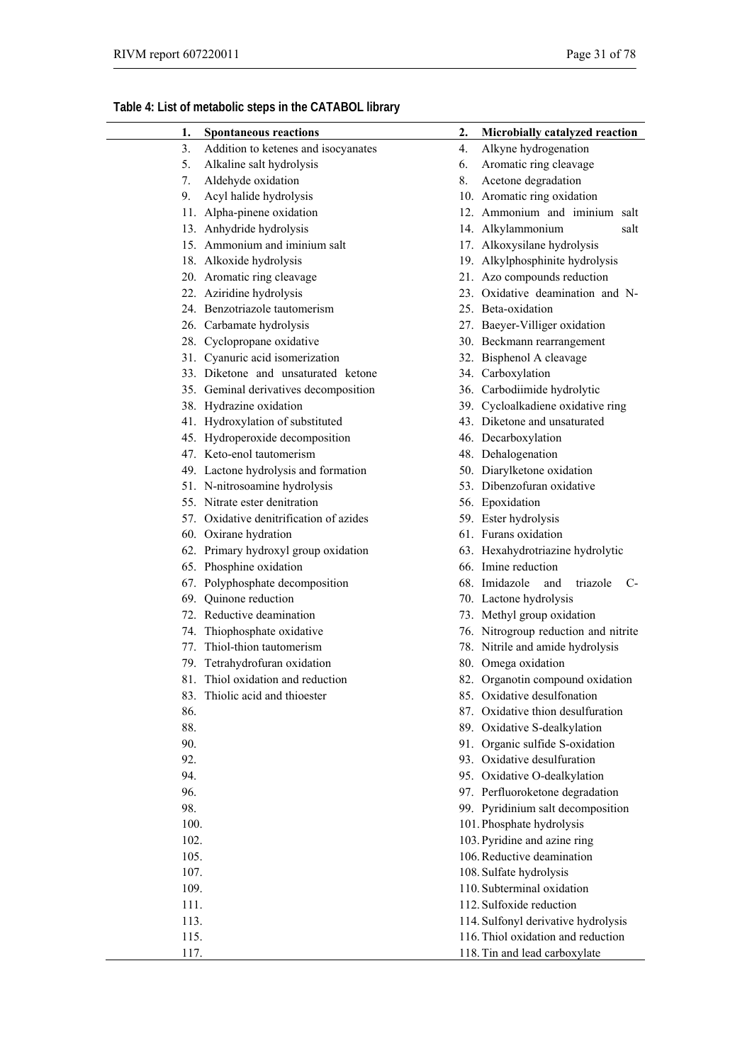**Table 4: List of metabolic steps in the CATABOL library**

| | | | |
|---|---|---|---|
| 1. | **Spontaneous reactions** | 2. | **Microbially catalyzed reaction** |
| 3. | Addition to ketenes and isocyanates | 4. | Alkyne hydrogenation |
| 5. | Alkaline salt hydrolysis | 6. | Aromatic ring cleavage |
| 7. | Aldehyde oxidation | 8. | Acetone degradation |
| 9. | Acyl halide hydrolysis | 10. | Aromatic ring oxidation |
| 11. | Alpha-pinene oxidation | 12. | Ammonium and iminium salt |
| 13. | Anhydride hydrolysis | 14. | Alkylammonium salt |
| 15. | Ammonium and iminium salt | 17. | Alkoxysilane hydrolysis |
| 18. | Alkoxide hydrolysis | 19. | Alkylphosphinite hydrolysis |
| 20. | Aromatic ring cleavage | 21. | Azo compounds reduction |
| 22. | Aziridine hydrolysis | 23. | Oxidative deamination and N- |
| 24. | Benzotriazole tautomerism | 25. | Beta-oxidation |
| 26. | Carbamate hydrolysis | 27. | Baeyer-Villiger oxidation |
| 28. | Cyclopropane oxidative | 30. | Beckmann rearrangement |
| 31. | Cyanuric acid isomerization | 32. | Bisphenol A cleavage |
| 33. | Diketone and unsaturated ketone | 34. | Carboxylation |
| 35. | Geminal derivatives decomposition | 36. | Carbodiimide hydrolytic |
| 38. | Hydrazine oxidation | 39. | Cycloalkadiene oxidative ring |
| 41. | Hydroxylation of substituted | 43. | Diketone and unsaturated |
| 45. | Hydroperoxide decomposition | 46. | Decarboxylation |
| 47. | Keto-enol tautomerism | 48. | Dehalogenation |
| 49. | Lactone hydrolysis and formation | 50. | Diarylketone oxidation |
| 51. | N-nitrosoamine hydrolysis | 53. | Dibenzofuran oxidative |
| 55. | Nitrate ester denitration | 56. | Epoxidation |
| 57. | Oxidative denitrification of azides | 59. | Ester hydrolysis |
| 60. | Oxirane hydration | 61. | Furans oxidation |
| 62. | Primary hydroxyl group oxidation | 63. | Hexahydrotriazine hydrolytic |
| 65. | Phosphine oxidation | 66. | Imine reduction |
| 67. | Polyphosphate decomposition | 68. | Imidazole and triazole C- |
| 69. | Quinone reduction | 70. | Lactone hydrolysis |
| 72. | Reductive deamination | 73. | Methyl group oxidation |
| 74. | Thiophosphate oxidative | 76. | Nitrogroup reduction and nitrite |
| 77. | Thiol-thion tautomerism | 78. | Nitrile and amide hydrolysis |
| 79. | Tetrahydrofuran oxidation | 80. | Omega oxidation |
| 81. | Thiol oxidation and reduction | 82. | Organotin compound oxidation |
| 83. | Thiolic acid and thioester | 85. | Oxidative desulfonation |
| 86. | | 87. | Oxidative thion desulfuration |
| 88. | | 89. | Oxidative S-dealkylation |
| 90. | | 91. | Organic sulfide S-oxidation |
| 92. | | 93. | Oxidative desulfuration |
| 94. | | 95. | Oxidative O-dealkylation |
| 96. | | 97. | Perfluoroketone degradation |
| 98. | | 99. | Pyridinium salt decomposition |
| 100. | | 101. | Phosphate hydrolysis |
| 102. | | 103. | Pyridine and azine ring |
| 105. | | 106. | Reductive deamination |
| 107. | | 108. | Sulfate hydrolysis |
| 109. | | 110. | Subterminal oxidation |
| 111. | | 112. | Sulfoxide reduction |
| 113. | | 114. | Sulfonyl derivative hydrolysis |
| 115. | | 116. | Thiol oxidation and reduction |
| 117. | | 118. | Tin and lead carboxylate |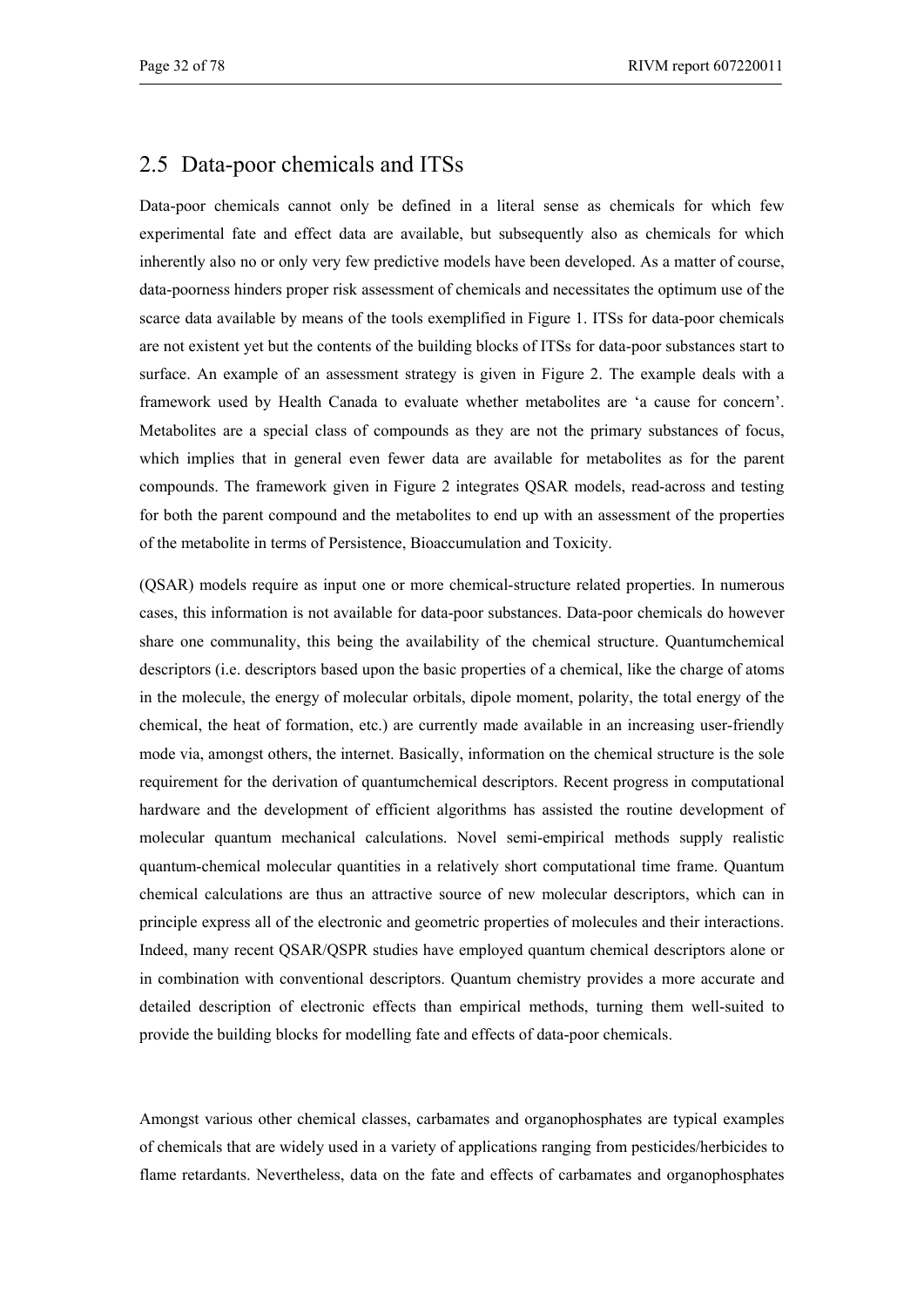## 2.5 Data-poor chemicals and ITSs

Data-poor chemicals cannot only be defined in a literal sense as chemicals for which few experimental fate and effect data are available, but subsequently also as chemicals for which inherently also no or only very few predictive models have been developed. As a matter of course, data-poorness hinders proper risk assessment of chemicals and necessitates the optimum use of the scarce data available by means of the tools exemplified in Figure 1. ITSs for data-poor chemicals are not existent yet but the contents of the building blocks of ITSs for data-poor substances start to surface. An example of an assessment strategy is given in Figure 2. The example deals with a framework used by Health Canada to evaluate whether metabolites are 'a cause for concern'. Metabolites are a special class of compounds as they are not the primary substances of focus, which implies that in general even fewer data are available for metabolites as for the parent compounds. The framework given in Figure 2 integrates QSAR models, read-across and testing for both the parent compound and the metabolites to end up with an assessment of the properties of the metabolite in terms of Persistence, Bioaccumulation and Toxicity.

(QSAR) models require as input one or more chemical-structure related properties. In numerous cases, this information is not available for data-poor substances. Data-poor chemicals do however share one communality, this being the availability of the chemical structure. Quantumchemical descriptors (i.e. descriptors based upon the basic properties of a chemical, like the charge of atoms in the molecule, the energy of molecular orbitals, dipole moment, polarity, the total energy of the chemical, the heat of formation, etc.) are currently made available in an increasing user-friendly mode via, amongst others, the internet. Basically, information on the chemical structure is the sole requirement for the derivation of quantumchemical descriptors. Recent progress in computational hardware and the development of efficient algorithms has assisted the routine development of molecular quantum mechanical calculations. Novel semi-empirical methods supply realistic quantum-chemical molecular quantities in a relatively short computational time frame. Quantum chemical calculations are thus an attractive source of new molecular descriptors, which can in principle express all of the electronic and geometric properties of molecules and their interactions. Indeed, many recent QSAR/QSPR studies have employed quantum chemical descriptors alone or in combination with conventional descriptors. Quantum chemistry provides a more accurate and detailed description of electronic effects than empirical methods, turning them well-suited to provide the building blocks for modelling fate and effects of data-poor chemicals.

Amongst various other chemical classes, carbamates and organophosphates are typical examples of chemicals that are widely used in a variety of applications ranging from pesticides/herbicides to flame retardants. Nevertheless, data on the fate and effects of carbamates and organophosphates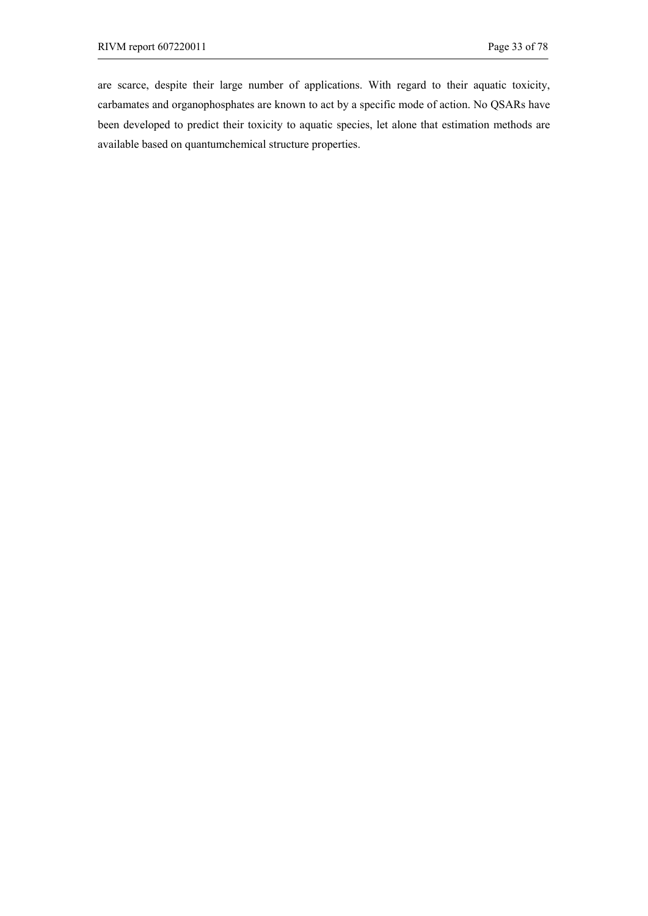are scarce, despite their large number of applications. With regard to their aquatic toxicity, carbamates and organophosphates are known to act by a specific mode of action. No QSARs have been developed to predict their toxicity to aquatic species, let alone that estimation methods are available based on quantumchemical structure properties.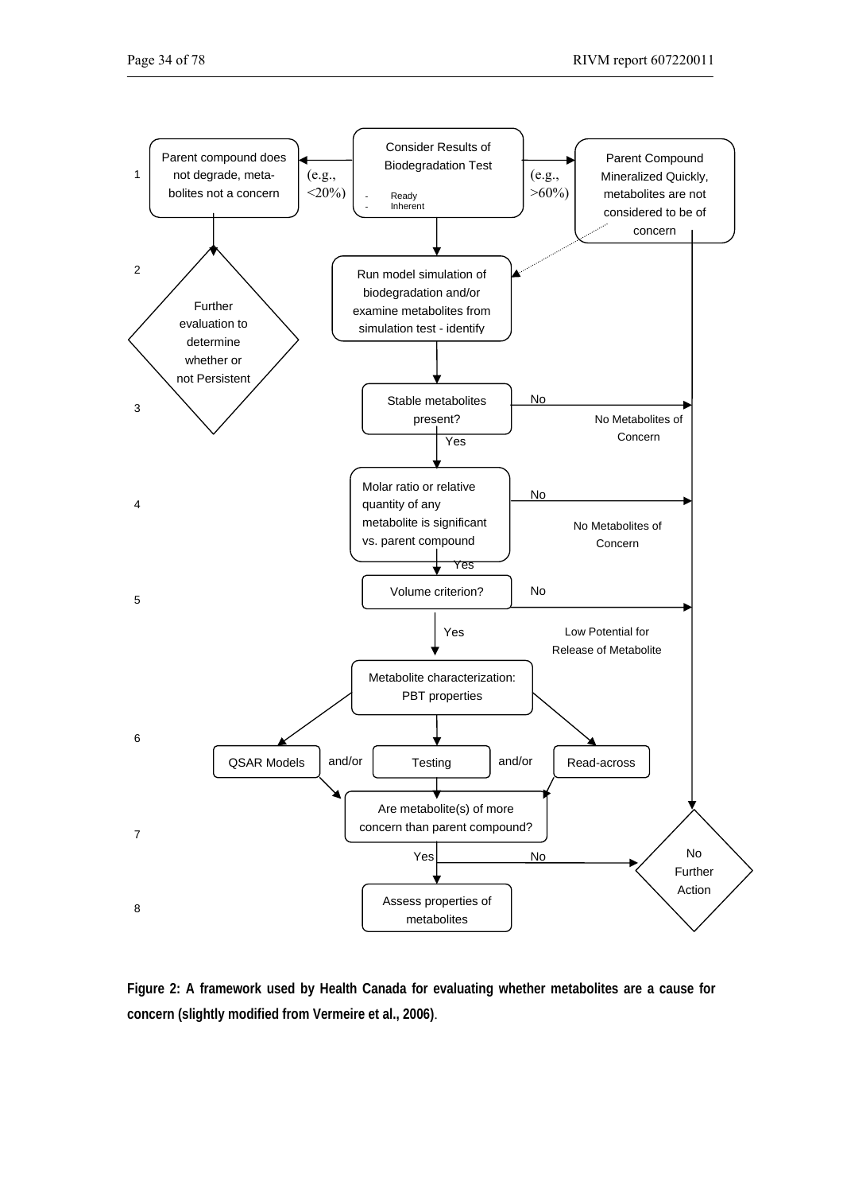1

Consider Results of Biodegradation Test
- Ready
- Inherent

(e.g., <20%)

Parent compound does not degrade, metabolites not a concern

(e.g., >60%)

Parent Compound Mineralized Quickly, metabolites are not considered to be of concern

2

Further evaluation to determine whether or not Persistent

Run model simulation of biodegradation and/or examine metabolites from simulation test - identify

3

Stable metabolites present?

No — No Metabolites of Concern

Yes

4

Molar ratio or relative quantity of any metabolite is significant vs. parent compound

No — No Metabolites of Concern

Yes

5

Volume criterion?

No — Low Potential for Release of Metabolite

Yes

Metabolite characterization: PBT properties

6

QSAR Models and/or Testing and/or Read-across

7

Are metabolite(s) of more concern than parent compound?

No — No Further Action

Yes

8

Assess properties of metabolites

**Figure 2: A framework used by Health Canada for evaluating whether metabolites are a cause for concern (slightly modified from Vermeire et al., 2006).**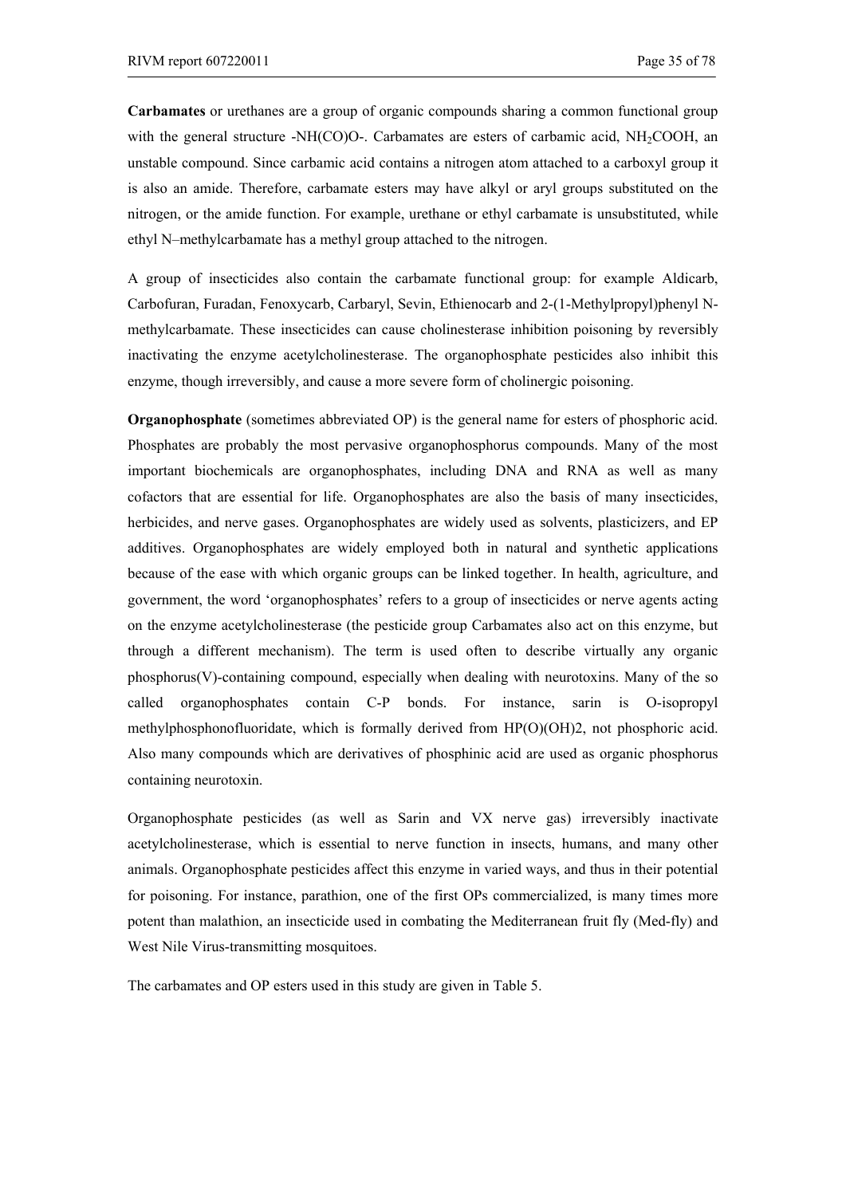**Carbamates** or urethanes are a group of organic compounds sharing a common functional group with the general structure -NH(CO)O-. Carbamates are esters of carbamic acid, $NH_2COOH$, an unstable compound. Since carbamic acid contains a nitrogen atom attached to a carboxyl group it is also an amide. Therefore, carbamate esters may have alkyl or aryl groups substituted on the nitrogen, or the amide function. For example, urethane or ethyl carbamate is unsubstituted, while ethyl N–methylcarbamate has a methyl group attached to the nitrogen.

A group of insecticides also contain the carbamate functional group: for example Aldicarb, Carbofuran, Furadan, Fenoxycarb, Carbaryl, Sevin, Ethienocarb and 2-(1-Methylpropyl)phenyl N-methylcarbamate. These insecticides can cause cholinesterase inhibition poisoning by reversibly inactivating the enzyme acetylcholinesterase. The organophosphate pesticides also inhibit this enzyme, though irreversibly, and cause a more severe form of cholinergic poisoning.

**Organophosphate** (sometimes abbreviated OP) is the general name for esters of phosphoric acid. Phosphates are probably the most pervasive organophosphorus compounds. Many of the most important biochemicals are organophosphates, including DNA and RNA as well as many cofactors that are essential for life. Organophosphates are also the basis of many insecticides, herbicides, and nerve gases. Organophosphates are widely used as solvents, plasticizers, and EP additives. Organophosphates are widely employed both in natural and synthetic applications because of the ease with which organic groups can be linked together. In health, agriculture, and government, the word 'organophosphates' refers to a group of insecticides or nerve agents acting on the enzyme acetylcholinesterase (the pesticide group Carbamates also act on this enzyme, but through a different mechanism). The term is used often to describe virtually any organic phosphorus(V)-containing compound, especially when dealing with neurotoxins. Many of the so called organophosphates contain C-P bonds. For instance, sarin is O-isopropyl methylphosphonofluoridate, which is formally derived from HP(O)(OH)2, not phosphoric acid. Also many compounds which are derivatives of phosphinic acid are used as organic phosphorus containing neurotoxin.

Organophosphate pesticides (as well as Sarin and VX nerve gas) irreversibly inactivate acetylcholinesterase, which is essential to nerve function in insects, humans, and many other animals. Organophosphate pesticides affect this enzyme in varied ways, and thus in their potential for poisoning. For instance, parathion, one of the first OPs commercialized, is many times more potent than malathion, an insecticide used in combating the Mediterranean fruit fly (Med-fly) and West Nile Virus-transmitting mosquitoes.

The carbamates and OP esters used in this study are given in Table 5.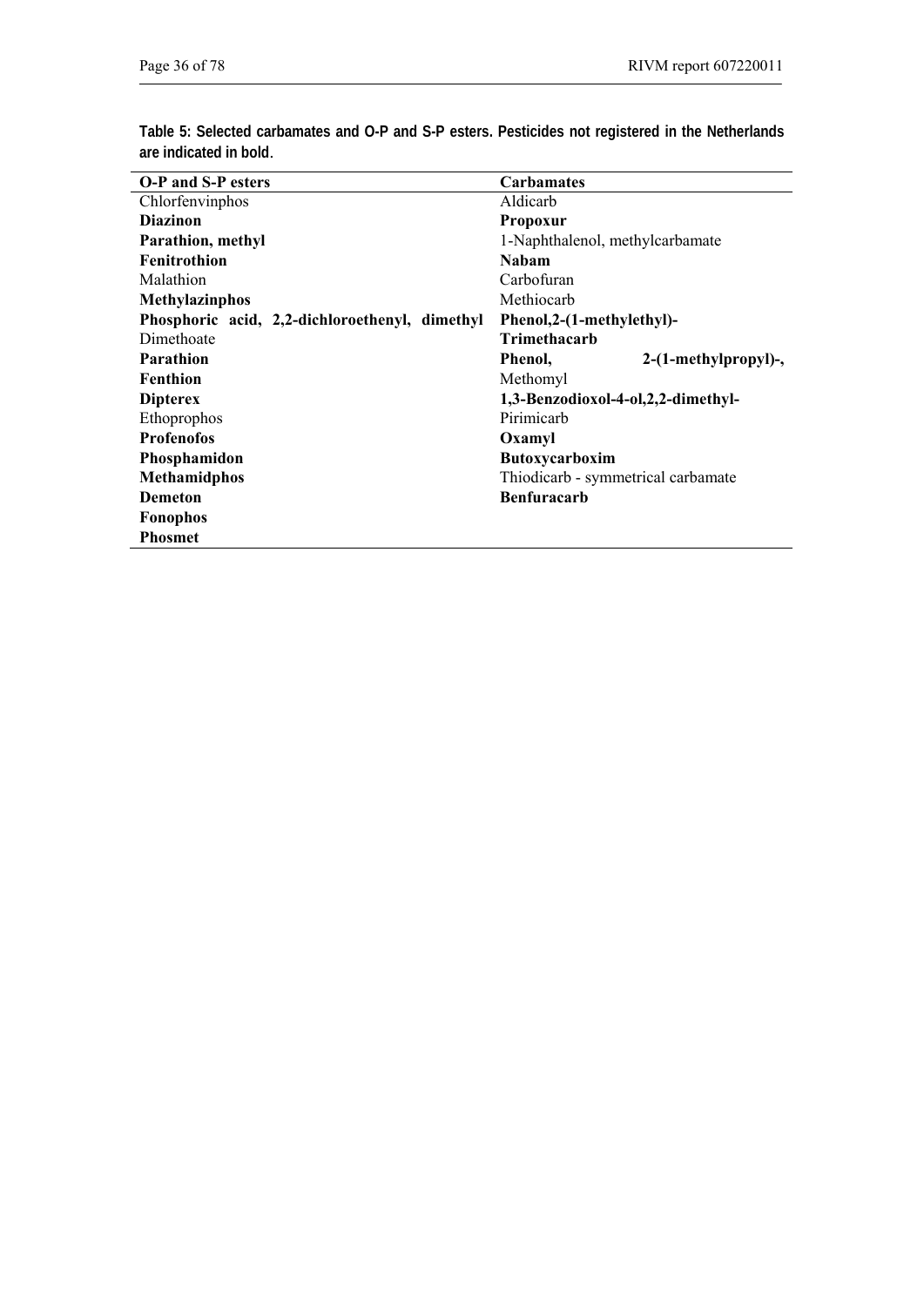**Table 5: Selected carbamates and O-P and S-P esters. Pesticides not registered in the Netherlands are indicated in bold**.

| O-P and S-P esters | Carbamates |
|---|---|
| Chlorfenvinphos | Aldicarb |
| **Diazinon** | **Propoxur** |
| **Parathion, methyl** | 1-Naphthalenol, methylcarbamate |
| **Fenitrothion** | **Nabam** |
| Malathion | Carbofuran |
| **Methylazinphos** | Methiocarb |
| **Phosphoric acid, 2,2-dichloroethenyl, dimethyl** | **Phenol,2-(1-methylethyl)-** |
| Dimethoate | **Trimethacarb** |
| **Parathion** | **Phenol, 2-(1-methylpropyl)-,** |
| **Fenthion** | Methomyl |
| **Dipterex** | **1,3-Benzodioxol-4-ol,2,2-dimethyl-** |
| Ethoprophos | Pirimicarb |
| **Profenofos** | **Oxamyl** |
| **Phosphamidon** | **Butoxycarboxim** |
| **Methamidphos** | Thiodicarb - symmetrical carbamate |
| **Demeton** | **Benfuracarb** |
| **Fonophos** | |
| **Phosmet** | |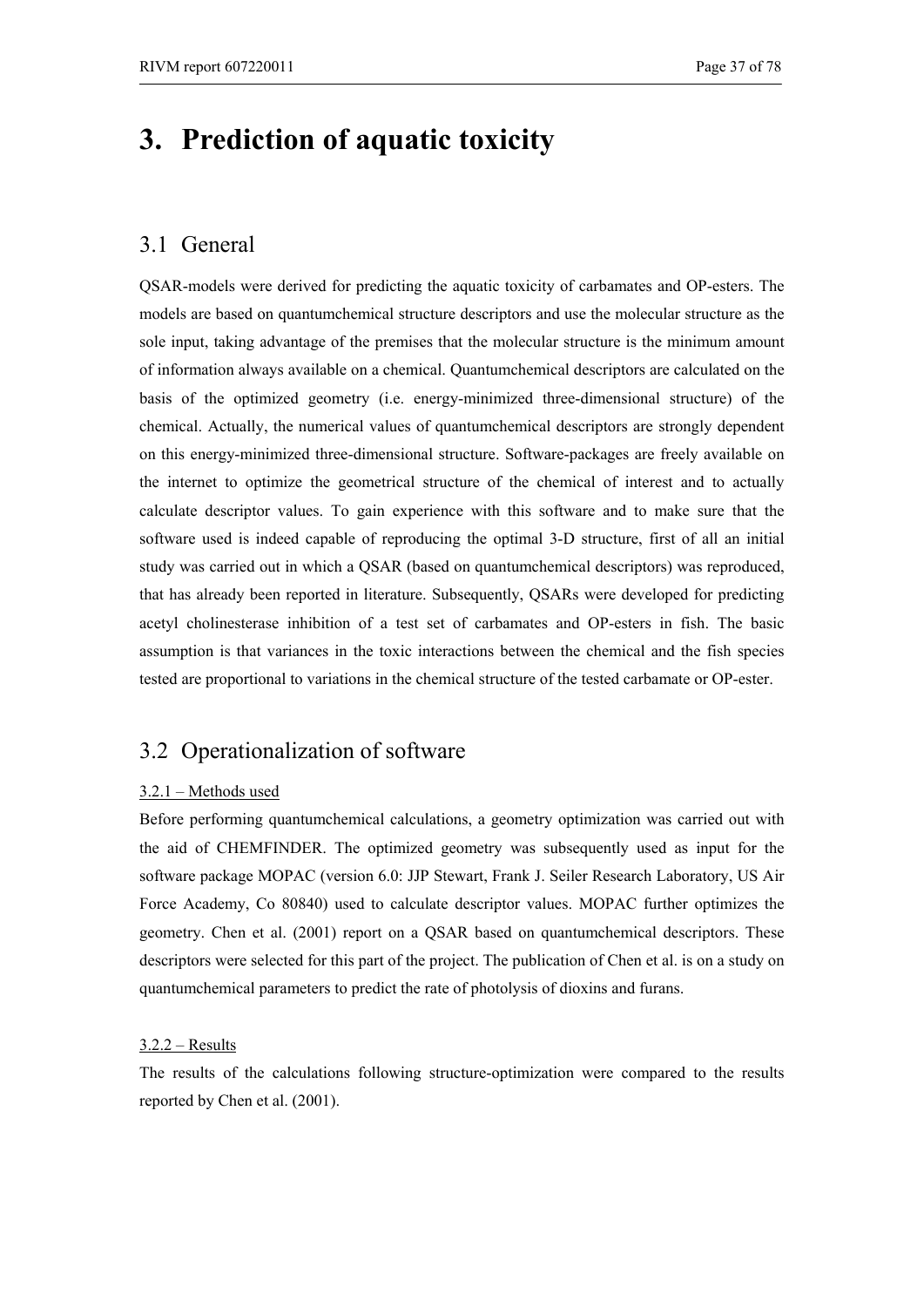# 3. Prediction of aquatic toxicity

## 3.1 General

QSAR-models were derived for predicting the aquatic toxicity of carbamates and OP-esters. The models are based on quantumchemical structure descriptors and use the molecular structure as the sole input, taking advantage of the premises that the molecular structure is the minimum amount of information always available on a chemical. Quantumchemical descriptors are calculated on the basis of the optimized geometry (i.e. energy-minimized three-dimensional structure) of the chemical. Actually, the numerical values of quantumchemical descriptors are strongly dependent on this energy-minimized three-dimensional structure. Software-packages are freely available on the internet to optimize the geometrical structure of the chemical of interest and to actually calculate descriptor values. To gain experience with this software and to make sure that the software used is indeed capable of reproducing the optimal 3-D structure, first of all an initial study was carried out in which a QSAR (based on quantumchemical descriptors) was reproduced, that has already been reported in literature. Subsequently, QSARs were developed for predicting acetyl cholinesterase inhibition of a test set of carbamates and OP-esters in fish. The basic assumption is that variances in the toxic interactions between the chemical and the fish species tested are proportional to variations in the chemical structure of the tested carbamate or OP-ester.

## 3.2 Operationalization of software

<u>3.2.1 – Methods used</u>

Before performing quantumchemical calculations, a geometry optimization was carried out with the aid of CHEMFINDER. The optimized geometry was subsequently used as input for the software package MOPAC (version 6.0: JJP Stewart, Frank J. Seiler Research Laboratory, US Air Force Academy, Co 80840) used to calculate descriptor values. MOPAC further optimizes the geometry. Chen et al. (2001) report on a QSAR based on quantumchemical descriptors. These descriptors were selected for this part of the project. The publication of Chen et al. is on a study on quantumchemical parameters to predict the rate of photolysis of dioxins and furans.

<u>3.2.2 – Results</u>

The results of the calculations following structure-optimization were compared to the results reported by Chen et al. (2001).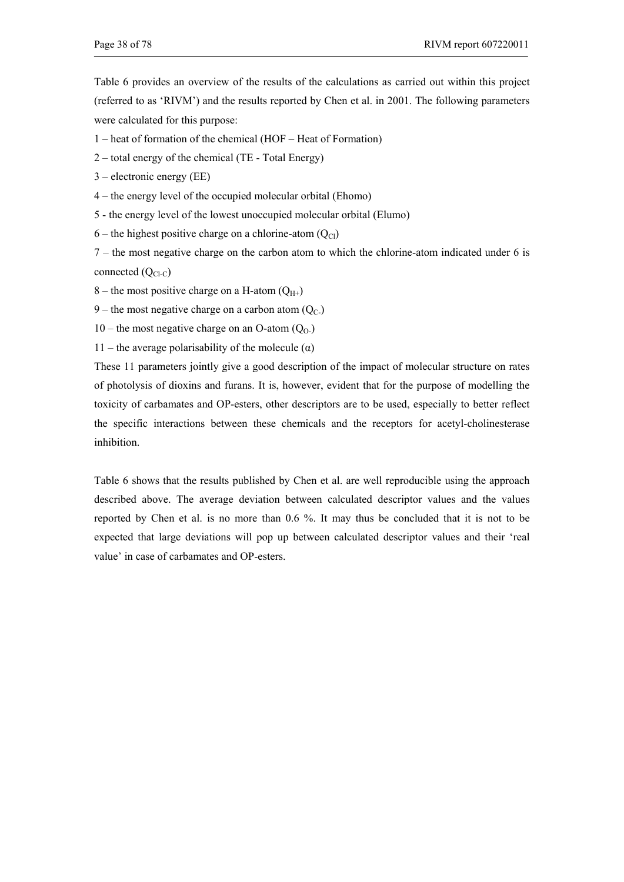Table 6 provides an overview of the results of the calculations as carried out within this project (referred to as 'RIVM') and the results reported by Chen et al. in 2001. The following parameters were calculated for this purpose:

1 – heat of formation of the chemical (HOF – Heat of Formation)

2 – total energy of the chemical (TE - Total Energy)

3 – electronic energy (EE)

4 – the energy level of the occupied molecular orbital (Ehomo)

5 - the energy level of the lowest unoccupied molecular orbital (Elumo)

6 – the highest positive charge on a chlorine-atom ($Q_{Cl}$)

7 – the most negative charge on the carbon atom to which the chlorine-atom indicated under 6 is connected ($Q_{Cl\text{-}C}$)

8 – the most positive charge on a H-atom ($Q_{H+}$)

9 – the most negative charge on a carbon atom ($Q_{C-}$)

10 – the most negative charge on an O-atom ($Q_{O-}$)

11 – the average polarisability of the molecule ($\alpha$)

These 11 parameters jointly give a good description of the impact of molecular structure on rates of photolysis of dioxins and furans. It is, however, evident that for the purpose of modelling the toxicity of carbamates and OP-esters, other descriptors are to be used, especially to better reflect the specific interactions between these chemicals and the receptors for acetyl-cholinesterase inhibition.

Table 6 shows that the results published by Chen et al. are well reproducible using the approach described above. The average deviation between calculated descriptor values and the values reported by Chen et al. is no more than 0.6 %. It may thus be concluded that it is not to be expected that large deviations will pop up between calculated descriptor values and their 'real value' in case of carbamates and OP-esters.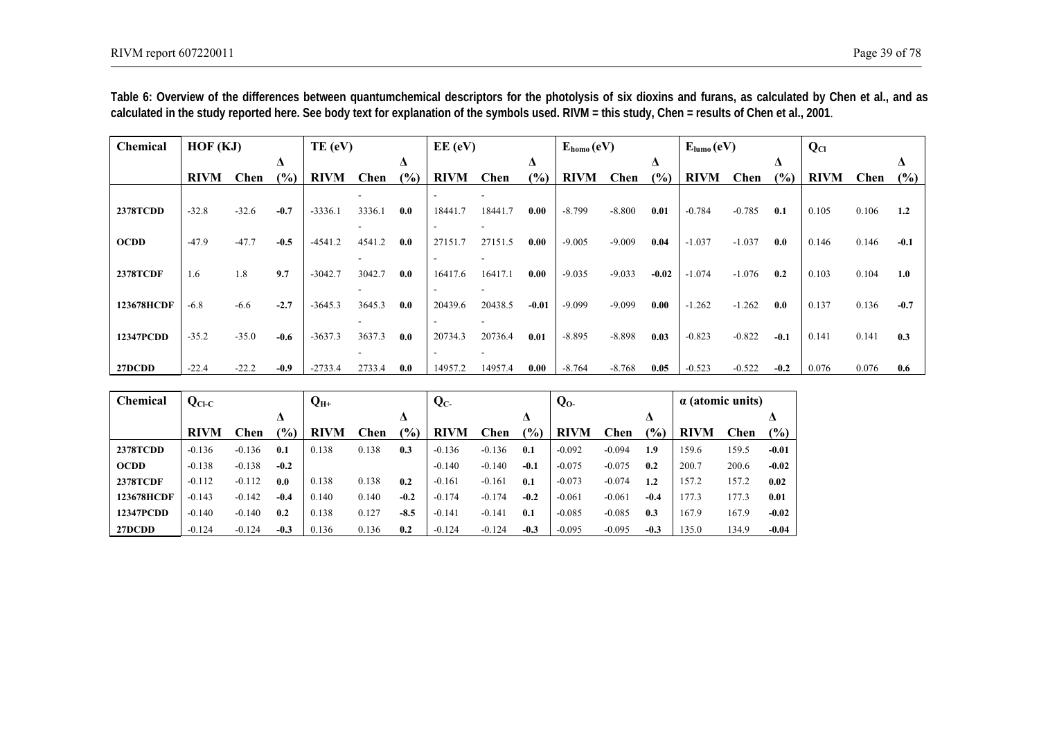**Table 6: Overview of the differences between quantumchemical descriptors for the photolysis of six dioxins and furans, as calculated by Chen et al., and as calculated in the study reported here. See body text for explanation of the symbols used. RIVM = this study, Chen = results of Chen et al., 2001.**

| Chemical | HOF (KJ) | | | TE (eV) | | | EE (eV) | | | $E_{homo}$ (eV) | | | $E_{lumo}$ (eV) | | | $Q_{Cl}$ | | |
|---|---|---|---|---|---|---|---|---|---|---|---|---|---|---|---|---|---|---|
| | RIVM | Chen | Δ (%) | RIVM | Chen | Δ (%) | RIVM | Chen | Δ (%) | RIVM | Chen | Δ (%) | RIVM | Chen | Δ (%) | RIVM | Chen | Δ (%) |
| **2378TCDD** | -32.8 | -32.6 | **-0.7** | -3336.1 | -3336.1 | **0.0** | -18441.7 | -18441.7 | **0.00** | -8.799 | -8.800 | **0.01** | -0.784 | -0.785 | **0.1** | 0.105 | 0.106 | **1.2** |
| **OCDD** | -47.9 | -47.7 | **-0.5** | -4541.2 | -4541.2 | **0.0** | -27151.7 | -27151.5 | **0.00** | -9.005 | -9.009 | **0.04** | -1.037 | -1.037 | **0.0** | 0.146 | 0.146 | **-0.1** |
| **2378TCDF** | 1.6 | 1.8 | **9.7** | -3042.7 | -3042.7 | **0.0** | -16417.6 | -16417.1 | **0.00** | -9.035 | -9.033 | **-0.02** | -1.074 | -1.076 | **0.2** | 0.103 | 0.104 | **1.0** |
| **123678HCDF** | -6.8 | -6.6 | **-2.7** | -3645.3 | -3645.3 | **0.0** | -20439.6 | -20438.5 | **-0.01** | -9.099 | -9.099 | **0.00** | -1.262 | -1.262 | **0.0** | 0.137 | 0.136 | **-0.7** |
| **12347PCDD** | -35.2 | -35.0 | **-0.6** | -3637.3 | -3637.3 | **0.0** | -20734.3 | -20736.4 | **0.01** | -8.895 | -8.898 | **0.03** | -0.823 | -0.822 | **-0.1** | 0.141 | 0.141 | **0.3** |
| **27DCDD** | -22.4 | -22.2 | **-0.9** | -2733.4 | -2733.4 | **0.0** | -14957.2 | -14957.4 | **0.00** | -8.764 | -8.768 | **0.05** | -0.523 | -0.522 | **-0.2** | 0.076 | 0.076 | **0.6** |

| Chemical | $Q_{Cl\text{-}C}$ | | | $Q_{H+}$ | | | $Q_{C-}$ | | | $Q_{O-}$ | | | α (atomic units) | | |
|---|---|---|---|---|---|---|---|---|---|---|---|---|---|---|---|
| | RIVM | Chen | Δ (%) | RIVM | Chen | Δ (%) | RIVM | Chen | Δ (%) | RIVM | Chen | Δ (%) | RIVM | Chen | Δ (%) |
| **2378TCDD** | -0.136 | -0.136 | **0.1** | 0.138 | 0.138 | **0.3** | -0.136 | -0.136 | **0.1** | -0.092 | -0.094 | **1.9** | 159.6 | 159.5 | **-0.01** |
| **OCDD** | -0.138 | -0.138 | **-0.2** | | | | -0.140 | -0.140 | **-0.1** | -0.075 | -0.075 | **0.2** | 200.7 | 200.6 | **-0.02** |
| **2378TCDF** | -0.112 | -0.112 | **0.0** | 0.138 | 0.138 | **0.2** | -0.161 | -0.161 | **0.1** | -0.073 | -0.074 | **1.2** | 157.2 | 157.2 | **0.02** |
| **123678HCDF** | -0.143 | -0.142 | **-0.4** | 0.140 | 0.140 | **-0.2** | -0.174 | -0.174 | **-0.2** | -0.061 | -0.061 | **-0.4** | 177.3 | 177.3 | **0.01** |
| **12347PCDD** | -0.140 | -0.140 | **0.2** | 0.138 | 0.127 | **-8.5** | -0.141 | -0.141 | **0.1** | -0.085 | -0.085 | **0.3** | 167.9 | 167.9 | **-0.02** |
| **27DCDD** | -0.124 | -0.124 | **-0.3** | 0.136 | 0.136 | **0.2** | -0.124 | -0.124 | **-0.3** | -0.095 | -0.095 | **-0.3** | 135.0 | 134.9 | **-0.04** |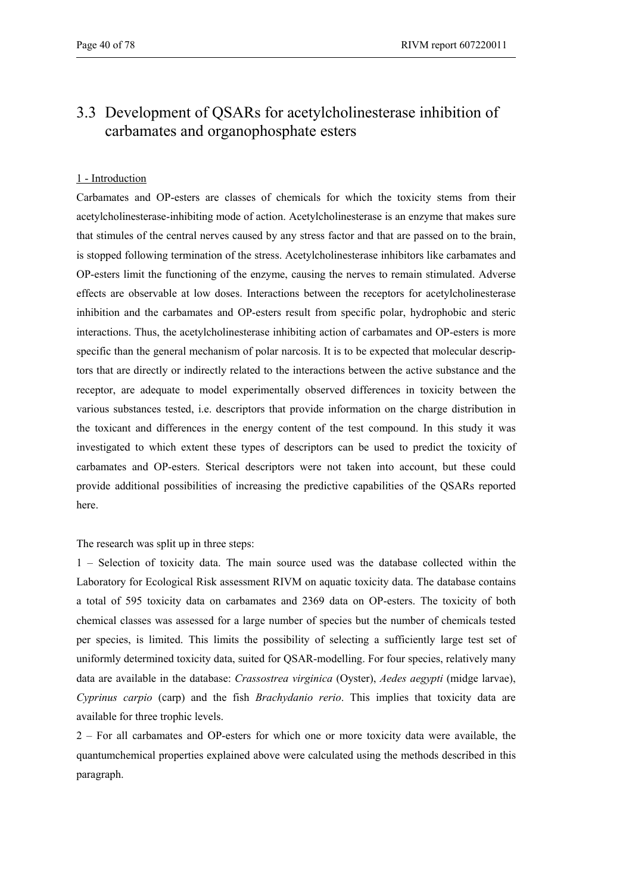## 3.3 Development of QSARs for acetylcholinesterase inhibition of carbamates and organophosphate esters

1 - Introduction

Carbamates and OP-esters are classes of chemicals for which the toxicity stems from their acetylcholinesterase-inhibiting mode of action. Acetylcholinesterase is an enzyme that makes sure that stimules of the central nerves caused by any stress factor and that are passed on to the brain, is stopped following termination of the stress. Acetylcholinesterase inhibitors like carbamates and OP-esters limit the functioning of the enzyme, causing the nerves to remain stimulated. Adverse effects are observable at low doses. Interactions between the receptors for acetylcholinesterase inhibition and the carbamates and OP-esters result from specific polar, hydrophobic and steric interactions. Thus, the acetylcholinesterase inhibiting action of carbamates and OP-esters is more specific than the general mechanism of polar narcosis. It is to be expected that molecular descriptors that are directly or indirectly related to the interactions between the active substance and the receptor, are adequate to model experimentally observed differences in toxicity between the various substances tested, i.e. descriptors that provide information on the charge distribution in the toxicant and differences in the energy content of the test compound. In this study it was investigated to which extent these types of descriptors can be used to predict the toxicity of carbamates and OP-esters. Sterical descriptors were not taken into account, but these could provide additional possibilities of increasing the predictive capabilities of the QSARs reported here.

The research was split up in three steps:

1 – Selection of toxicity data. The main source used was the database collected within the Laboratory for Ecological Risk assessment RIVM on aquatic toxicity data. The database contains a total of 595 toxicity data on carbamates and 2369 data on OP-esters. The toxicity of both chemical classes was assessed for a large number of species but the number of chemicals tested per species, is limited. This limits the possibility of selecting a sufficiently large test set of uniformly determined toxicity data, suited for QSAR-modelling. For four species, relatively many data are available in the database: *Crassostrea virginica* (Oyster), *Aedes aegypti* (midge larvae), *Cyprinus carpio* (carp) and the fish *Brachydanio rerio*. This implies that toxicity data are available for three trophic levels.

2 – For all carbamates and OP-esters for which one or more toxicity data were available, the quantumchemical properties explained above were calculated using the methods described in this paragraph.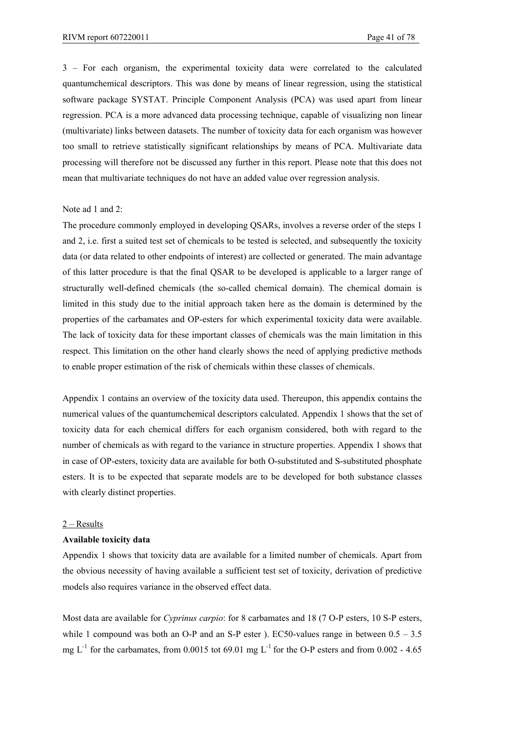3 – For each organism, the experimental toxicity data were correlated to the calculated quantumchemical descriptors. This was done by means of linear regression, using the statistical software package SYSTAT. Principle Component Analysis (PCA) was used apart from linear regression. PCA is a more advanced data processing technique, capable of visualizing non linear (multivariate) links between datasets. The number of toxicity data for each organism was however too small to retrieve statistically significant relationships by means of PCA. Multivariate data processing will therefore not be discussed any further in this report. Please note that this does not mean that multivariate techniques do not have an added value over regression analysis.

Note ad 1 and 2:

The procedure commonly employed in developing QSARs, involves a reverse order of the steps 1 and 2, i.e. first a suited test set of chemicals to be tested is selected, and subsequently the toxicity data (or data related to other endpoints of interest) are collected or generated. The main advantage of this latter procedure is that the final QSAR to be developed is applicable to a larger range of structurally well-defined chemicals (the so-called chemical domain). The chemical domain is limited in this study due to the initial approach taken here as the domain is determined by the properties of the carbamates and OP-esters for which experimental toxicity data were available. The lack of toxicity data for these important classes of chemicals was the main limitation in this respect. This limitation on the other hand clearly shows the need of applying predictive methods to enable proper estimation of the risk of chemicals within these classes of chemicals.

Appendix 1 contains an overview of the toxicity data used. Thereupon, this appendix contains the numerical values of the quantumchemical descriptors calculated. Appendix 1 shows that the set of toxicity data for each chemical differs for each organism considered, both with regard to the number of chemicals as with regard to the variance in structure properties. Appendix 1 shows that in case of OP-esters, toxicity data are available for both O-substituted and S-substituted phosphate esters. It is to be expected that separate models are to be developed for both substance classes with clearly distinct properties.

## 2 – Results

**Available toxicity data**

Appendix 1 shows that toxicity data are available for a limited number of chemicals. Apart from the obvious necessity of having available a sufficient test set of toxicity, derivation of predictive models also requires variance in the observed effect data.

Most data are available for *Cyprinus carpio*: for 8 carbamates and 18 (7 O-P esters, 10 S-P esters, while 1 compound was both an O-P and an S-P ester ). EC50-values range in between 0.5 – 3.5 mg $L^{-1}$ for the carbamates, from 0.0015 tot 69.01 mg $L^{-1}$ for the O-P esters and from 0.002 - 4.65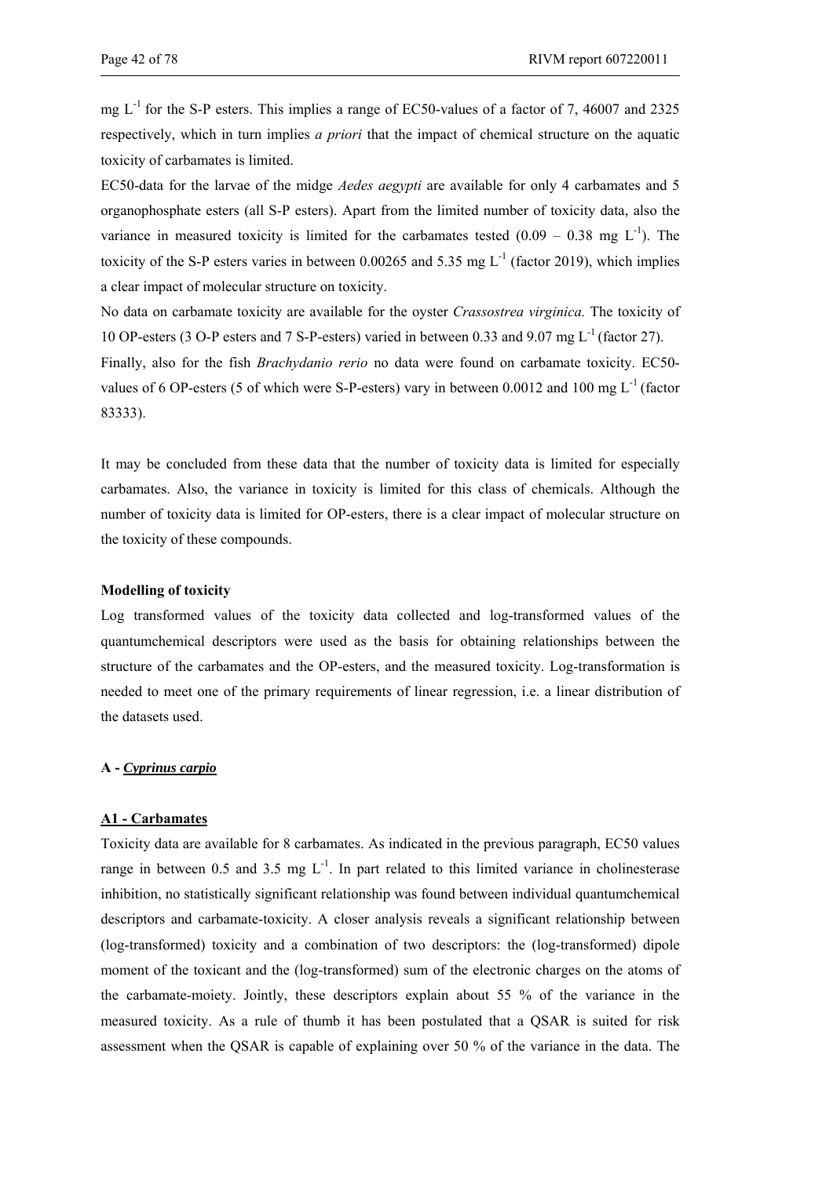mg $L^{-1}$ for the S-P esters. This implies a range of EC50-values of a factor of 7, 46007 and 2325 respectively, which in turn implies *a priori* that the impact of chemical structure on the aquatic toxicity of carbamates is limited.

EC50-data for the larvae of the midge *Aedes aegypti* are available for only 4 carbamates and 5 organophosphate esters (all S-P esters). Apart from the limited number of toxicity data, also the variance in measured toxicity is limited for the carbamates tested (0.09 – 0.38 mg $L^{-1}$). The toxicity of the S-P esters varies in between 0.00265 and 5.35 mg $L^{-1}$ (factor 2019), which implies a clear impact of molecular structure on toxicity.

No data on carbamate toxicity are available for the oyster *Crassostrea virginica.* The toxicity of 10 OP-esters (3 O-P esters and 7 S-P-esters) varied in between 0.33 and 9.07 mg $L^{-1}$ (factor 27).

Finally, also for the fish *Brachydanio rerio* no data were found on carbamate toxicity. EC50-values of 6 OP-esters (5 of which were S-P-esters) vary in between 0.0012 and 100 mg $L^{-1}$ (factor 83333).

It may be concluded from these data that the number of toxicity data is limited for especially carbamates. Also, the variance in toxicity is limited for this class of chemicals. Although the number of toxicity data is limited for OP-esters, there is a clear impact of molecular structure on the toxicity of these compounds.

**Modelling of toxicity**

Log transformed values of the toxicity data collected and log-transformed values of the quantumchemical descriptors were used as the basis for obtaining relationships between the structure of the carbamates and the OP-esters, and the measured toxicity. Log-transformation is needed to meet one of the primary requirements of linear regression, i.e. a linear distribution of the datasets used.

**A - *Cyprinus carpio***

**A1 - Carbamates**

Toxicity data are available for 8 carbamates. As indicated in the previous paragraph, EC50 values range in between 0.5 and 3.5 mg $L^{-1}$. In part related to this limited variance in cholinesterase inhibition, no statistically significant relationship was found between individual quantumchemical descriptors and carbamate-toxicity. A closer analysis reveals a significant relationship between (log-transformed) toxicity and a combination of two descriptors: the (log-transformed) dipole moment of the toxicant and the (log-transformed) sum of the electronic charges on the atoms of the carbamate-moiety. Jointly, these descriptors explain about 55 % of the variance in the measured toxicity. As a rule of thumb it has been postulated that a QSAR is suited for risk assessment when the QSAR is capable of explaining over 50 % of the variance in the data. The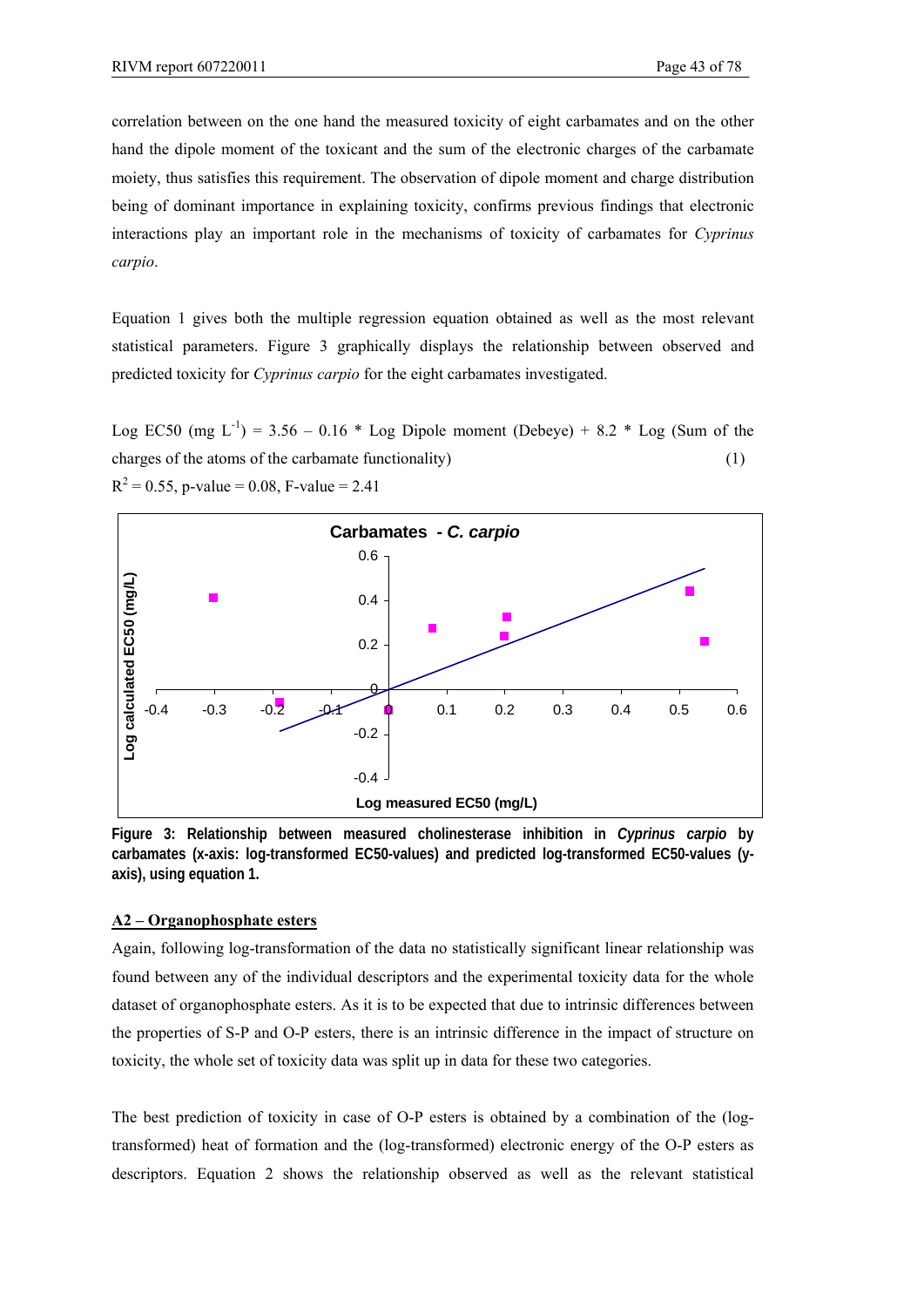correlation between on the one hand the measured toxicity of eight carbamates and on the other hand the dipole moment of the toxicant and the sum of the electronic charges of the carbamate moiety, thus satisfies this requirement. The observation of dipole moment and charge distribution being of dominant importance in explaining toxicity, confirms previous findings that electronic interactions play an important role in the mechanisms of toxicity of carbamates for *Cyprinus carpio*.

Equation 1 gives both the multiple regression equation obtained as well as the most relevant statistical parameters. Figure 3 graphically displays the relationship between observed and predicted toxicity for *Cyprinus carpio* for the eight carbamates investigated.

Log EC50 (mg $L^{-1}$) = 3.56 – 0.16 * Log Dipole moment (Debeye) + 8.2 * Log (Sum of the charges of the atoms of the carbamate functionality) (1)

$R^2 = 0.55$, p-value = 0.08, F-value = 2.41

**Figure 3: Relationship between measured cholinesterase inhibition in *Cyprinus carpio* by carbamates (x-axis: log-transformed EC50-values) and predicted log-transformed EC50-values (y-axis), using equation 1.**

## A2 – Organophosphate esters

Again, following log-transformation of the data no statistically significant linear relationship was found between any of the individual descriptors and the experimental toxicity data for the whole dataset of organophosphate esters. As it is to be expected that due to intrinsic differences between the properties of S-P and O-P esters, there is an intrinsic difference in the impact of structure on toxicity, the whole set of toxicity data was split up in data for these two categories.

The best prediction of toxicity in case of O-P esters is obtained by a combination of the (log-transformed) heat of formation and the (log-transformed) electronic energy of the O-P esters as descriptors. Equation 2 shows the relationship observed as well as the relevant statistical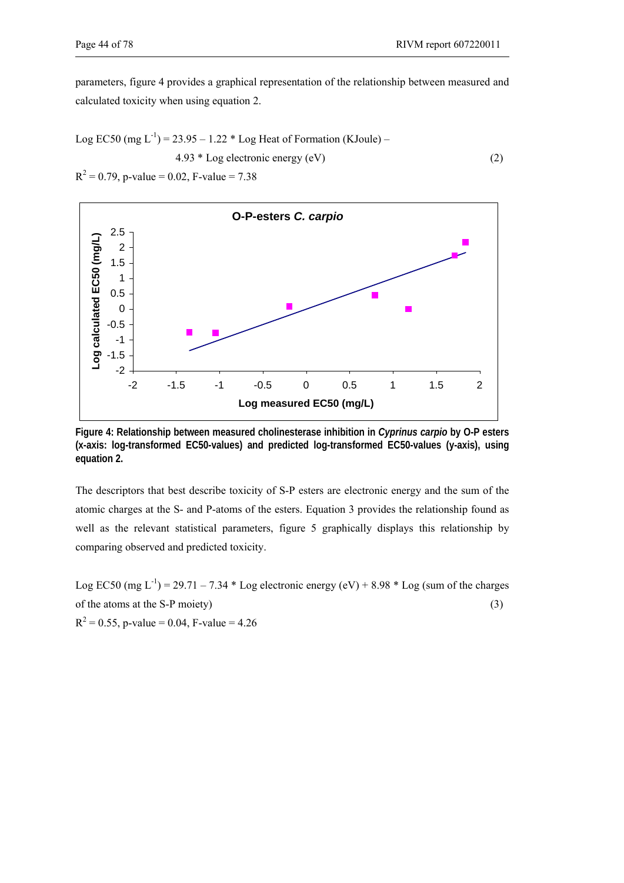parameters, figure 4 provides a graphical representation of the relationship between measured and calculated toxicity when using equation 2.

$$\text{Log EC50 (mg L}^{-1}\text{)} = 23.95 - 1.22 * \text{Log Heat of Formation (KJoule)} - 4.93 * \text{Log electronic energy (eV)} \quad (2)$$

$R^2 = 0.79$, p-value = 0.02, F-value = 7.38

**Figure 4: Relationship between measured cholinesterase inhibition in *Cyprinus carpio* by O-P esters (x-axis: log-transformed EC50-values) and predicted log-transformed EC50-values (y-axis), using equation 2.**

The descriptors that best describe toxicity of S-P esters are electronic energy and the sum of the atomic charges at the S- and P-atoms of the esters. Equation 3 provides the relationship found as well as the relevant statistical parameters, figure 5 graphically displays this relationship by comparing observed and predicted toxicity.

$$\text{Log EC50 (mg L}^{-1}\text{)} = 29.71 - 7.34 * \text{Log electronic energy (eV)} + 8.98 * \text{Log (sum of the charges of the atoms at the S-P moiety)} \quad (3)$$

$R^2 = 0.55$, p-value = 0.04, F-value = 4.26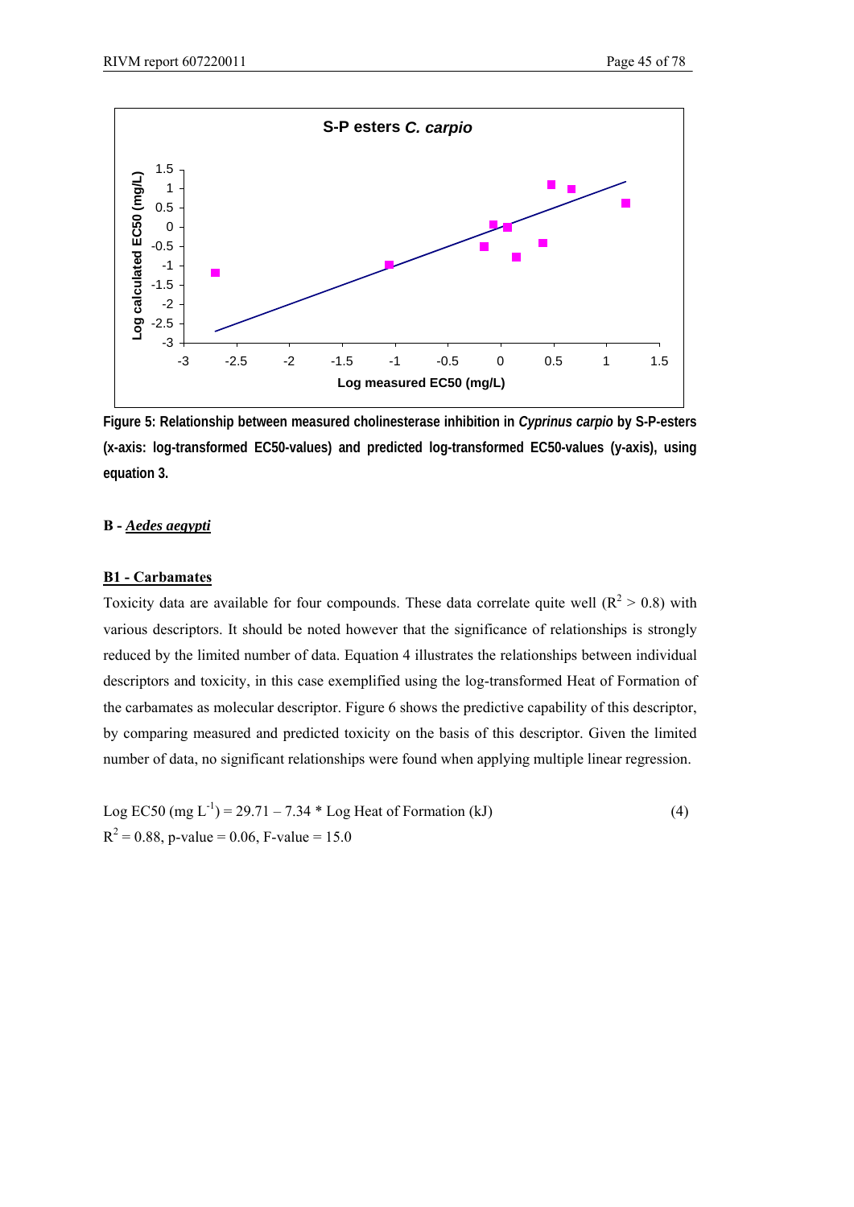**Figure 5: Relationship between measured cholinesterase inhibition in *Cyprinus carpio* by S-P-esters (x-axis: log-transformed EC50-values) and predicted log-transformed EC50-values (y-axis), using equation 3.**

**B - *Aedes aegypti***

**B1 - Carbamates**

Toxicity data are available for four compounds. These data correlate quite well ($R^2 > 0.8$) with various descriptors. It should be noted however that the significance of relationships is strongly reduced by the limited number of data. Equation 4 illustrates the relationships between individual descriptors and toxicity, in this case exemplified using the log-transformed Heat of Formation of the carbamates as molecular descriptor. Figure 6 shows the predictive capability of this descriptor, by comparing measured and predicted toxicity on the basis of this descriptor. Given the limited number of data, no significant relationships were found when applying multiple linear regression.

$$\text{Log EC50 (mg L}^{-1}) = 29.71 - 7.34 * \text{Log Heat of Formation (kJ)} \quad (4)$$

$R^2 = 0.88$, p-value = 0.06, F-value = 15.0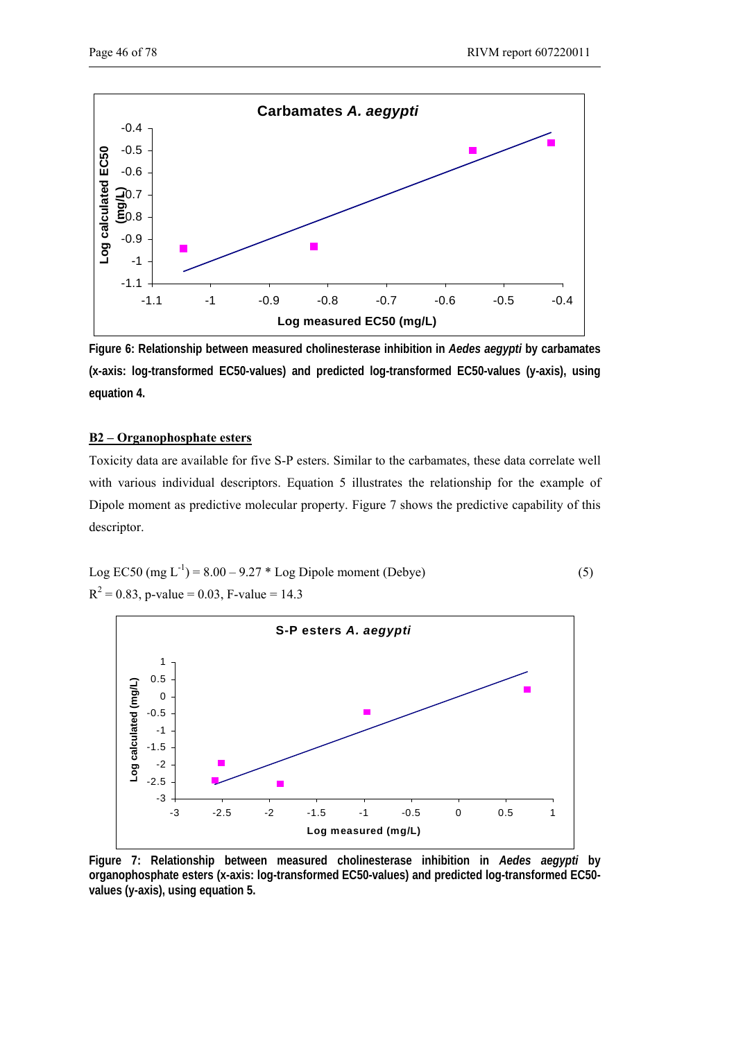Figure 6: Relationship between measured cholinesterase inhibition in *Aedes aegypti* by carbamates (x-axis: log-transformed EC50-values) and predicted log-transformed EC50-values (y-axis), using equation 4.

## B2 – Organophosphate esters

Toxicity data are available for five S-P esters. Similar to the carbamates, these data correlate well with various individual descriptors. Equation 5 illustrates the relationship for the example of Dipole moment as predictive molecular property. Figure 7 shows the predictive capability of this descriptor.

$$\text{Log EC50 (mg L}^{-1}) = 8.00 - 9.27 * \text{Log Dipole moment (Debye)} \quad (5)$$

$R^2 = 0.83$, p-value = 0.03, F-value = 14.3

Figure 7: Relationship between measured cholinesterase inhibition in *Aedes aegypti* by organophosphate esters (x-axis: log-transformed EC50-values) and predicted log-transformed EC50-values (y-axis), using equation 5.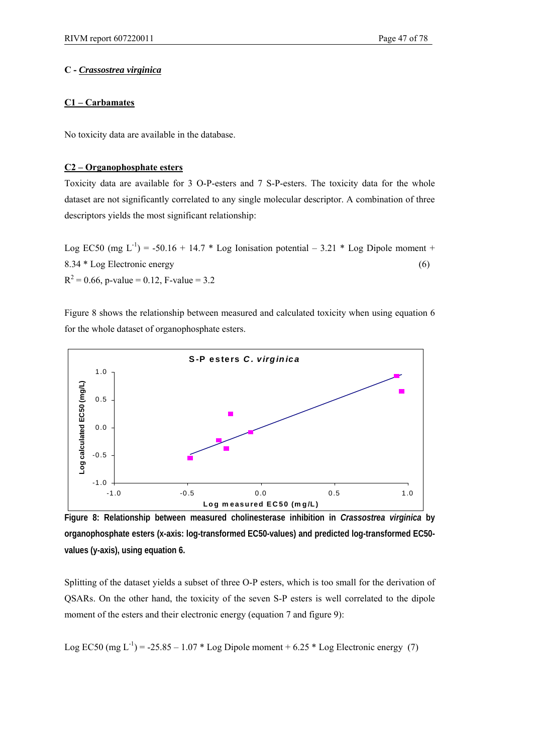**C - *Crassostrea virginica***

**C1 – Carbamates**

No toxicity data are available in the database.

**C2 – Organophosphate esters**

Toxicity data are available for 3 O-P-esters and 7 S-P-esters. The toxicity data for the whole dataset are not significantly correlated to any single molecular descriptor. A combination of three descriptors yields the most significant relationship:

Log EC50 (mg $L^{-1}$) = -50.16 + 14.7 * Log Ionisation potential – 3.21 * Log Dipole moment + 8.34 * Log Electronic energy (6)

$R^2$ = 0.66, p-value = 0.12, F-value = 3.2

Figure 8 shows the relationship between measured and calculated toxicity when using equation 6 for the whole dataset of organophosphate esters.

**Figure 8: Relationship between measured cholinesterase inhibition in *Crassostrea virginica* by organophosphate esters (x-axis: log-transformed EC50-values) and predicted log-transformed EC50-values (y-axis), using equation 6.**

Splitting of the dataset yields a subset of three O-P esters, which is too small for the derivation of QSARs. On the other hand, the toxicity of the seven S-P esters is well correlated to the dipole moment of the esters and their electronic energy (equation 7 and figure 9):

Log EC50 (mg $L^{-1}$) = -25.85 – 1.07 * Log Dipole moment + 6.25 * Log Electronic energy (7)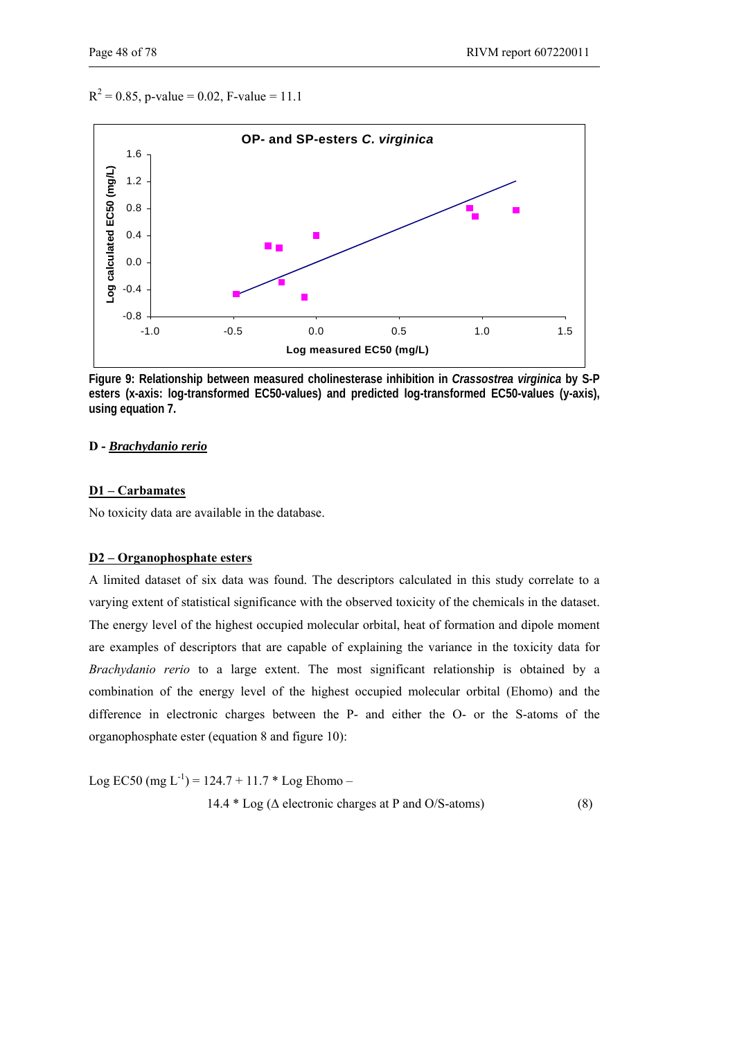$R^2 = 0.85$, p-value = 0.02, F-value = 11.1

**Figure 9: Relationship between measured cholinesterase inhibition in *Crassostrea virginica* by S-P esters (x-axis: log-transformed EC50-values) and predicted log-transformed EC50-values (y-axis), using equation 7.**

**D - *Brachydanio rerio***

**D1 – Carbamates**

No toxicity data are available in the database.

**D2 – Organophosphate esters**

A limited dataset of six data was found. The descriptors calculated in this study correlate to a varying extent of statistical significance with the observed toxicity of the chemicals in the dataset. The energy level of the highest occupied molecular orbital, heat of formation and dipole moment are examples of descriptors that are capable of explaining the variance in the toxicity data for *Brachydanio rerio* to a large extent. The most significant relationship is obtained by a combination of the energy level of the highest occupied molecular orbital (Ehomo) and the difference in electronic charges between the P- and either the O- or the S-atoms of the organophosphate ester (equation 8 and figure 10):

$$\text{Log EC50 (mg L}^{-1}) = 124.7 + 11.7 * \text{Log Ehomo} - 14.4 * \text{Log } (\Delta \text{ electronic charges at P and O/S-atoms}) \quad (8)$$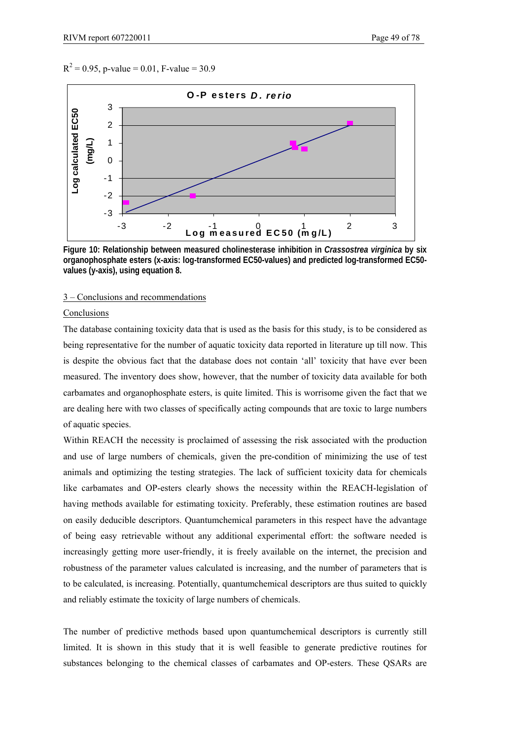$R^2 = 0.95$, p-value = 0.01, F-value = 30.9

**Figure 10: Relationship between measured cholinesterase inhibition in *Crassostrea virginica* by six organophosphate esters (x-axis: log-transformed EC50-values) and predicted log-transformed EC50-values (y-axis), using equation 8.**

3 – Conclusions and recommendations

Conclusions

The database containing toxicity data that is used as the basis for this study, is to be considered as being representative for the number of aquatic toxicity data reported in literature up till now. This is despite the obvious fact that the database does not contain 'all' toxicity that have ever been measured. The inventory does show, however, that the number of toxicity data available for both carbamates and organophosphate esters, is quite limited. This is worrisome given the fact that we are dealing here with two classes of specifically acting compounds that are toxic to large numbers of aquatic species.

Within REACH the necessity is proclaimed of assessing the risk associated with the production and use of large numbers of chemicals, given the pre-condition of minimizing the use of test animals and optimizing the testing strategies. The lack of sufficient toxicity data for chemicals like carbamates and OP-esters clearly shows the necessity within the REACH-legislation of having methods available for estimating toxicity. Preferably, these estimation routines are based on easily deducible descriptors. Quantumchemical parameters in this respect have the advantage of being easy retrievable without any additional experimental effort: the software needed is increasingly getting more user-friendly, it is freely available on the internet, the precision and robustness of the parameter values calculated is increasing, and the number of parameters that is to be calculated, is increasing. Potentially, quantumchemical descriptors are thus suited to quickly and reliably estimate the toxicity of large numbers of chemicals.

The number of predictive methods based upon quantumchemical descriptors is currently still limited. It is shown in this study that it is well feasible to generate predictive routines for substances belonging to the chemical classes of carbamates and OP-esters. These QSARs are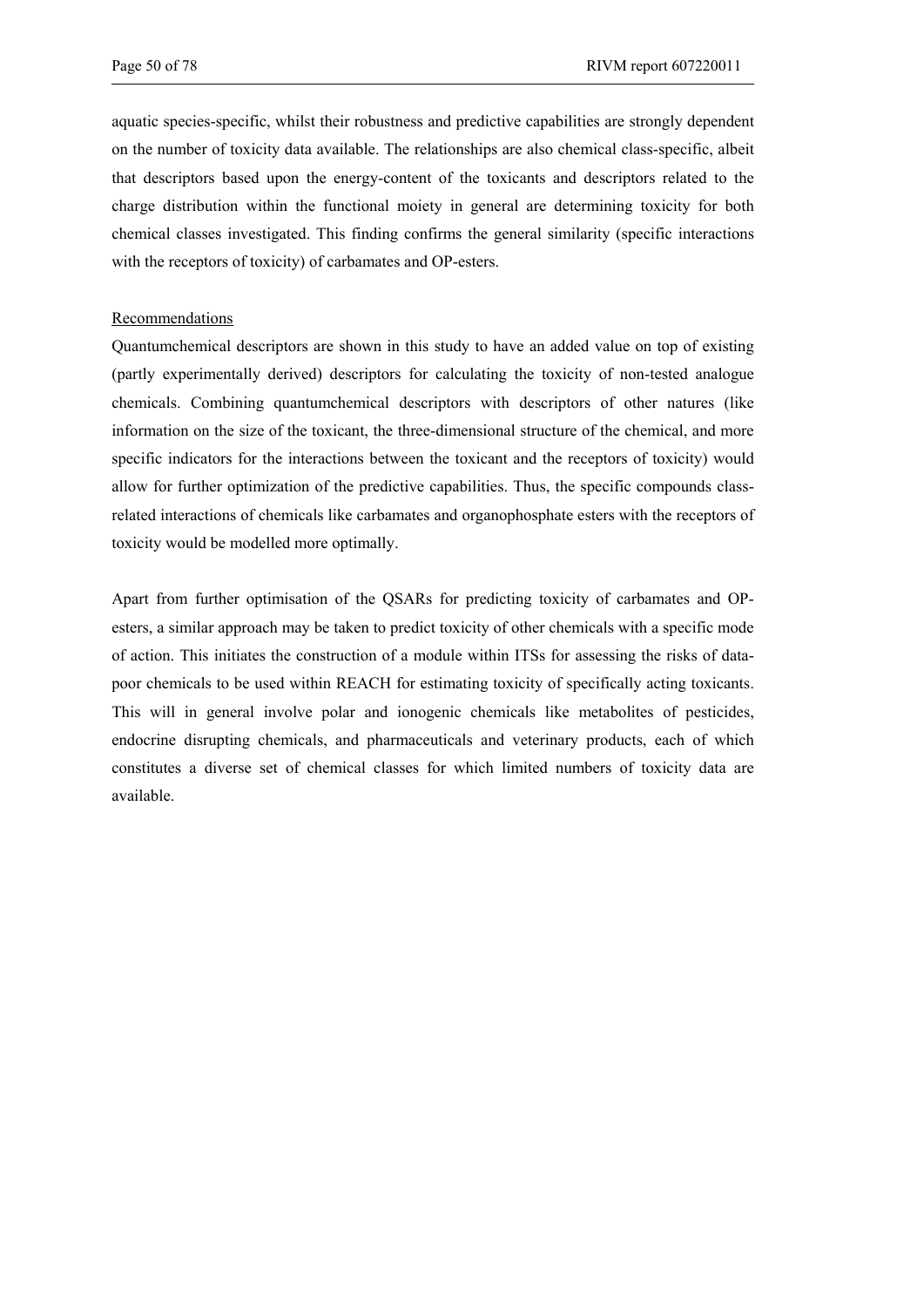aquatic species-specific, whilst their robustness and predictive capabilities are strongly dependent on the number of toxicity data available. The relationships are also chemical class-specific, albeit that descriptors based upon the energy-content of the toxicants and descriptors related to the charge distribution within the functional moiety in general are determining toxicity for both chemical classes investigated. This finding confirms the general similarity (specific interactions with the receptors of toxicity) of carbamates and OP-esters.

Recommendations

Quantumchemical descriptors are shown in this study to have an added value on top of existing (partly experimentally derived) descriptors for calculating the toxicity of non-tested analogue chemicals. Combining quantumchemical descriptors with descriptors of other natures (like information on the size of the toxicant, the three-dimensional structure of the chemical, and more specific indicators for the interactions between the toxicant and the receptors of toxicity) would allow for further optimization of the predictive capabilities. Thus, the specific compounds class-related interactions of chemicals like carbamates and organophosphate esters with the receptors of toxicity would be modelled more optimally.

Apart from further optimisation of the QSARs for predicting toxicity of carbamates and OP-esters, a similar approach may be taken to predict toxicity of other chemicals with a specific mode of action. This initiates the construction of a module within ITSs for assessing the risks of data-poor chemicals to be used within REACH for estimating toxicity of specifically acting toxicants. This will in general involve polar and ionogenic chemicals like metabolites of pesticides, endocrine disrupting chemicals, and pharmaceuticals and veterinary products, each of which constitutes a diverse set of chemical classes for which limited numbers of toxicity data are available.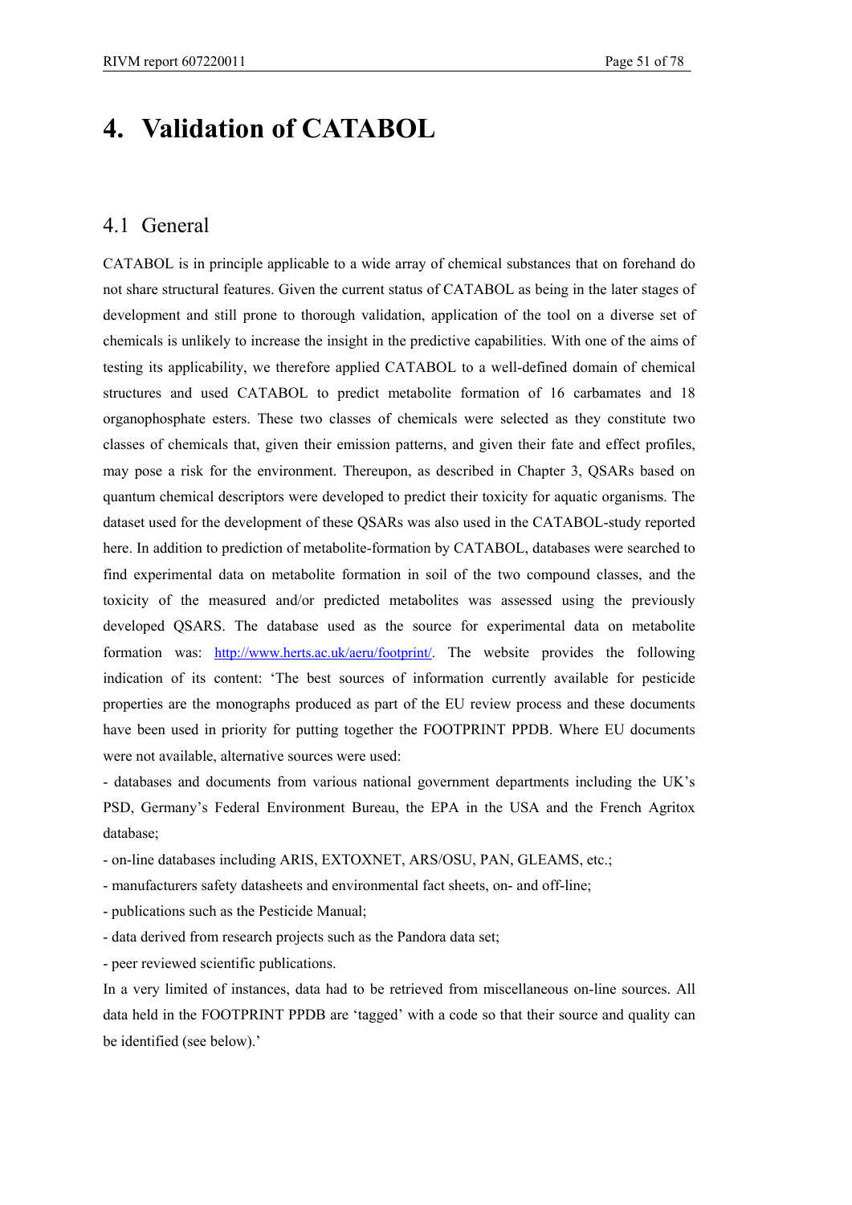// 4. Validation of CATABOL

## 4.1 General

CATABOL is in principle applicable to a wide array of chemical substances that on forehand do not share structural features. Given the current status of CATABOL as being in the later stages of development and still prone to thorough validation, application of the tool on a diverse set of chemicals is unlikely to increase the insight in the predictive capabilities. With one of the aims of testing its applicability, we therefore applied CATABOL to a well-defined domain of chemical structures and used CATABOL to predict metabolite formation of 16 carbamates and 18 organophosphate esters. These two classes of chemicals were selected as they constitute two classes of chemicals that, given their emission patterns, and given their fate and effect profiles, may pose a risk for the environment. Thereupon, as described in Chapter 3, QSARs based on quantum chemical descriptors were developed to predict their toxicity for aquatic organisms. The dataset used for the development of these QSARs was also used in the CATABOL-study reported here. In addition to prediction of metabolite-formation by CATABOL, databases were searched to find experimental data on metabolite formation in soil of the two compound classes, and the toxicity of the measured and/or predicted metabolites was assessed using the previously developed QSARS. The database used as the source for experimental data on metabolite formation was: http://www.herts.ac.uk/aeru/footprint/. The website provides the following indication of its content: 'The best sources of information currently available for pesticide properties are the monographs produced as part of the EU review process and these documents have been used in priority for putting together the FOOTPRINT PPDB. Where EU documents were not available, alternative sources were used:

- databases and documents from various national government departments including the UK's PSD, Germany's Federal Environment Bureau, the EPA in the USA and the French Agritox database;
- on-line databases including ARIS, EXTOXNET, ARS/OSU, PAN, GLEAMS, etc.;
- manufacturers safety datasheets and environmental fact sheets, on- and off-line;
- publications such as the Pesticide Manual;
- data derived from research projects such as the Pandora data set;
- peer reviewed scientific publications.

In a very limited of instances, data had to be retrieved from miscellaneous on-line sources. All data held in the FOOTPRINT PPDB are 'tagged' with a code so that their source and quality can be identified (see below).'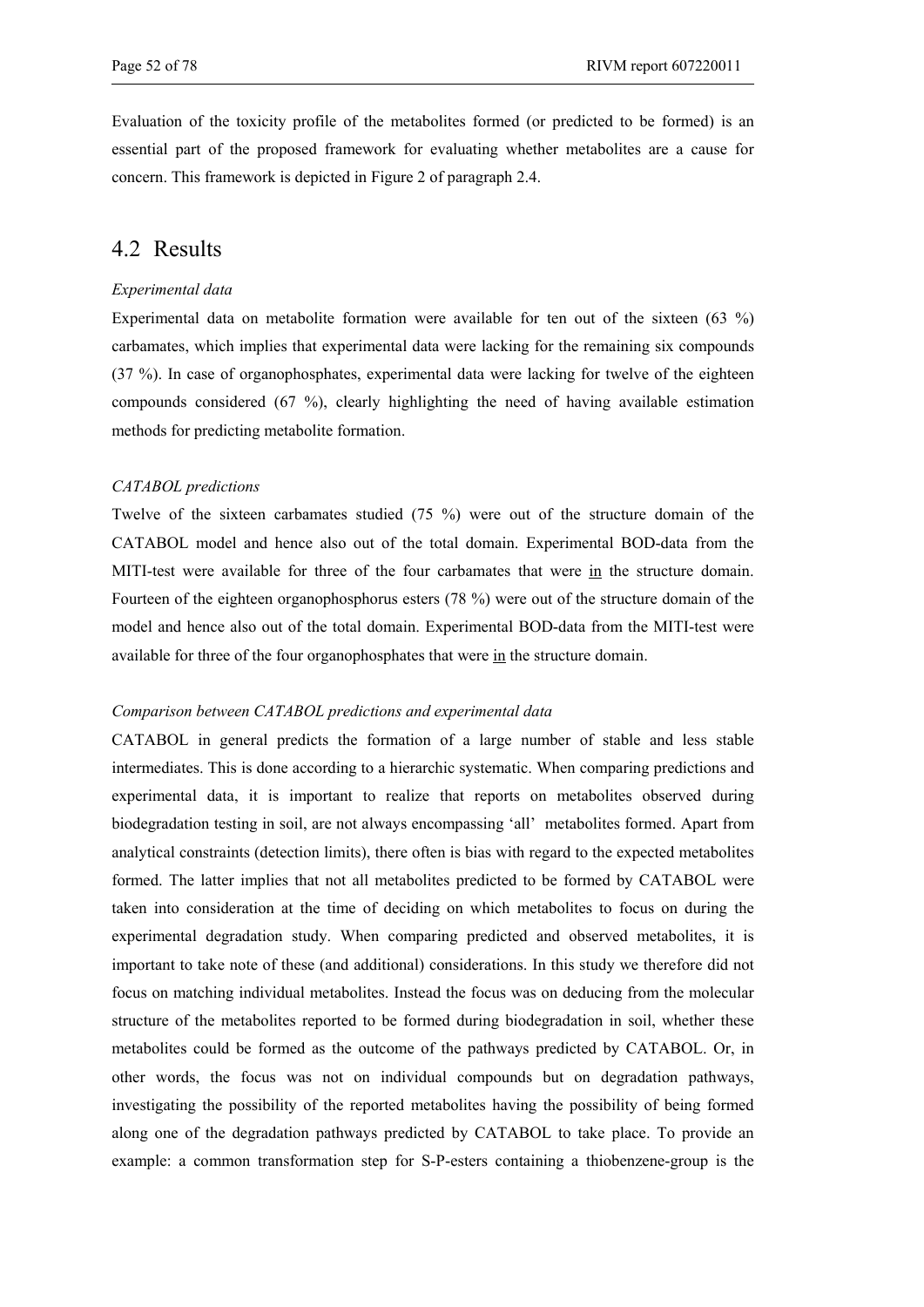Evaluation of the toxicity profile of the metabolites formed (or predicted to be formed) is an essential part of the proposed framework for evaluating whether metabolites are a cause for concern. This framework is depicted in Figure 2 of paragraph 2.4.

## 4.2 Results

*Experimental data*

Experimental data on metabolite formation were available for ten out of the sixteen (63 %) carbamates, which implies that experimental data were lacking for the remaining six compounds (37 %). In case of organophosphates, experimental data were lacking for twelve of the eighteen compounds considered (67 %), clearly highlighting the need of having available estimation methods for predicting metabolite formation.

*CATABOL predictions*

Twelve of the sixteen carbamates studied (75 %) were out of the structure domain of the CATABOL model and hence also out of the total domain. Experimental BOD-data from the MITI-test were available for three of the four carbamates that were <u>in</u> the structure domain. Fourteen of the eighteen organophosphorus esters (78 %) were out of the structure domain of the model and hence also out of the total domain. Experimental BOD-data from the MITI-test were available for three of the four organophosphates that were <u>in</u> the structure domain.

*Comparison between CATABOL predictions and experimental data*

CATABOL in general predicts the formation of a large number of stable and less stable intermediates. This is done according to a hierarchic systematic. When comparing predictions and experimental data, it is important to realize that reports on metabolites observed during biodegradation testing in soil, are not always encompassing 'all' metabolites formed. Apart from analytical constraints (detection limits), there often is bias with regard to the expected metabolites formed. The latter implies that not all metabolites predicted to be formed by CATABOL were taken into consideration at the time of deciding on which metabolites to focus on during the experimental degradation study. When comparing predicted and observed metabolites, it is important to take note of these (and additional) considerations. In this study we therefore did not focus on matching individual metabolites. Instead the focus was on deducing from the molecular structure of the metabolites reported to be formed during biodegradation in soil, whether these metabolites could be formed as the outcome of the pathways predicted by CATABOL. Or, in other words, the focus was not on individual compounds but on degradation pathways, investigating the possibility of the reported metabolites having the possibility of being formed along one of the degradation pathways predicted by CATABOL to take place. To provide an example: a common transformation step for S-P-esters containing a thiobenzene-group is the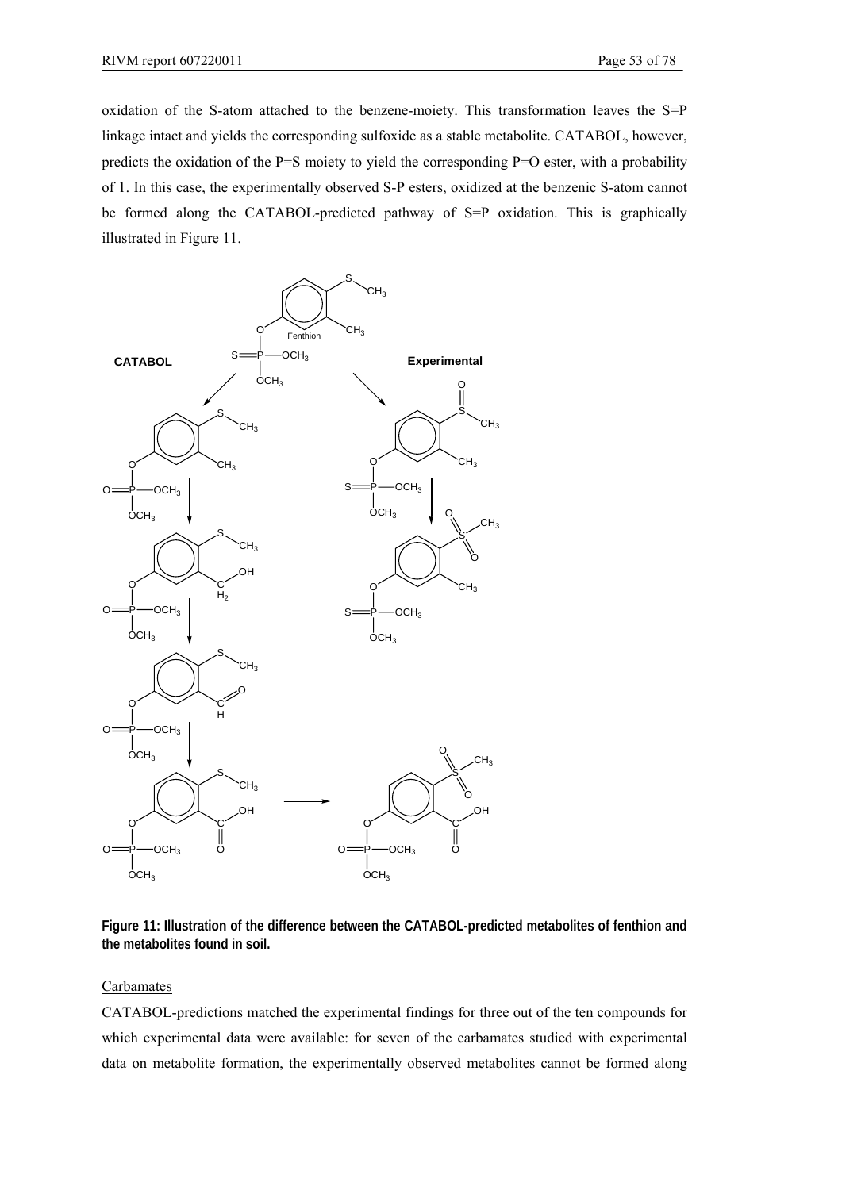oxidation of the S-atom attached to the benzene-moiety. This transformation leaves the S=P linkage intact and yields the corresponding sulfoxide as a stable metabolite. CATABOL, however, predicts the oxidation of the P=S moiety to yield the corresponding P=O ester, with a probability of 1. In this case, the experimentally observed S-P esters, oxidized at the benzenic S-atom cannot be formed along the CATABOL-predicted pathway of S=P oxidation. This is graphically illustrated in Figure 11.

**Figure 11: Illustration of the difference between the CATABOL-predicted metabolites of fenthion and the metabolites found in soil.**

Carbamates

CATABOL-predictions matched the experimental findings for three out of the ten compounds for which experimental data were available: for seven of the carbamates studied with experimental data on metabolite formation, the experimentally observed metabolites cannot be formed along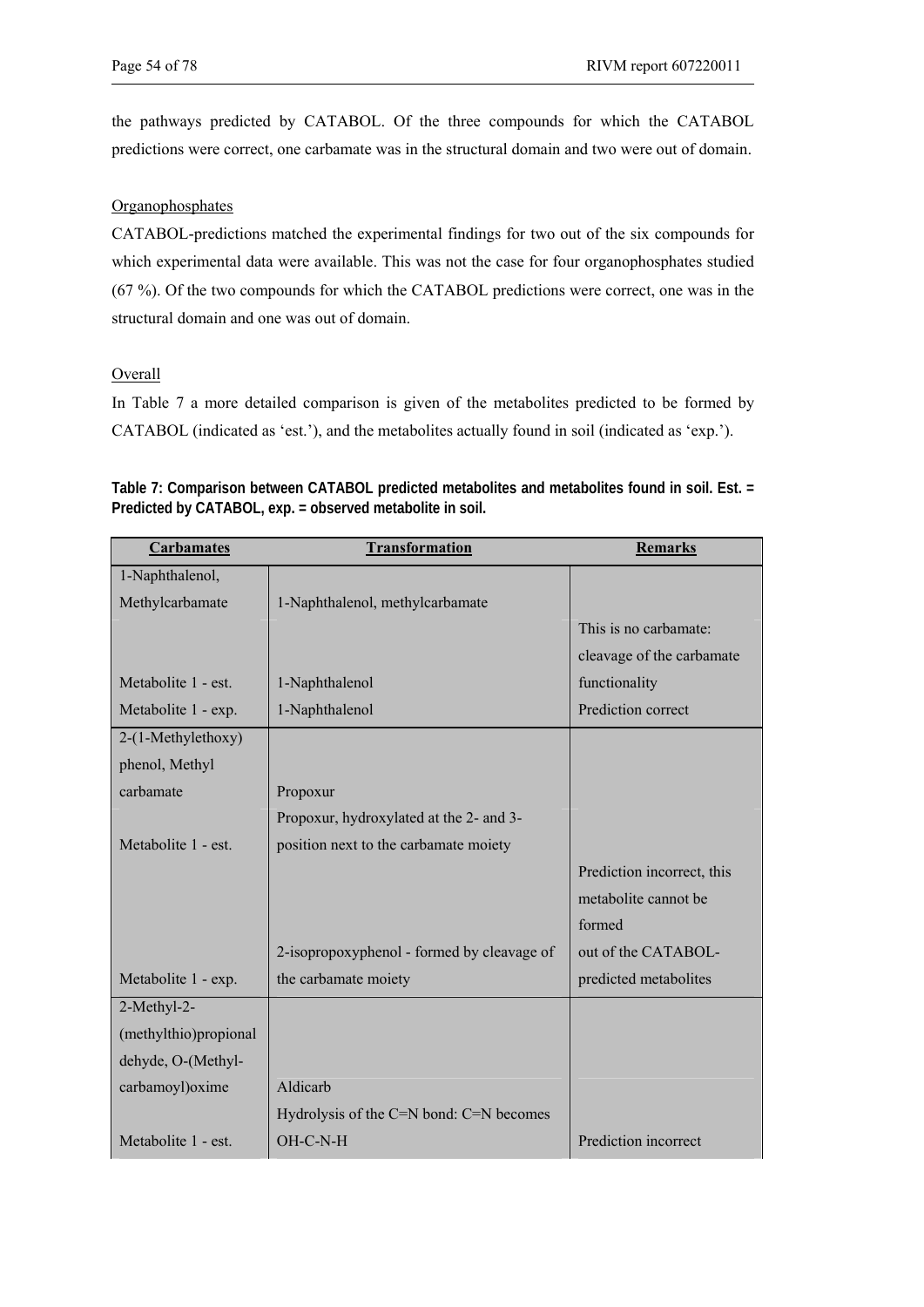the pathways predicted by CATABOL. Of the three compounds for which the CATABOL predictions were correct, one carbamate was in the structural domain and two were out of domain.

Organophosphates

CATABOL-predictions matched the experimental findings for two out of the six compounds for which experimental data were available. This was not the case for four organophosphates studied (67 %). Of the two compounds for which the CATABOL predictions were correct, one was in the structural domain and one was out of domain.

Overall

In Table 7 a more detailed comparison is given of the metabolites predicted to be formed by CATABOL (indicated as 'est.'), and the metabolites actually found in soil (indicated as 'exp.').

**Table 7: Comparison between CATABOL predicted metabolites and metabolites found in soil. Est. = Predicted by CATABOL, exp. = observed metabolite in soil.**

| Carbamates | Transformation | Remarks |
|---|---|---|
| 1-Naphthalenol, Methylcarbamate | 1-Naphthalenol, methylcarbamate | |
| Metabolite 1 - est. | 1-Naphthalenol | This is no carbamate: cleavage of the carbamate functionality |
| Metabolite 1 - exp. | 1-Naphthalenol | Prediction correct |
| 2-(1-Methylethoxy) phenol, Methyl carbamate | Propoxur | |
| Metabolite 1 - est. | Propoxur, hydroxylated at the 2- and 3-position next to the carbamate moiety | |
| Metabolite 1 - exp. | 2-isopropoxyphenol - formed by cleavage of the carbamate moiety | Prediction incorrect, this metabolite cannot be formed out of the CATABOL-predicted metabolites |
| 2-Methyl-2-(methylthio)propional dehyde, O-(Methyl-carbamoyl)oxime | Aldicarb | |
| Metabolite 1 - est. | Hydrolysis of the C=N bond: C=N becomes OH-C-N-H | Prediction incorrect |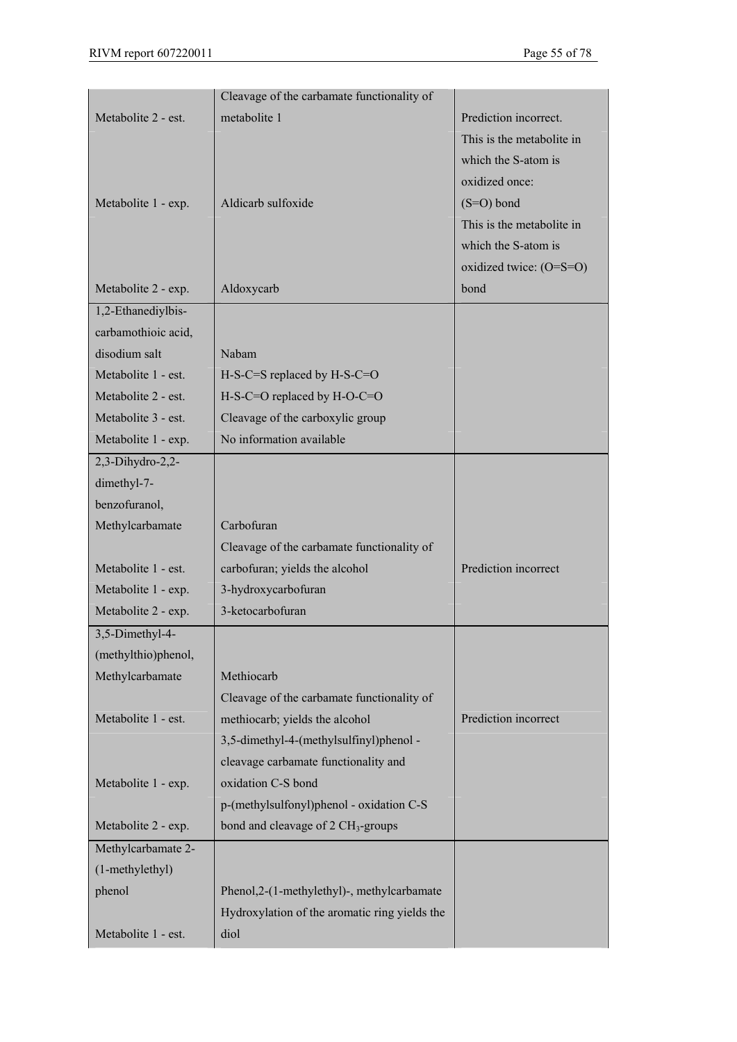| | | |
|---|---|---|
| Metabolite 2 - est. | Cleavage of the carbamate functionality of metabolite 1 | Prediction incorrect. |
| Metabolite 1 - exp. | Aldicarb sulfoxide | This is the metabolite in which the S-atom is oxidized once: (S=O) bond |
| Metabolite 2 - exp. | Aldoxycarb | This is the metabolite in which the S-atom is oxidized twice: (O=S=O) bond |
| 1,2-Ethanediylbis-carbamothioic acid, disodium salt | Nabam | |
| Metabolite 1 - est. | H-S-C=S replaced by H-S-C=O | |
| Metabolite 2 - est. | H-S-C=O replaced by H-O-C=O | |
| Metabolite 3 - est. | Cleavage of the carboxylic group | |
| Metabolite 1 - exp. | No information available | |
| 2,3-Dihydro-2,2-dimethyl-7-benzofuranol, Methylcarbamate | Carbofuran | |
| Metabolite 1 - est. | Cleavage of the carbamate functionality of carbofuran; yields the alcohol | Prediction incorrect |
| Metabolite 1 - exp. | 3-hydroxycarbofuran | |
| Metabolite 2 - exp. | 3-ketocarbofuran | |
| 3,5-Dimethyl-4-(methylthio)phenol, Methylcarbamate | Methiocarb | |
| Metabolite 1 - est. | Cleavage of the carbamate functionality of methiocarb; yields the alcohol | Prediction incorrect |
| Metabolite 1 - exp. | 3,5-dimethyl-4-(methylsulfinyl)phenol - cleavage carbamate functionality and oxidation C-S bond | |
| Metabolite 2 - exp. | p-(methylsulfonyl)phenol - oxidation C-S bond and cleavage of 2 $CH_3$-groups | |
| Methylcarbamate 2-(1-methylethyl) phenol | Phenol,2-(1-methylethyl)-, methylcarbamate | |
| Metabolite 1 - est. | Hydroxylation of the aromatic ring yields the diol | |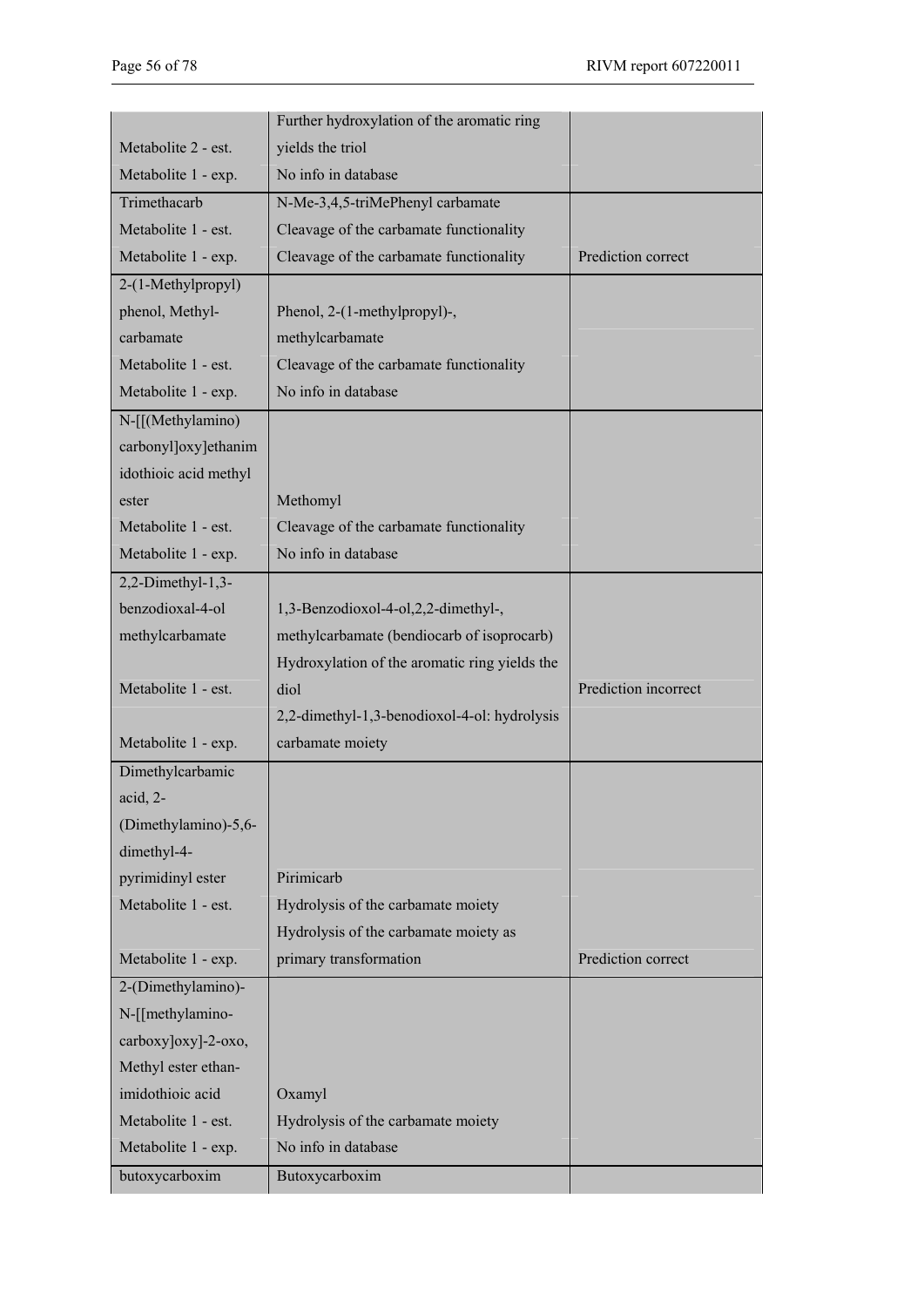| | | |
|---|---|---|
| Metabolite 2 - est. | Further hydroxylation of the aromatic ring yields the triol | |
| Metabolite 1 - exp. | No info in database | |
| Trimethacarb | N-Me-3,4,5-triMePhenyl carbamate | |
| Metabolite 1 - est. | Cleavage of the carbamate functionality | |
| Metabolite 1 - exp. | Cleavage of the carbamate functionality | Prediction correct |
| 2-(1-Methylpropyl) phenol, Methyl-carbamate | Phenol, 2-(1-methylpropyl)-, methylcarbamate | |
| Metabolite 1 - est. | Cleavage of the carbamate functionality | |
| Metabolite 1 - exp. | No info in database | |
| N-[[(Methylamino) carbonyl]oxy]ethanimidothioic acid methyl ester | Methomyl | |
| Metabolite 1 - est. | Cleavage of the carbamate functionality | |
| Metabolite 1 - exp. | No info in database | |
| 2,2-Dimethyl-1,3-benzodioxal-4-ol methylcarbamate | 1,3-Benzodioxol-4-ol,2,2-dimethyl-, methylcarbamate (bendiocarb of isoprocarb) | |
| Metabolite 1 - est. | Hydroxylation of the aromatic ring yields the diol | Prediction incorrect |
| Metabolite 1 - exp. | 2,2-dimethyl-1,3-benodioxol-4-ol: hydrolysis carbamate moiety | |
| Dimethylcarbamic acid, 2-(Dimethylamino)-5,6-dimethyl-4-pyrimidinyl ester | Pirimicarb | |
| Metabolite 1 - est. | Hydrolysis of the carbamate moiety | |
| Metabolite 1 - exp. | Hydrolysis of the carbamate moiety as primary transformation | Prediction correct |
| 2-(Dimethylamino)-N-[[methylamino-carboxy]oxy]-2-oxo, Methyl ester ethan-imidothioic acid | Oxamyl | |
| Metabolite 1 - est. | Hydrolysis of the carbamate moiety | |
| Metabolite 1 - exp. | No info in database | |
| butoxycarboxim | Butoxycarboxim | |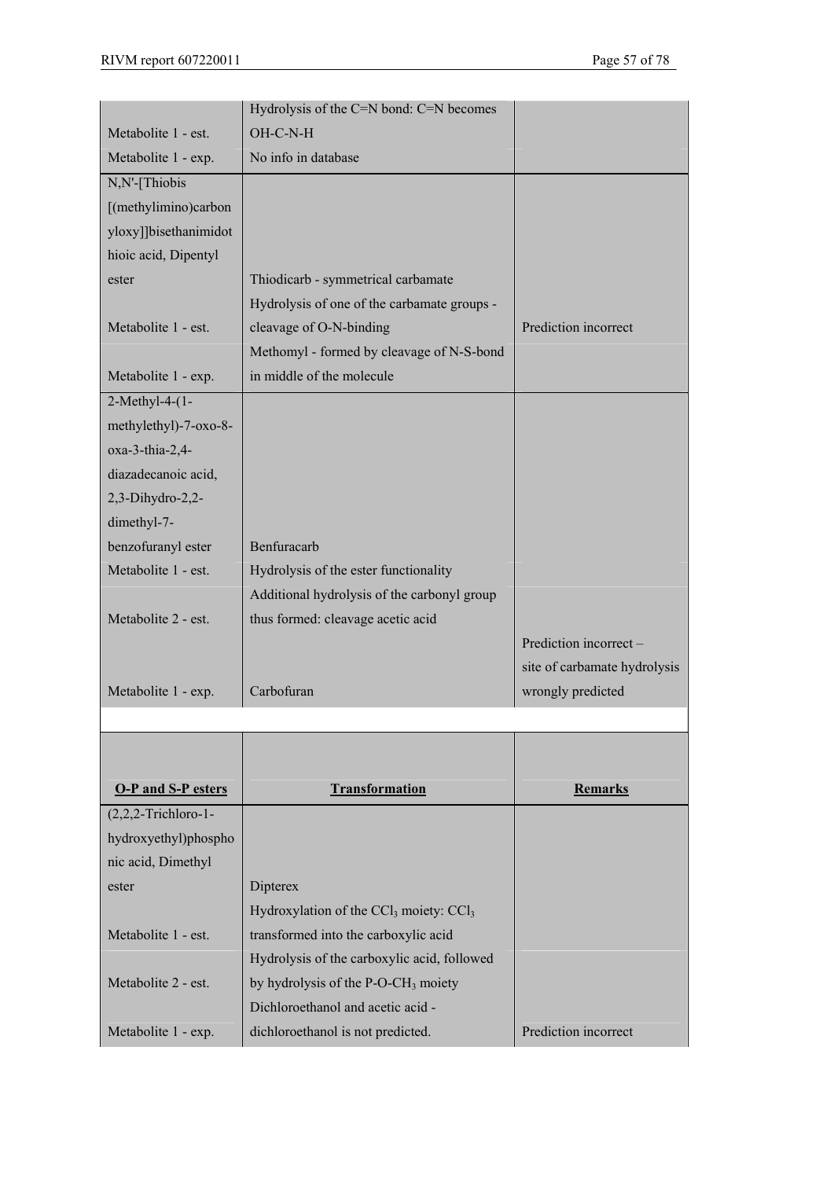| | | |
|---|---|---|
| Metabolite 1 - est. | Hydrolysis of the C=N bond: C=N becomes OH-C-N-H | |
| Metabolite 1 - exp. | No info in database | |
| N,N'-[Thiobis [(methylimino)carbonyloxy]]bisethanimidothioic acid, Dipentyl ester | Thiodicarb - symmetrical carbamate | |
| Metabolite 1 - est. | Hydrolysis of one of the carbamate groups - cleavage of O-N-binding | Prediction incorrect |
| Metabolite 1 - exp. | Methomyl - formed by cleavage of N-S-bond in middle of the molecule | |
| 2-Methyl-4-(1-methylethyl)-7-oxo-8-oxa-3-thia-2,4-diazadecanoic acid, 2,3-Dihydro-2,2-dimethyl-7-benzofuranyl ester | Benfuracarb | |
| Metabolite 1 - est. | Hydrolysis of the ester functionality | |
| Metabolite 2 - est. | Additional hydrolysis of the carbonyl group thus formed: cleavage acetic acid | |
| Metabolite 1 - exp. | Carbofuran | Prediction incorrect – site of carbamate hydrolysis wrongly predicted |

| **O-P and S-P esters** | **Transformation** | **Remarks** |
|---|---|---|
| (2,2,2-Trichloro-1-hydroxyethyl)phosphonic acid, Dimethyl ester | Dipterex | |
| Metabolite 1 - est. | Hydroxylation of the $CCl_3$ moiety: $CCl_3$ transformed into the carboxylic acid | |
| Metabolite 2 - est. | Hydrolysis of the carboxylic acid, followed by hydrolysis of the P-O-$CH_3$ moiety | |
| Metabolite 1 - exp. | Dichloroethanol and acetic acid - dichloroethanol is not predicted. | Prediction incorrect |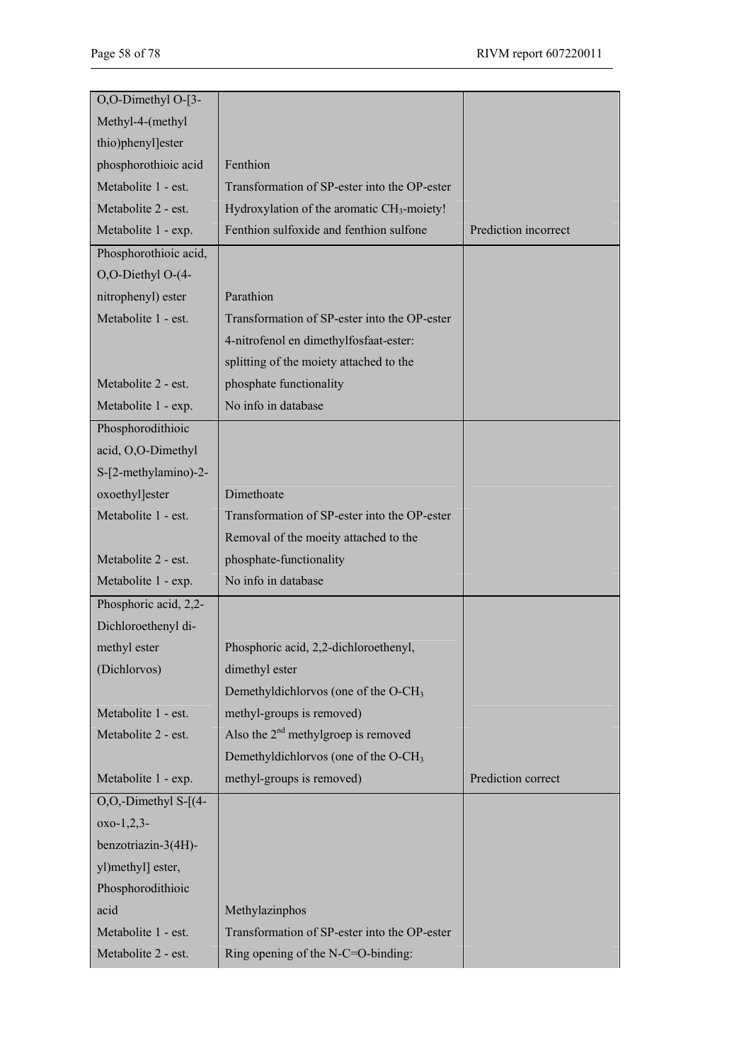| | | |
|---|---|---|
| O,O-Dimethyl O-[3-Methyl-4-(methyl thio)phenyl]ester phosphorothioic acid | Fenthion | |
| Metabolite 1 - est. | Transformation of SP-ester into the OP-ester | |
| Metabolite 2 - est. | Hydroxylation of the aromatic $CH_3$-moiety! | |
| Metabolite 1 - exp. | Fenthion sulfoxide and fenthion sulfone | Prediction incorrect |
| Phosphorothioic acid, O,O-Diethyl O-(4-nitrophenyl) ester | Parathion | |
| Metabolite 1 - est. | Transformation of SP-ester into the OP-ester | |
| Metabolite 2 - est. | 4-nitrofenol en dimethylfosfaat-ester: splitting of the moiety attached to the phosphate functionality | |
| Metabolite 1 - exp. | No info in database | |
| Phosphorodithioic acid, O,O-Dimethyl S-[2-methylamino)-2-oxoethyl]ester | Dimethoate | |
| Metabolite 1 - est. | Transformation of SP-ester into the OP-ester | |
| Metabolite 2 - est. | Removal of the moeity attached to the phosphate-functionality | |
| Metabolite 1 - exp. | No info in database | |
| Phosphoric acid, 2,2-Dichloroethenyl di-methyl ester (Dichlorvos) | Phosphoric acid, 2,2-dichloroethenyl, dimethyl ester | |
| Metabolite 1 - est. | Demethyldichlorvos (one of the O-$CH_3$ methyl-groups is removed) | |
| Metabolite 2 - est. | Also the 2[nd] methylgroep is removed | |
| Metabolite 1 - exp. | Demethyldichlorvos (one of the O-$CH_3$ methyl-groups is removed) | Prediction correct |
| O,O,-Dimethyl S-[(4-oxo-1,2,3-benzotriazin-3(4H)-yl)methyl] ester, Phosphorodithioic acid | Methylazinphos | |
| Metabolite 1 - est. | Transformation of SP-ester into the OP-ester | |
| Metabolite 2 - est. | Ring opening of the N-C=O-binding: | |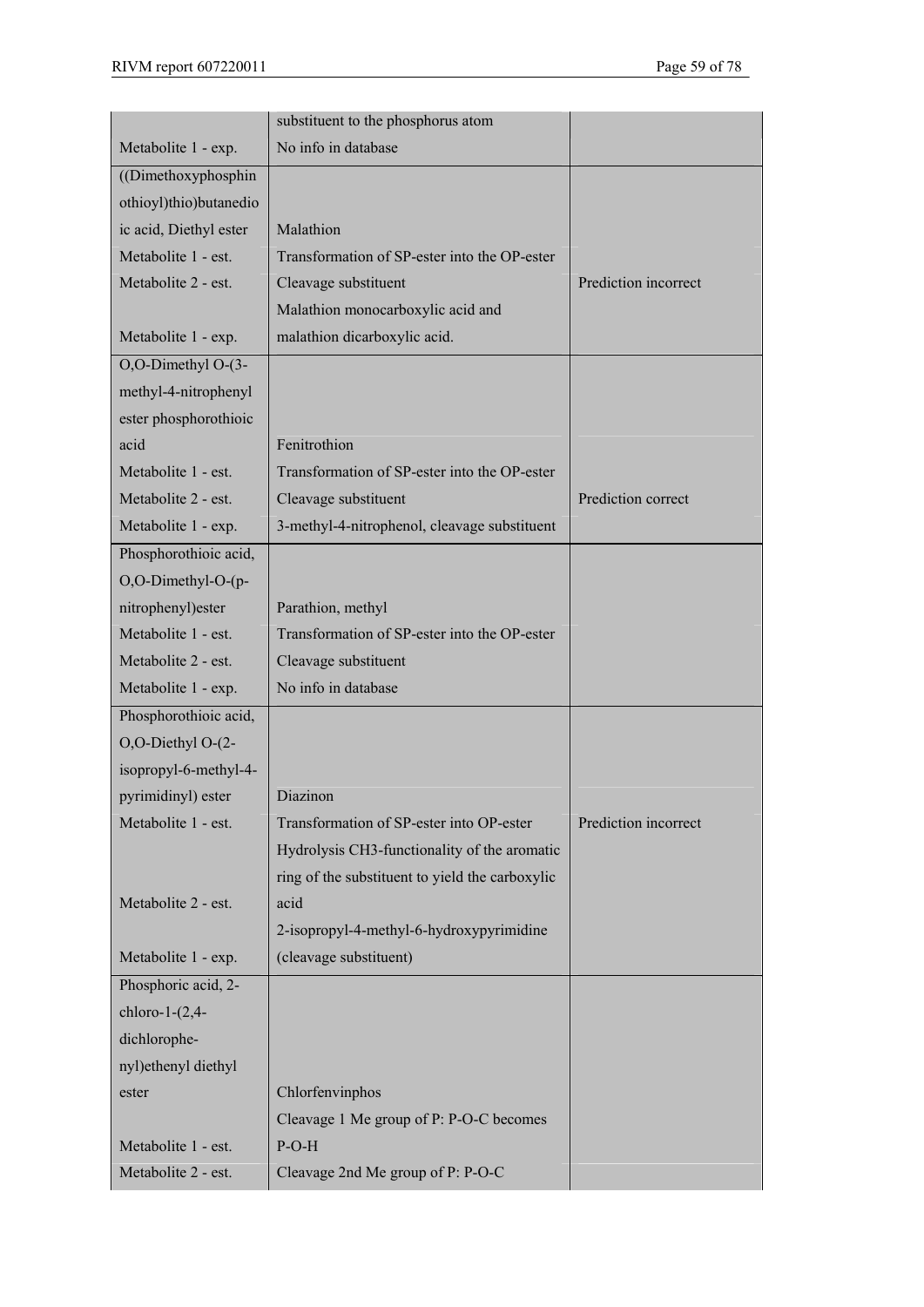| | | |
|---|---|---|
| | substituent to the phosphorus atom | |
| Metabolite 1 - exp. | No info in database | |
| ((Dimethoxyphosphinothioyl)thio)butanedioic acid, Diethyl ester | Malathion | |
| Metabolite 1 - est. | Transformation of SP-ester into the OP-ester | |
| Metabolite 2 - est. | Cleavage substituent | Prediction incorrect |
| Metabolite 1 - exp. | Malathion monocarboxylic acid and malathion dicarboxylic acid. | |
| O,O-Dimethyl O-(3-methyl-4-nitrophenyl ester phosphorothioic acid | Fenitrothion | |
| Metabolite 1 - est. | Transformation of SP-ester into the OP-ester | |
| Metabolite 2 - est. | Cleavage substituent | Prediction correct |
| Metabolite 1 - exp. | 3-methyl-4-nitrophenol, cleavage substituent | |
| Phosphorothioic acid, O,O-Dimethyl-O-(p-nitrophenyl)ester | Parathion, methyl | |
| Metabolite 1 - est. | Transformation of SP-ester into the OP-ester | |
| Metabolite 2 - est. | Cleavage substituent | |
| Metabolite 1 - exp. | No info in database | |
| Phosphorothioic acid, O,O-Diethyl O-(2-isopropyl-6-methyl-4-pyrimidinyl) ester | Diazinon | |
| Metabolite 1 - est. | Transformation of SP-ester into OP-ester | Prediction incorrect |
| Metabolite 2 - est. | Hydrolysis CH3-functionality of the aromatic ring of the substituent to yield the carboxylic acid | |
| Metabolite 1 - exp. | 2-isopropyl-4-methyl-6-hydroxypyrimidine (cleavage substituent) | |
| Phosphoric acid, 2-chloro-1-(2,4-dichlorophenyl)ethenyl diethyl ester | Chlorfenvinphos | |
| Metabolite 1 - est. | Cleavage 1 Me group of P: P-O-C becomes P-O-H | |
| Metabolite 2 - est. | Cleavage 2nd Me group of P: P-O-C | |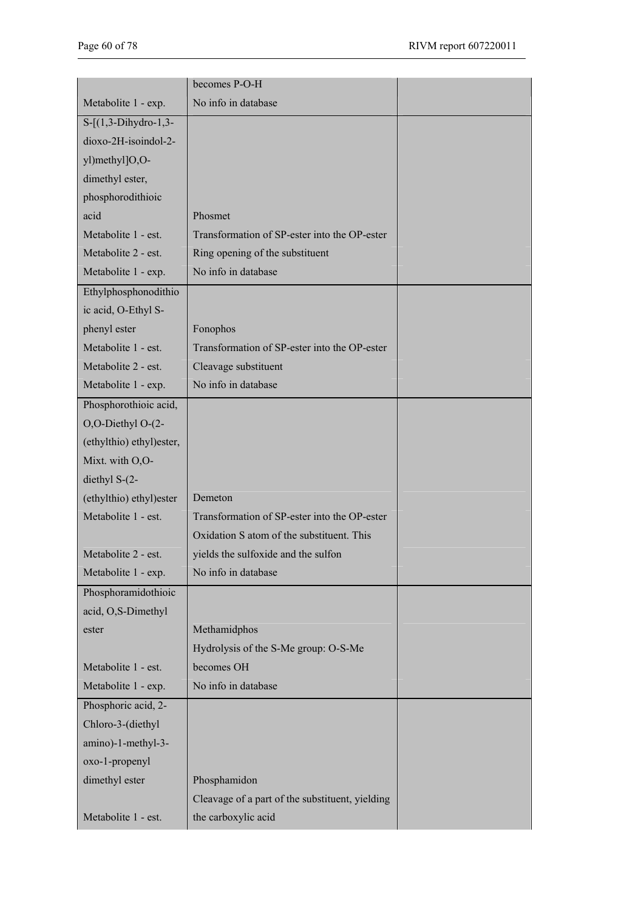| | | |
|---|---|---|
| | becomes P-O-H | |
| Metabolite 1 - exp. | No info in database | |
| S-[(1,3-Dihydro-1,3-dioxo-2H-isoindol-2-yl)methyl]O,O-dimethyl ester, phosphorodithioic acid | Phosmet | |
| Metabolite 1 - est. | Transformation of SP-ester into the OP-ester | |
| Metabolite 2 - est. | Ring opening of the substituent | |
| Metabolite 1 - exp. | No info in database | |
| Ethylphosphonodithioic acid, O-Ethyl S-phenyl ester | Fonophos | |
| Metabolite 1 - est. | Transformation of SP-ester into the OP-ester | |
| Metabolite 2 - est. | Cleavage substituent | |
| Metabolite 1 - exp. | No info in database | |
| Phosphorothioic acid, O,O-Diethyl O-(2-(ethylthio) ethyl)ester, Mixt. with O,O-diethyl S-(2-(ethylthio) ethyl)ester | Demeton | |
| Metabolite 1 - est. | Transformation of SP-ester into the OP-ester | |
| Metabolite 2 - est. | Oxidation S atom of the substituent. This yields the sulfoxide and the sulfon | |
| Metabolite 1 - exp. | No info in database | |
| Phosphoramidothioic acid, O,S-Dimethyl ester | Methamidphos | |
| Metabolite 1 - est. | Hydrolysis of the S-Me group: O-S-Me becomes OH | |
| Metabolite 1 - exp. | No info in database | |
| Phosphoric acid, 2-Chloro-3-(diethyl amino)-1-methyl-3-oxo-1-propenyl dimethyl ester | Phosphamidon | |
| Metabolite 1 - est. | Cleavage of a part of the substituent, yielding the carboxylic acid | |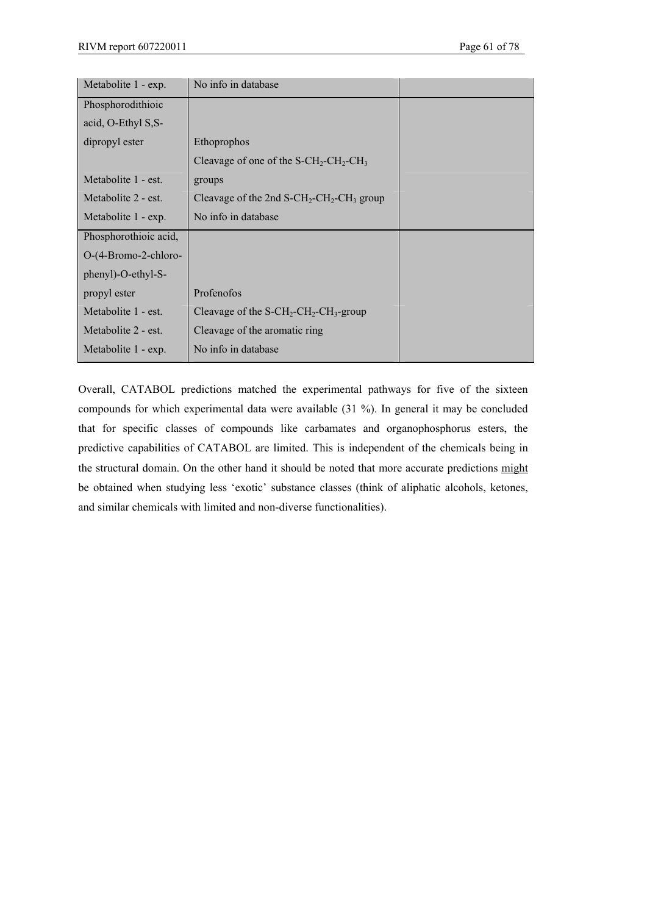| | | |
|---|---|---|
| Metabolite 1 - exp. | No info in database | |
| Phosphorodithioic acid, O-Ethyl S,S-dipropyl ester | Ethoprophos | |
| Metabolite 1 - est. | Cleavage of one of the S-$CH_2$-$CH_2$-$CH_3$ groups | |
| Metabolite 2 - est. | Cleavage of the 2nd S-$CH_2$-$CH_2$-$CH_3$ group | |
| Metabolite 1 - exp. | No info in database | |
| Phosphorothioic acid, O-(4-Bromo-2-chloro-phenyl)-O-ethyl-S-propyl ester | Profenofos | |
| Metabolite 1 - est. | Cleavage of the S-$CH_2$-$CH_2$-$CH_3$-group | |
| Metabolite 2 - est. | Cleavage of the aromatic ring | |
| Metabolite 1 - exp. | No info in database | |

Overall, CATABOL predictions matched the experimental pathways for five of the sixteen compounds for which experimental data were available (31 %). In general it may be concluded that for specific classes of compounds like carbamates and organophosphorus esters, the predictive capabilities of CATABOL are limited. This is independent of the chemicals being in the structural domain. On the other hand it should be noted that more accurate predictions might be obtained when studying less 'exotic' substance classes (think of aliphatic alcohols, ketones, and similar chemicals with limited and non-diverse functionalities).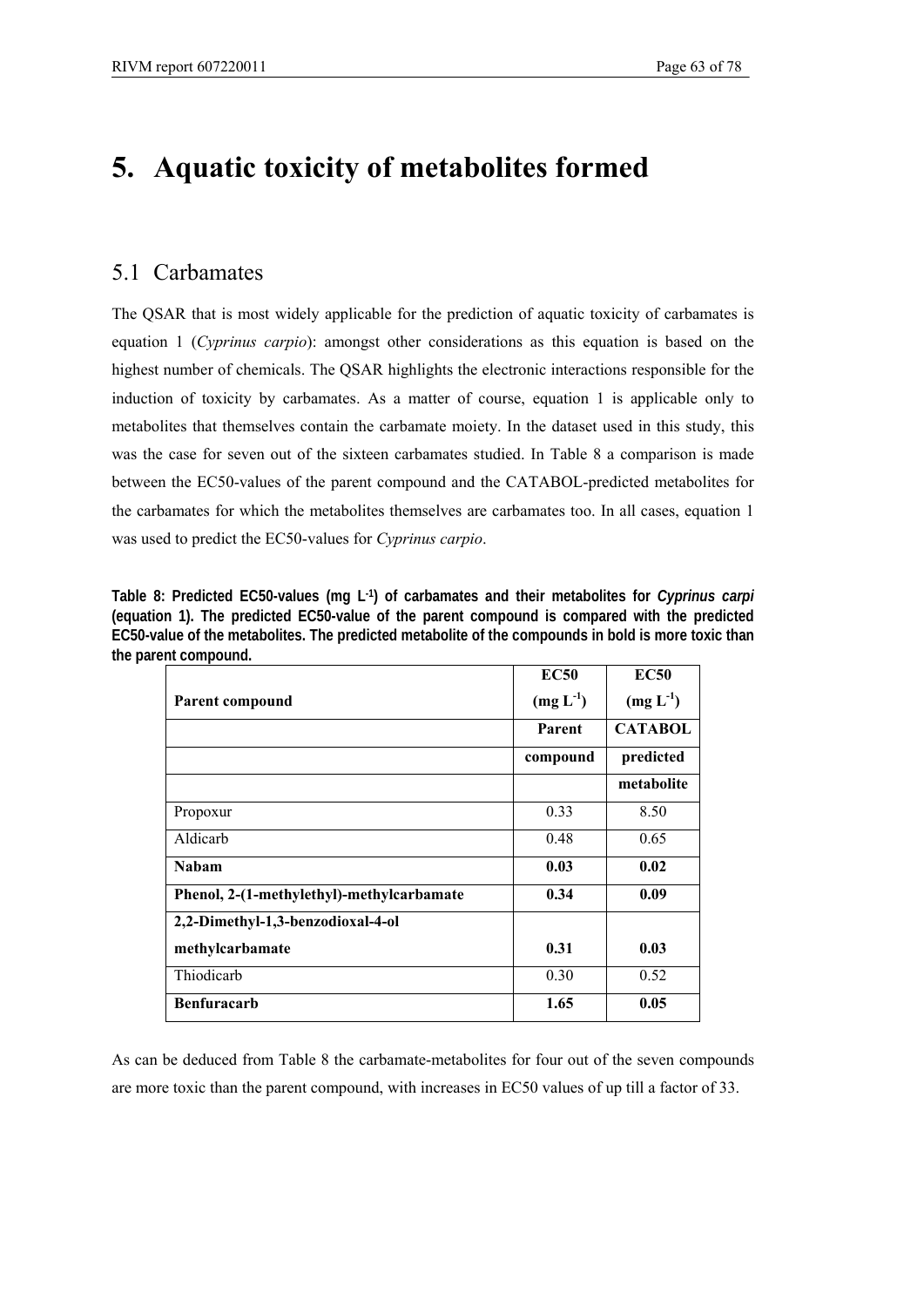# 5. Aquatic toxicity of metabolites formed

## 5.1 Carbamates

The QSAR that is most widely applicable for the prediction of aquatic toxicity of carbamates is equation 1 (*Cyprinus carpio*): amongst other considerations as this equation is based on the highest number of chemicals. The QSAR highlights the electronic interactions responsible for the induction of toxicity by carbamates. As a matter of course, equation 1 is applicable only to metabolites that themselves contain the carbamate moiety. In the dataset used in this study, this was the case for seven out of the sixteen carbamates studied. In Table 8 a comparison is made between the EC50-values of the parent compound and the CATABOL-predicted metabolites for the carbamates for which the metabolites themselves are carbamates too. In all cases, equation 1 was used to predict the EC50-values for *Cyprinus carpio*.

**Table 8: Predicted EC50-values (mg L$^{-1}$) of carbamates and their metabolites for *Cyprinus carpi* (equation 1). The predicted EC50-value of the parent compound is compared with the predicted EC50-value of the metabolites. The predicted metabolite of the compounds in bold is more toxic than the parent compound.**

| Parent compound | EC50 (mg L$^{-1}$) Parent compound | EC50 (mg L$^{-1}$) CATABOL predicted metabolite |
|---|---|---|
| Propoxur | 0.33 | 8.50 |
| Aldicarb | 0.48 | 0.65 |
| **Nabam** | **0.03** | **0.02** |
| **Phenol, 2-(1-methylethyl)-methylcarbamate** | **0.34** | **0.09** |
| **2,2-Dimethyl-1,3-benzodioxal-4-ol methylcarbamate** | **0.31** | **0.03** |
| Thiodicarb | 0.30 | 0.52 |
| **Benfuracarb** | **1.65** | **0.05** |

As can be deduced from Table 8 the carbamate-metabolites for four out of the seven compounds are more toxic than the parent compound, with increases in EC50 values of up till a factor of 33.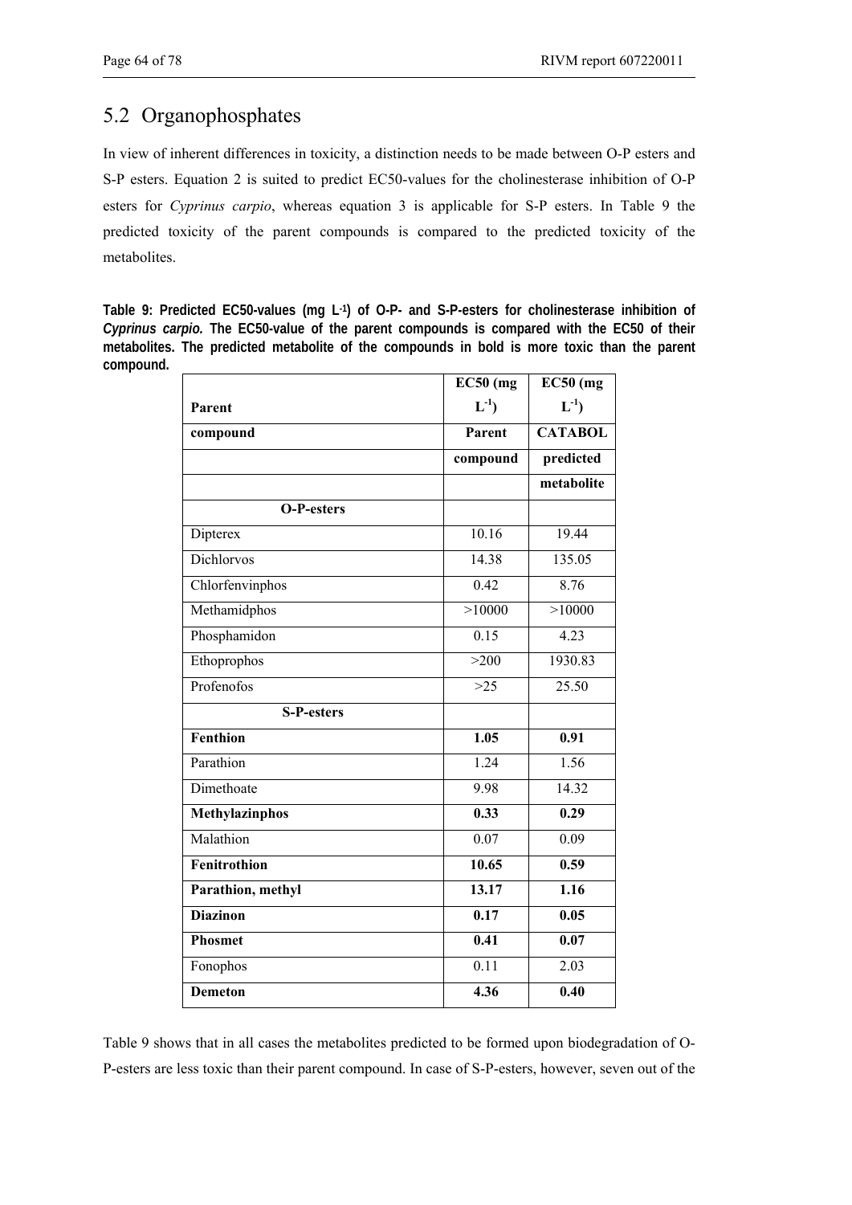## 5.2 Organophosphates

In view of inherent differences in toxicity, a distinction needs to be made between O-P esters and S-P esters. Equation 2 is suited to predict EC50-values for the cholinesterase inhibition of O-P esters for *Cyprinus carpio*, whereas equation 3 is applicable for S-P esters. In Table 9 the predicted toxicity of the parent compounds is compared to the predicted toxicity of the metabolites.

**Table 9: Predicted EC50-values (mg L$^{-1}$) of O-P- and S-P-esters for cholinesterase inhibition of *Cyprinus carpio.* The EC50-value of the parent compounds is compared with the EC50 of their metabolites. The predicted metabolite of the compounds in bold is more toxic than the parent compound.**

| Parent compound | EC50 (mg $L^{-1}$) Parent compound | EC50 (mg $L^{-1}$) CATABOL predicted metabolite |
|---|---|---|
| **O-P-esters** | | |
| Dipterex | 10.16 | 19.44 |
| Dichlorvos | 14.38 | 135.05 |
| Chlorfenvinphos | 0.42 | 8.76 |
| Methamidphos | >10000 | >10000 |
| Phosphamidon | 0.15 | 4.23 |
| Ethoprophos | >200 | 1930.83 |
| Profenofos | >25 | 25.50 |
| **S-P-esters** | | |
| **Fenthion** | **1.05** | **0.91** |
| Parathion | 1.24 | 1.56 |
| Dimethoate | 9.98 | 14.32 |
| **Methylazinphos** | **0.33** | **0.29** |
| Malathion | 0.07 | 0.09 |
| **Fenitrothion** | **10.65** | **0.59** |
| **Parathion, methyl** | **13.17** | **1.16** |
| **Diazinon** | **0.17** | **0.05** |
| **Phosmet** | **0.41** | **0.07** |
| Fonophos | 0.11 | 2.03 |
| **Demeton** | **4.36** | **0.40** |

Table 9 shows that in all cases the metabolites predicted to be formed upon biodegradation of O-P-esters are less toxic than their parent compound. In case of S-P-esters, however, seven out of the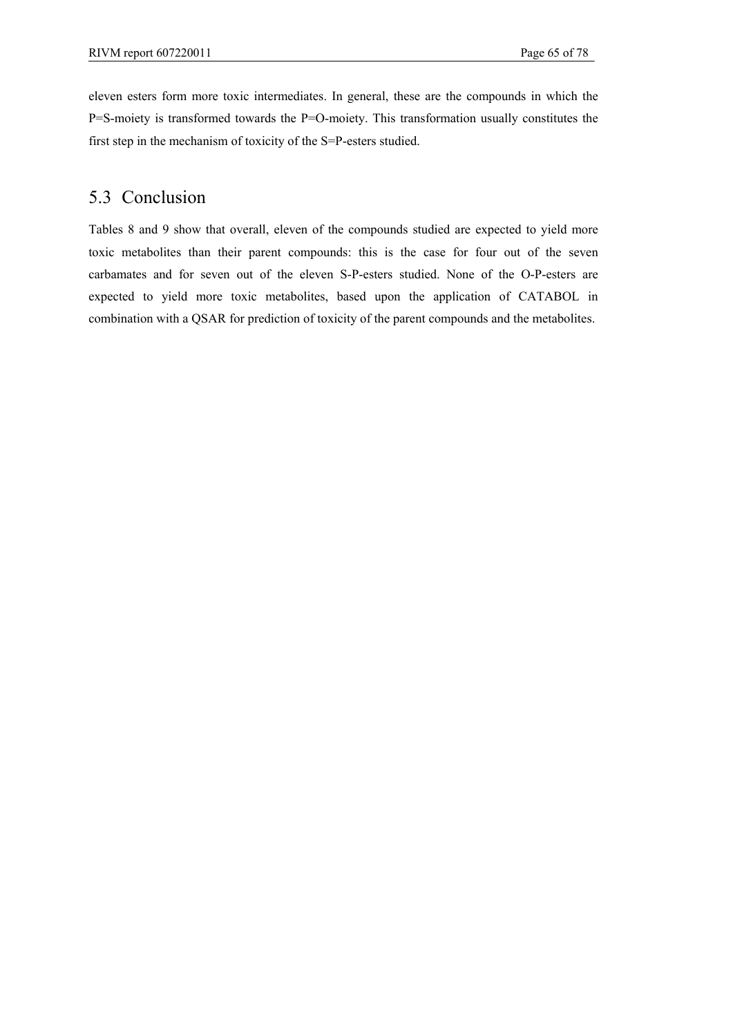eleven esters form more toxic intermediates. In general, these are the compounds in which the P=S-moiety is transformed towards the P=O-moiety. This transformation usually constitutes the first step in the mechanism of toxicity of the S=P-esters studied.

## 5.3 Conclusion

Tables 8 and 9 show that overall, eleven of the compounds studied are expected to yield more toxic metabolites than their parent compounds: this is the case for four out of the seven carbamates and for seven out of the eleven S-P-esters studied. None of the O-P-esters are expected to yield more toxic metabolites, based upon the application of CATABOL in combination with a QSAR for prediction of toxicity of the parent compounds and the metabolites.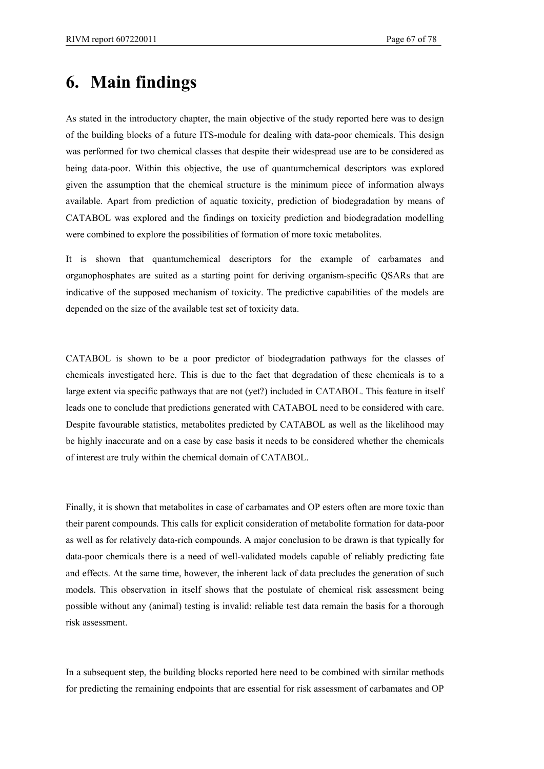# 6. Main findings

As stated in the introductory chapter, the main objective of the study reported here was to design of the building blocks of a future ITS-module for dealing with data-poor chemicals. This design was performed for two chemical classes that despite their widespread use are to be considered as being data-poor. Within this objective, the use of quantumchemical descriptors was explored given the assumption that the chemical structure is the minimum piece of information always available. Apart from prediction of aquatic toxicity, prediction of biodegradation by means of CATABOL was explored and the findings on toxicity prediction and biodegradation modelling were combined to explore the possibilities of formation of more toxic metabolites.

It is shown that quantumchemical descriptors for the example of carbamates and organophosphates are suited as a starting point for deriving organism-specific QSARs that are indicative of the supposed mechanism of toxicity. The predictive capabilities of the models are depended on the size of the available test set of toxicity data.

CATABOL is shown to be a poor predictor of biodegradation pathways for the classes of chemicals investigated here. This is due to the fact that degradation of these chemicals is to a large extent via specific pathways that are not (yet?) included in CATABOL. This feature in itself leads one to conclude that predictions generated with CATABOL need to be considered with care. Despite favourable statistics, metabolites predicted by CATABOL as well as the likelihood may be highly inaccurate and on a case by case basis it needs to be considered whether the chemicals of interest are truly within the chemical domain of CATABOL.

Finally, it is shown that metabolites in case of carbamates and OP esters often are more toxic than their parent compounds. This calls for explicit consideration of metabolite formation for data-poor as well as for relatively data-rich compounds. A major conclusion to be drawn is that typically for data-poor chemicals there is a need of well-validated models capable of reliably predicting fate and effects. At the same time, however, the inherent lack of data precludes the generation of such models. This observation in itself shows that the postulate of chemical risk assessment being possible without any (animal) testing is invalid: reliable test data remain the basis for a thorough risk assessment.

In a subsequent step, the building blocks reported here need to be combined with similar methods for predicting the remaining endpoints that are essential for risk assessment of carbamates and OP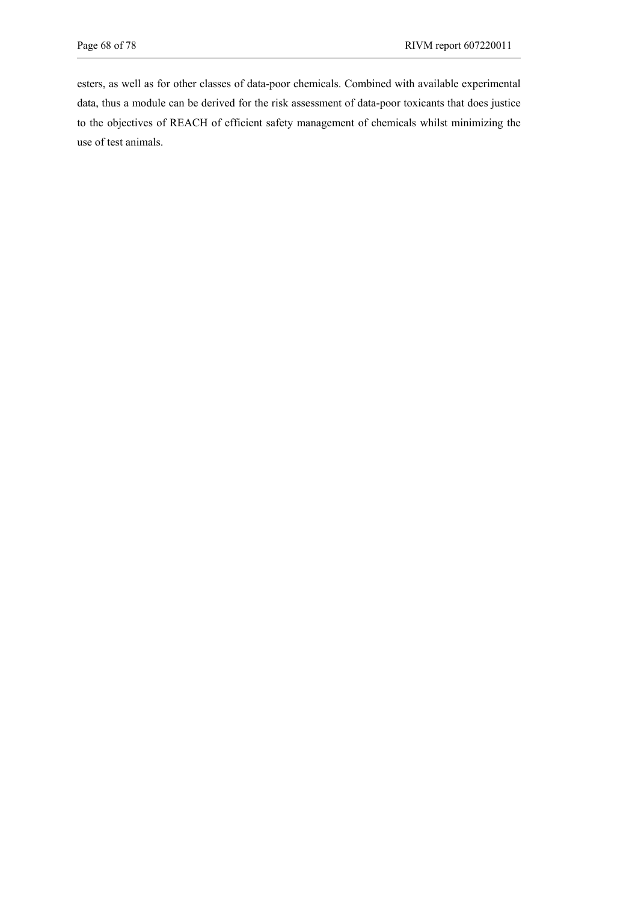esters, as well as for other classes of data-poor chemicals. Combined with available experimental data, thus a module can be derived for the risk assessment of data-poor toxicants that does justice to the objectives of REACH of efficient safety management of chemicals whilst minimizing the use of test animals.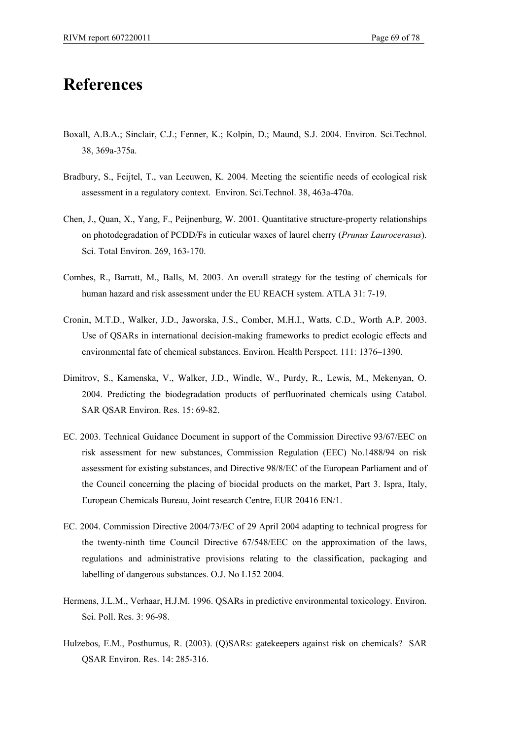# References

Boxall, A.B.A.; Sinclair, C.J.; Fenner, K.; Kolpin, D.; Maund, S.J. 2004. Environ. Sci.Technol. 38, 369a-375a.

Bradbury, S., Feijtel, T., van Leeuwen, K. 2004. Meeting the scientific needs of ecological risk assessment in a regulatory context. Environ. Sci.Technol. 38, 463a-470a.

Chen, J., Quan, X., Yang, F., Peijnenburg, W. 2001. Quantitative structure-property relationships on photodegradation of PCDD/Fs in cuticular waxes of laurel cherry (*Prunus Laurocerasus*). Sci. Total Environ. 269, 163-170.

Combes, R., Barratt, M., Balls, M. 2003. An overall strategy for the testing of chemicals for human hazard and risk assessment under the EU REACH system. ATLA 31: 7-19.

Cronin, M.T.D., Walker, J.D., Jaworska, J.S., Comber, M.H.I., Watts, C.D., Worth A.P. 2003. Use of QSARs in international decision-making frameworks to predict ecologic effects and environmental fate of chemical substances. Environ. Health Perspect. 111: 1376–1390.

Dimitrov, S., Kamenska, V., Walker, J.D., Windle, W., Purdy, R., Lewis, M., Mekenyan, O. 2004. Predicting the biodegradation products of perfluorinated chemicals using Catabol. SAR QSAR Environ. Res. 15: 69-82.

EC. 2003. Technical Guidance Document in support of the Commission Directive 93/67/EEC on risk assessment for new substances, Commission Regulation (EEC) No.1488/94 on risk assessment for existing substances, and Directive 98/8/EC of the European Parliament and of the Council concerning the placing of biocidal products on the market, Part 3. Ispra, Italy, European Chemicals Bureau, Joint research Centre, EUR 20416 EN/1.

EC. 2004. Commission Directive 2004/73/EC of 29 April 2004 adapting to technical progress for the twenty-ninth time Council Directive 67/548/EEC on the approximation of the laws, regulations and administrative provisions relating to the classification, packaging and labelling of dangerous substances. O.J. No L152 2004.

Hermens, J.L.M., Verhaar, H.J.M. 1996. QSARs in predictive environmental toxicology. Environ. Sci. Poll. Res. 3: 96-98.

Hulzebos, E.M., Posthumus, R. (2003). (Q)SARs: gatekeepers against risk on chemicals? SAR QSAR Environ. Res. 14: 285-316.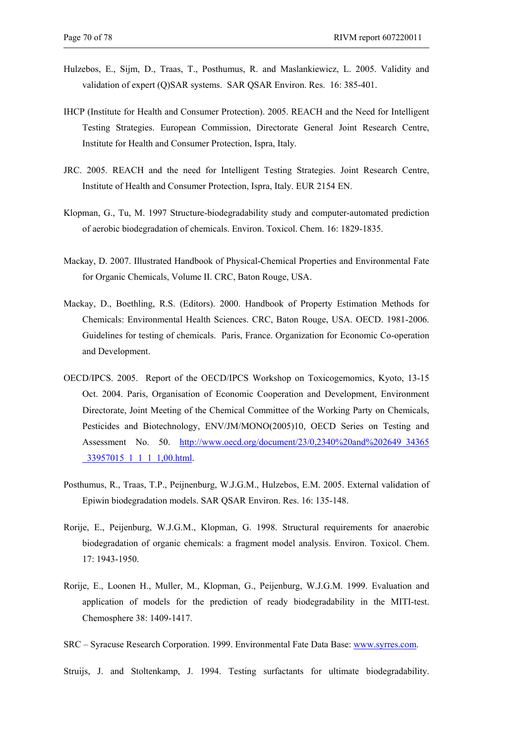Hulzebos, E., Sijm, D., Traas, T., Posthumus, R. and Maslankiewicz, L. 2005. Validity and validation of expert (Q)SAR systems. SAR QSAR Environ. Res. 16: 385-401.

IHCP (Institute for Health and Consumer Protection). 2005. REACH and the Need for Intelligent Testing Strategies. European Commission, Directorate General Joint Research Centre, Institute for Health and Consumer Protection, Ispra, Italy.

JRC. 2005. REACH and the need for Intelligent Testing Strategies. Joint Research Centre, Institute of Health and Consumer Protection, Ispra, Italy. EUR 2154 EN.

Klopman, G., Tu, M. 1997 Structure-biodegradability study and computer-automated prediction of aerobic biodegradation of chemicals. Environ. Toxicol. Chem. 16: 1829-1835.

Mackay, D. 2007. Illustrated Handbook of Physical-Chemical Properties and Environmental Fate for Organic Chemicals, Volume II. CRC, Baton Rouge, USA.

Mackay, D., Boethling, R.S. (Editors). 2000. Handbook of Property Estimation Methods for Chemicals: Environmental Health Sciences. CRC, Baton Rouge, USA. OECD. 1981-2006. Guidelines for testing of chemicals. Paris, France. Organization for Economic Co-operation and Development.

OECD/IPCS. 2005. Report of the OECD/IPCS Workshop on Toxicogemomics, Kyoto, 13-15 Oct. 2004. Paris, Organisation of Economic Cooperation and Development, Environment Directorate, Joint Meeting of the Chemical Committee of the Working Party on Chemicals, Pesticides and Biotechnology, ENV/JM/MONO(2005)10, OECD Series on Testing and Assessment No. 50. http://www.oecd.org/document/23/0,2340%20and%202649_34365_33957015_1_1_1_1,00.html.

Posthumus, R., Traas, T.P., Peijnenburg, W.J.G.M., Hulzebos, E.M. 2005. External validation of Epiwin biodegradation models. SAR QSAR Environ. Res. 16: 135-148.

Rorije, E., Peijenburg, W.J.G.M., Klopman, G. 1998. Structural requirements for anaerobic biodegradation of organic chemicals: a fragment model analysis. Environ. Toxicol. Chem. 17: 1943-1950.

Rorije, E., Loonen H., Muller, M., Klopman, G., Peijenburg, W.J.G.M. 1999. Evaluation and application of models for the prediction of ready biodegradability in the MITI-test. Chemosphere 38: 1409-1417.

SRC – Syracuse Research Corporation. 1999. Environmental Fate Data Base: www.syrres.com.

Struijs, J. and Stoltenkamp, J. 1994. Testing surfactants for ultimate biodegradability.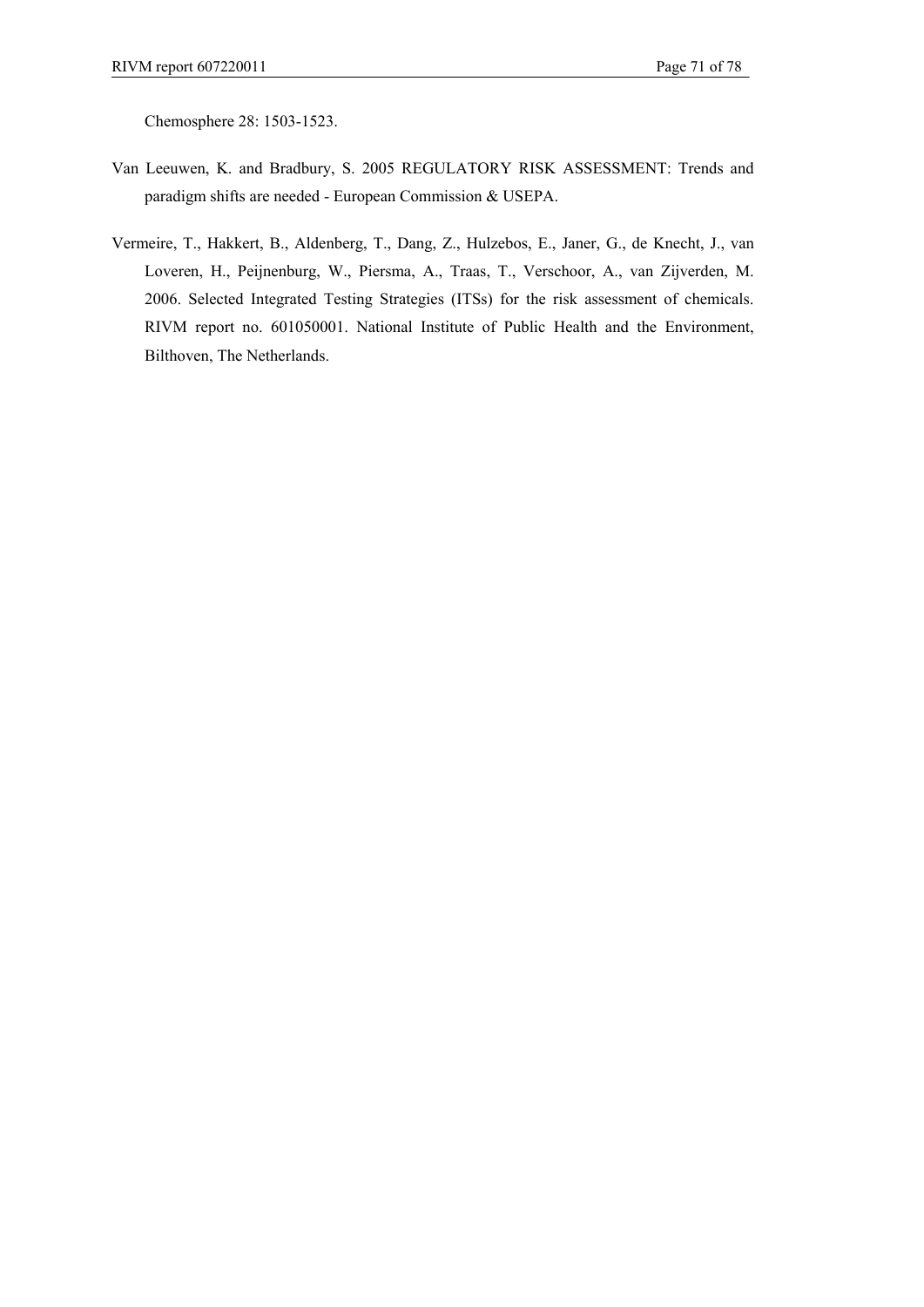Chemosphere 28: 1503-1523.

Van Leeuwen, K. and Bradbury, S. 2005 REGULATORY RISK ASSESSMENT: Trends and paradigm shifts are needed - European Commission & USEPA.

Vermeire, T., Hakkert, B., Aldenberg, T., Dang, Z., Hulzebos, E., Janer, G., de Knecht, J., van Loveren, H., Peijnenburg, W., Piersma, A., Traas, T., Verschoor, A., van Zijverden, M. 2006. Selected Integrated Testing Strategies (ITSs) for the risk assessment of chemicals. RIVM report no. 601050001. National Institute of Public Health and the Environment, Bilthoven, The Netherlands.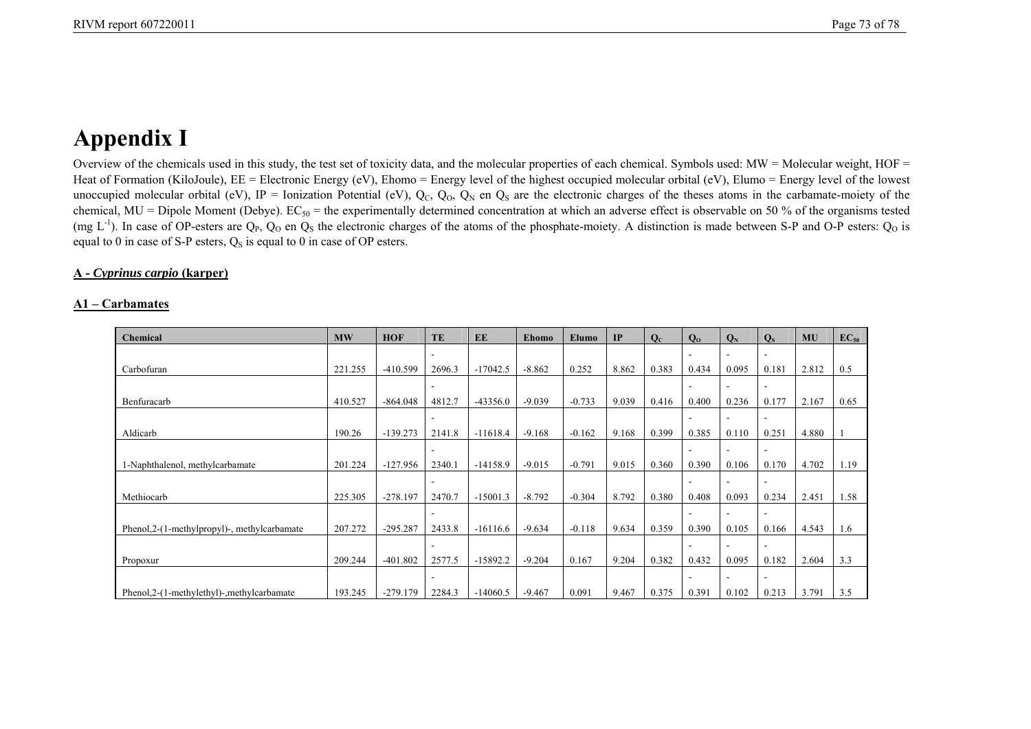# Appendix I

Overview of the chemicals used in this study, the test set of toxicity data, and the molecular properties of each chemical. Symbols used: MW = Molecular weight, HOF = Heat of Formation (KiloJoule), EE = Electronic Energy (eV), Ehomo = Energy level of the highest occupied molecular orbital (eV), Elumo = Energy level of the lowest unoccupied molecular orbital (eV), IP = Ionization Potential (eV), $Q_C$, $Q_O$, $Q_N$ en $Q_S$ are the electronic charges of the theses atoms in the carbamate-moiety of the chemical, MU = Dipole Moment (Debye). $EC_{50}$ = the experimentally determined concentration at which an adverse effect is observable on 50 % of the organisms tested (mg $L^{-1}$). In case of OP-esters are $Q_P$, $Q_O$ en $Q_S$ the electronic charges of the atoms of the phosphate-moiety. A distinction is made between S-P and O-P esters: $Q_O$ is equal to 0 in case of S-P esters, $Q_S$ is equal to 0 in case of OP esters.

**A - *Cyprinus carpio* (karper)**

**A1 – Carbamates**

| Chemical | MW | HOF | TE | EE | Ehomo | Elumo | IP | $Q_C$ | $Q_O$ | $Q_N$ | $Q_S$ | MU | $EC_{50}$ |
|---|---|---|---|---|---|---|---|---|---|---|---|---|---|
| Carbofuran | 221.255 | -410.599 | -2696.3 | -17042.5 | -8.862 | 0.252 | 8.862 | 0.383 | -0.434 | -0.095 | -0.181 | 2.812 | 0.5 |
| Benfuracarb | 410.527 | -864.048 | -4812.7 | -43356.0 | -9.039 | -0.733 | 9.039 | 0.416 | -0.400 | -0.236 | -0.177 | 2.167 | 0.65 |
| Aldicarb | 190.26 | -139.273 | -2141.8 | -11618.4 | -9.168 | -0.162 | 9.168 | 0.399 | -0.385 | -0.110 | -0.251 | 4.880 | 1 |
| 1-Naphthalenol, methylcarbamate | 201.224 | -127.956 | -2340.1 | -14158.9 | -9.015 | -0.791 | 9.015 | 0.360 | -0.390 | -0.106 | -0.170 | 4.702 | 1.19 |
| Methiocarb | 225.305 | -278.197 | -2470.7 | -15001.3 | -8.792 | -0.304 | 8.792 | 0.380 | -0.408 | -0.093 | -0.234 | 2.451 | 1.58 |
| Phenol,2-(1-methylpropyl)-, methylcarbamate | 207.272 | -295.287 | -2433.8 | -16116.6 | -9.634 | -0.118 | 9.634 | 0.359 | -0.390 | -0.105 | -0.166 | 4.543 | 1.6 |
| Propoxur | 209.244 | -401.802 | -2577.5 | -15892.2 | -9.204 | 0.167 | 9.204 | 0.382 | -0.432 | -0.095 | -0.182 | 2.604 | 3.3 |
| Phenol,2-(1-methylethyl)-,methylcarbamate | 193.245 | -279.179 | -2284.3 | -14060.5 | -9.467 | 0.091 | 9.467 | 0.375 | -0.391 | -0.102 | -0.213 | 3.791 | 3.5 |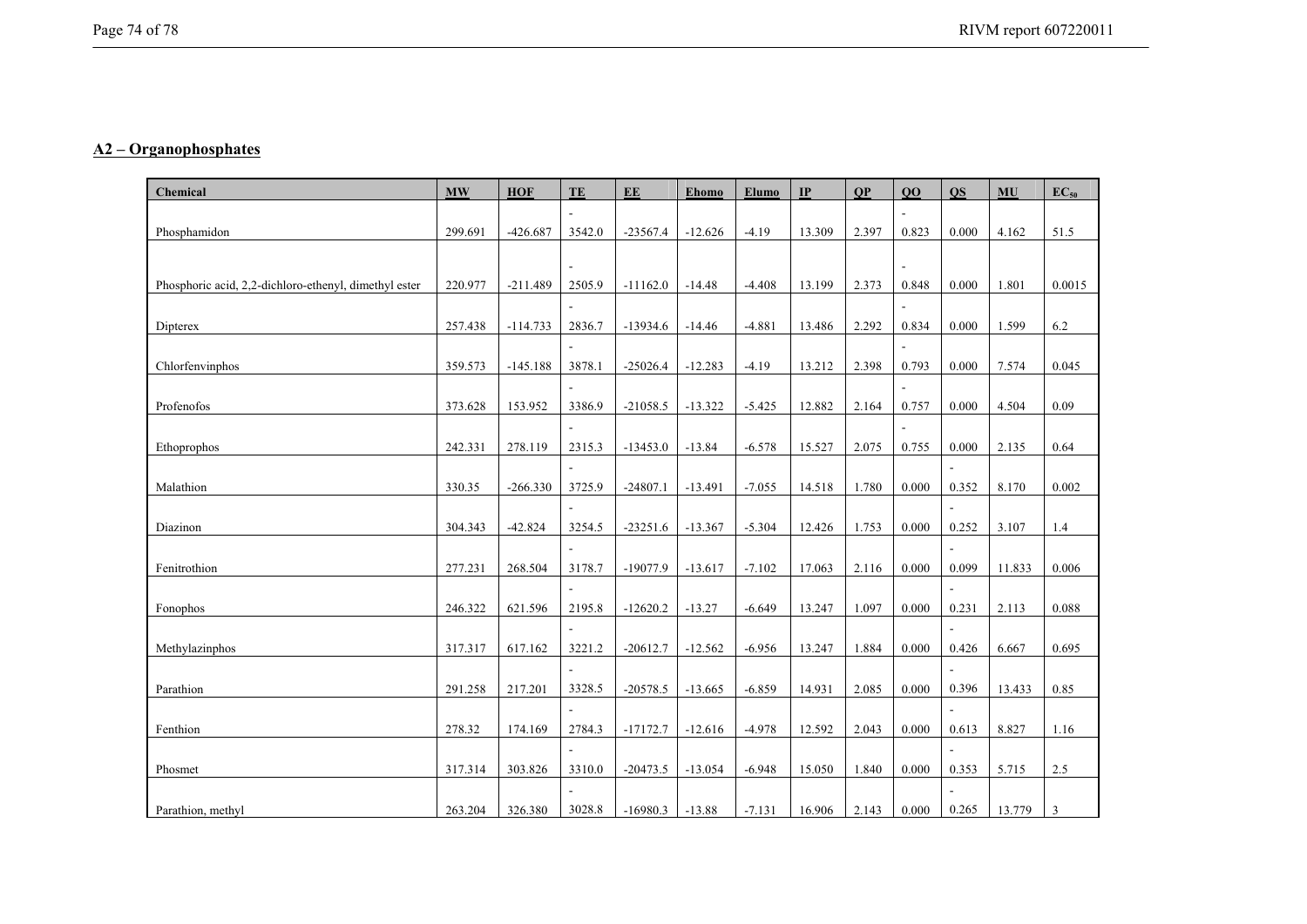## A2 – Organophosphates

| Chemical | MW | HOF | TE | EE | Ehomo | Elumo | IP | QP | QO | QS | MU | $EC_{50}$ |
|---|---|---|---|---|---|---|---|---|---|---|---|---|
| Phosphamidon | 299.691 | -426.687 | -3542.0 | -23567.4 | -12.626 | -4.19 | 13.309 | 2.397 | -0.823 | 0.000 | 4.162 | 51.5 |
| Phosphoric acid, 2,2-dichloro-ethenyl, dimethyl ester | 220.977 | -211.489 | -2505.9 | -11162.0 | -14.48 | -4.408 | 13.199 | 2.373 | -0.848 | 0.000 | 1.801 | 0.0015 |
| Dipterex | 257.438 | -114.733 | -2836.7 | -13934.6 | -14.46 | -4.881 | 13.486 | 2.292 | -0.834 | 0.000 | 1.599 | 6.2 |
| Chlorfenvinphos | 359.573 | -145.188 | -3878.1 | -25026.4 | -12.283 | -4.19 | 13.212 | 2.398 | -0.793 | 0.000 | 7.574 | 0.045 |
| Profenofos | 373.628 | 153.952 | -3386.9 | -21058.5 | -13.322 | -5.425 | 12.882 | 2.164 | -0.757 | 0.000 | 4.504 | 0.09 |
| Ethoprophos | 242.331 | 278.119 | -2315.3 | -13453.0 | -13.84 | -6.578 | 15.527 | 2.075 | -0.755 | 0.000 | 2.135 | 0.64 |
| Malathion | 330.35 | -266.330 | -3725.9 | -24807.1 | -13.491 | -7.055 | 14.518 | 1.780 | 0.000 | -0.352 | 8.170 | 0.002 |
| Diazinon | 304.343 | -42.824 | -3254.5 | -23251.6 | -13.367 | -5.304 | 12.426 | 1.753 | 0.000 | -0.252 | 3.107 | 1.4 |
| Fenitrothion | 277.231 | 268.504 | -3178.7 | -19077.9 | -13.617 | -7.102 | 17.063 | 2.116 | 0.000 | -0.099 | 11.833 | 0.006 |
| Fonophos | 246.322 | 621.596 | -2195.8 | -12620.2 | -13.27 | -6.649 | 13.247 | 1.097 | 0.000 | -0.231 | 2.113 | 0.088 |
| Methylazinphos | 317.317 | 617.162 | -3221.2 | -20612.7 | -12.562 | -6.956 | 13.247 | 1.884 | 0.000 | -0.426 | 6.667 | 0.695 |
| Parathion | 291.258 | 217.201 | -3328.5 | -20578.5 | -13.665 | -6.859 | 14.931 | 2.085 | 0.000 | -0.396 | 13.433 | 0.85 |
| Fenthion | 278.32 | 174.169 | -2784.3 | -17172.7 | -12.616 | -4.978 | 12.592 | 2.043 | 0.000 | -0.613 | 8.827 | 1.16 |
| Phosmet | 317.314 | 303.826 | -3310.0 | -20473.5 | -13.054 | -6.948 | 15.050 | 1.840 | 0.000 | -0.353 | 5.715 | 2.5 |
| Parathion, methyl | 263.204 | 326.380 | -3028.8 | -16980.3 | -13.88 | -7.131 | 16.906 | 2.143 | 0.000 | -0.265 | 13.779 | 3 |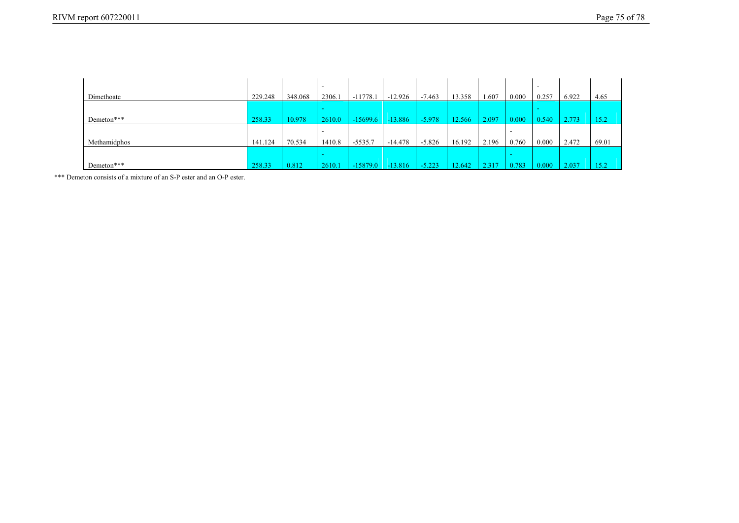| | | | | | | | | | | | | |
|---|---|---|---|---|---|---|---|---|---|---|---|---|
| Dimethoate | 229.248 | 348.068 | -2306.1 | -11778.1 | -12.926 | -7.463 | 13.358 | 1.607 | 0.000 | -0.257 | 6.922 | 4.65 |
| Demeton*** | 258.33 | 10.978 | -2610.0 | -15699.6 | -13.886 | -5.978 | 12.566 | 2.097 | 0.000 | -0.540 | 2.773 | 15.2 |
| Methamidphos | 141.124 | 70.534 | -1410.8 | -5535.7 | -14.478 | -5.826 | 16.192 | 2.196 | -0.760 | 0.000 | 2.472 | 69.01 |
| Demeton*** | 258.33 | 0.812 | -2610.1 | -15879.0 | -13.816 | -5.223 | 12.642 | 2.317 | -0.783 | 0.000 | 2.037 | 15.2 |

*** Demeton consists of a mixture of an S-P ester and an O-P ester.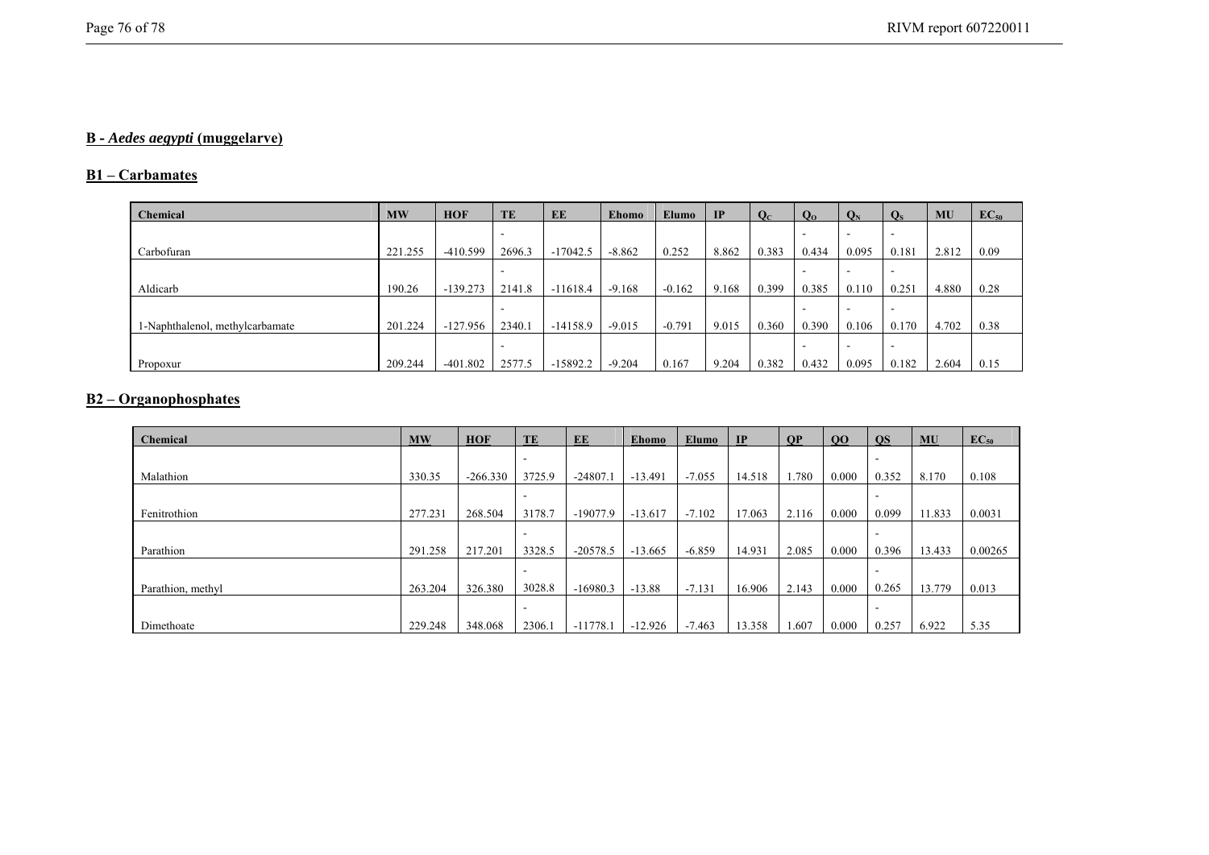## B - *Aedes aegypti* (muggelarve)

### B1 – Carbamates

| Chemical | MW | HOF | TE | EE | Ehomo | Elumo | IP | $Q_C$ | $Q_O$ | $Q_N$ | $Q_S$ | MU | $EC_{50}$ |
|---|---|---|---|---|---|---|---|---|---|---|---|---|---|
| Carbofuran | 221.255 | -410.599 | -2696.3 | -17042.5 | -8.862 | 0.252 | 8.862 | 0.383 | -0.434 | -0.095 | -0.181 | 2.812 | 0.09 |
| Aldicarb | 190.26 | -139.273 | -2141.8 | -11618.4 | -9.168 | -0.162 | 9.168 | 0.399 | -0.385 | -0.110 | -0.251 | 4.880 | 0.28 |
| 1-Naphthalenol, methylcarbamate | 201.224 | -127.956 | -2340.1 | -14158.9 | -9.015 | -0.791 | 9.015 | 0.360 | -0.390 | -0.106 | -0.170 | 4.702 | 0.38 |
| Propoxur | 209.244 | -401.802 | -2577.5 | -15892.2 | -9.204 | 0.167 | 9.204 | 0.382 | -0.432 | -0.095 | -0.182 | 2.604 | 0.15 |

### B2 – Organophosphates

| Chemical | MW | HOF | TE | EE | Ehomo | Elumo | IP | QP | QO | QS | MU | $EC_{50}$ |
|---|---|---|---|---|---|---|---|---|---|---|---|---|
| Malathion | 330.35 | -266.330 | -3725.9 | -24807.1 | -13.491 | -7.055 | 14.518 | 1.780 | 0.000 | -0.352 | 8.170 | 0.108 |
| Fenitrothion | 277.231 | 268.504 | -3178.7 | -19077.9 | -13.617 | -7.102 | 17.063 | 2.116 | 0.000 | -0.099 | 11.833 | 0.0031 |
| Parathion | 291.258 | 217.201 | -3328.5 | -20578.5 | -13.665 | -6.859 | 14.931 | 2.085 | 0.000 | -0.396 | 13.433 | 0.00265 |
| Parathion, methyl | 263.204 | 326.380 | -3028.8 | -16980.3 | -13.88 | -7.131 | 16.906 | 2.143 | 0.000 | -0.265 | 13.779 | 0.013 |
| Dimethoate | 229.248 | 348.068 | -2306.1 | -11778.1 | -12.926 | -7.463 | 13.358 | 1.607 | 0.000 | -0.257 | 6.922 | 5.35 |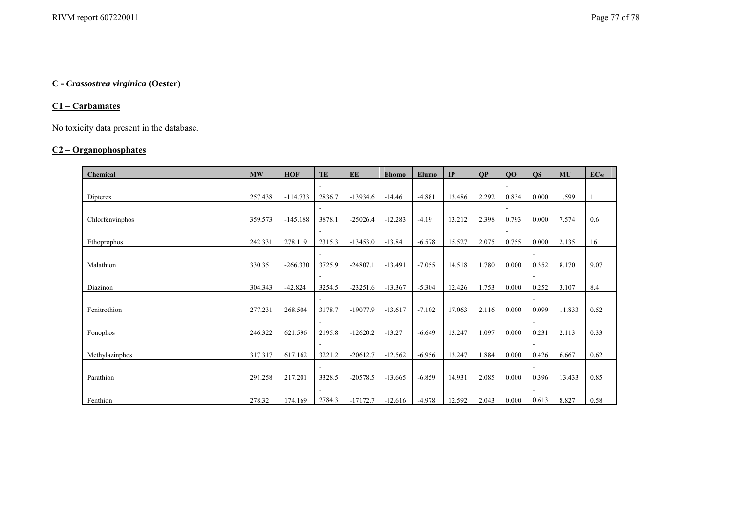## C - *Crassostrea virginica* (Oester)

### C1 – Carbamates

No toxicity data present in the database.

### C2 – Organophosphates

| Chemical | MW | HOF | TE | EE | Ehomo | Elumo | IP | QP | QO | QS | MU | $EC_{50}$ |
|---|---|---|---|---|---|---|---|---|---|---|---|---|
| Dipterex | 257.438 | -114.733 | -2836.7 | -13934.6 | -14.46 | -4.881 | 13.486 | 2.292 | -0.834 | 0.000 | 1.599 | 1 |
| Chlorfenvinphos | 359.573 | -145.188 | -3878.1 | -25026.4 | -12.283 | -4.19 | 13.212 | 2.398 | -0.793 | 0.000 | 7.574 | 0.6 |
| Ethoprophos | 242.331 | 278.119 | -2315.3 | -13453.0 | -13.84 | -6.578 | 15.527 | 2.075 | -0.755 | 0.000 | 2.135 | 16 |
| Malathion | 330.35 | -266.330 | -3725.9 | -24807.1 | -13.491 | -7.055 | 14.518 | 1.780 | 0.000 | -0.352 | 8.170 | 9.07 |
| Diazinon | 304.343 | -42.824 | -3254.5 | -23251.6 | -13.367 | -5.304 | 12.426 | 1.753 | 0.000 | -0.252 | 3.107 | 8.4 |
| Fenitrothion | 277.231 | 268.504 | -3178.7 | -19077.9 | -13.617 | -7.102 | 17.063 | 2.116 | 0.000 | -0.099 | 11.833 | 0.52 |
| Fonophos | 246.322 | 621.596 | -2195.8 | -12620.2 | -13.27 | -6.649 | 13.247 | 1.097 | 0.000 | -0.231 | 2.113 | 0.33 |
| Methylazinphos | 317.317 | 617.162 | -3221.2 | -20612.7 | -12.562 | -6.956 | 13.247 | 1.884 | 0.000 | -0.426 | 6.667 | 0.62 |
| Parathion | 291.258 | 217.201 | -3328.5 | -20578.5 | -13.665 | -6.859 | 14.931 | 2.085 | 0.000 | -0.396 | 13.433 | 0.85 |
| Fenthion | 278.32 | 174.169 | -2784.3 | -17172.7 | -12.616 | -4.978 | 12.592 | 2.043 | 0.000 | -0.613 | 8.827 | 0.58 |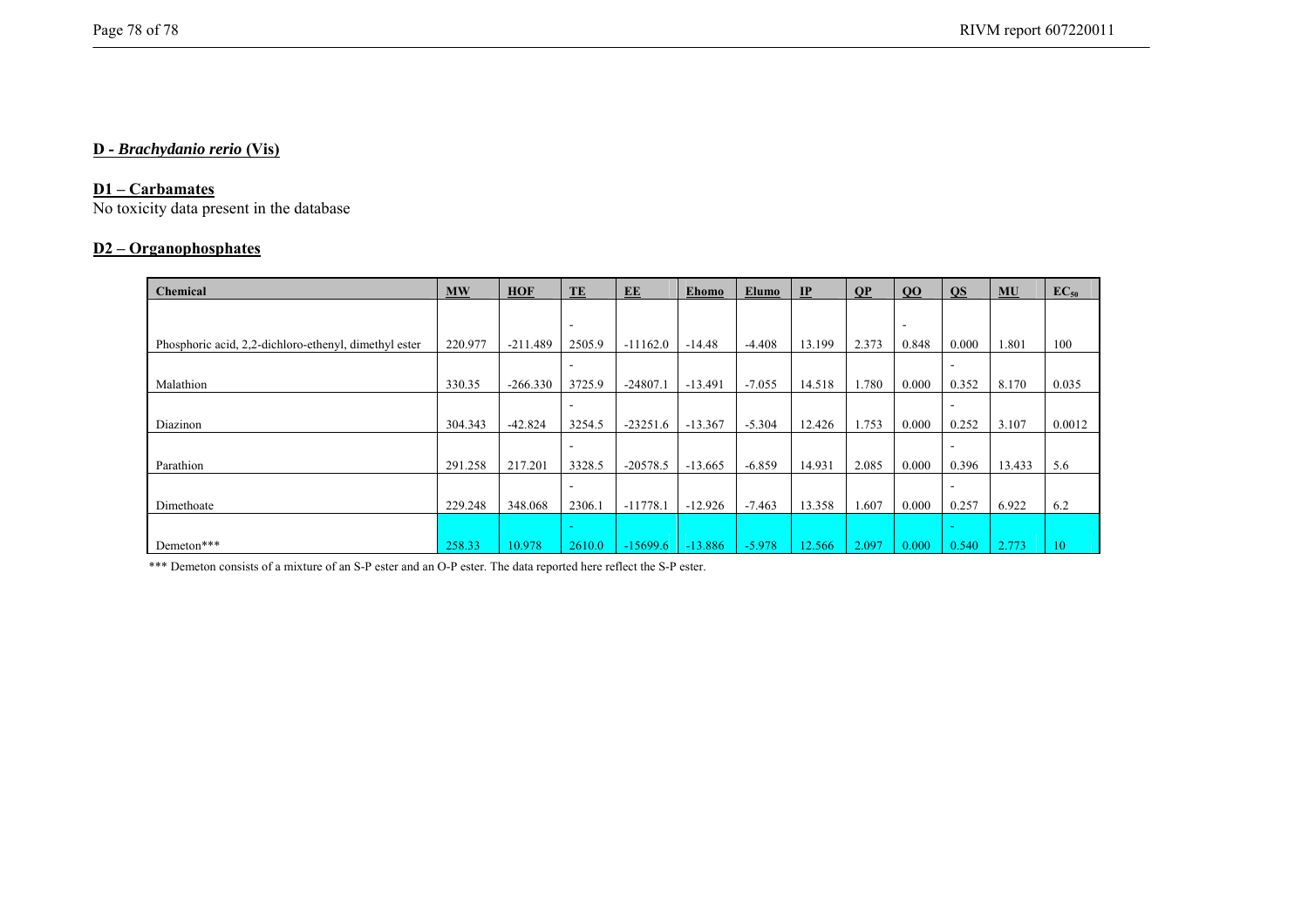## D - *Brachydanio rerio* (Vis)

### D1 – Carbamates

No toxicity data present in the database

### D2 – Organophosphates

| Chemical | MW | HOF | TE | EE | Ehomo | Elumo | IP | QP | QO | QS | MU | $EC_{50}$ |
|---|---|---|---|---|---|---|---|---|---|---|---|---|
| Phosphoric acid, 2,2-dichloro-ethenyl, dimethyl ester | 220.977 | -211.489 | -2505.9 | -11162.0 | -14.48 | -4.408 | 13.199 | 2.373 | -0.848 | 0.000 | 1.801 | 100 |
| Malathion | 330.35 | -266.330 | -3725.9 | -24807.1 | -13.491 | -7.055 | 14.518 | 1.780 | 0.000 | -0.352 | 8.170 | 0.035 |
| Diazinon | 304.343 | -42.824 | -3254.5 | -23251.6 | -13.367 | -5.304 | 12.426 | 1.753 | 0.000 | -0.252 | 3.107 | 0.0012 |
| Parathion | 291.258 | 217.201 | -3328.5 | -20578.5 | -13.665 | -6.859 | 14.931 | 2.085 | 0.000 | -0.396 | 13.433 | 5.6 |
| Dimethoate | 229.248 | 348.068 | -2306.1 | -11778.1 | -12.926 | -7.463 | 13.358 | 1.607 | 0.000 | -0.257 | 6.922 | 6.2 |
| Demeton*** | 258.33 | 10.978 | -2610.0 | -15699.6 | -13.886 | -5.978 | 12.566 | 2.097 | 0.000 | -0.540 | 2.773 | 10 |

*** Demeton consists of a mixture of an S-P ester and an O-P ester. The data reported here reflect the S-P ester.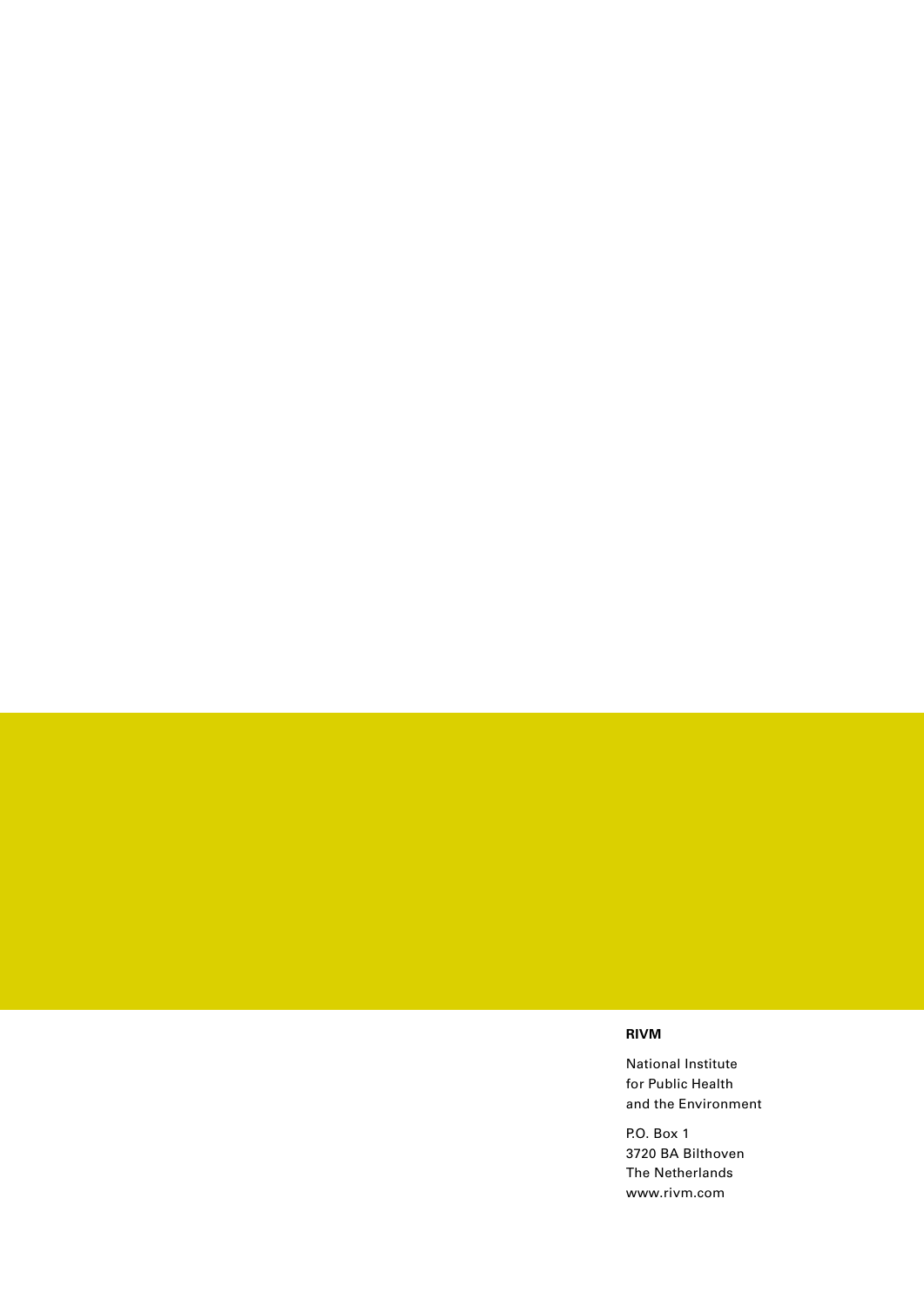**RIVM**

National Institute
for Public Health
and the Environment

P.O. Box 1
3720 BA Bilthoven
The Netherlands
www.rivm.com